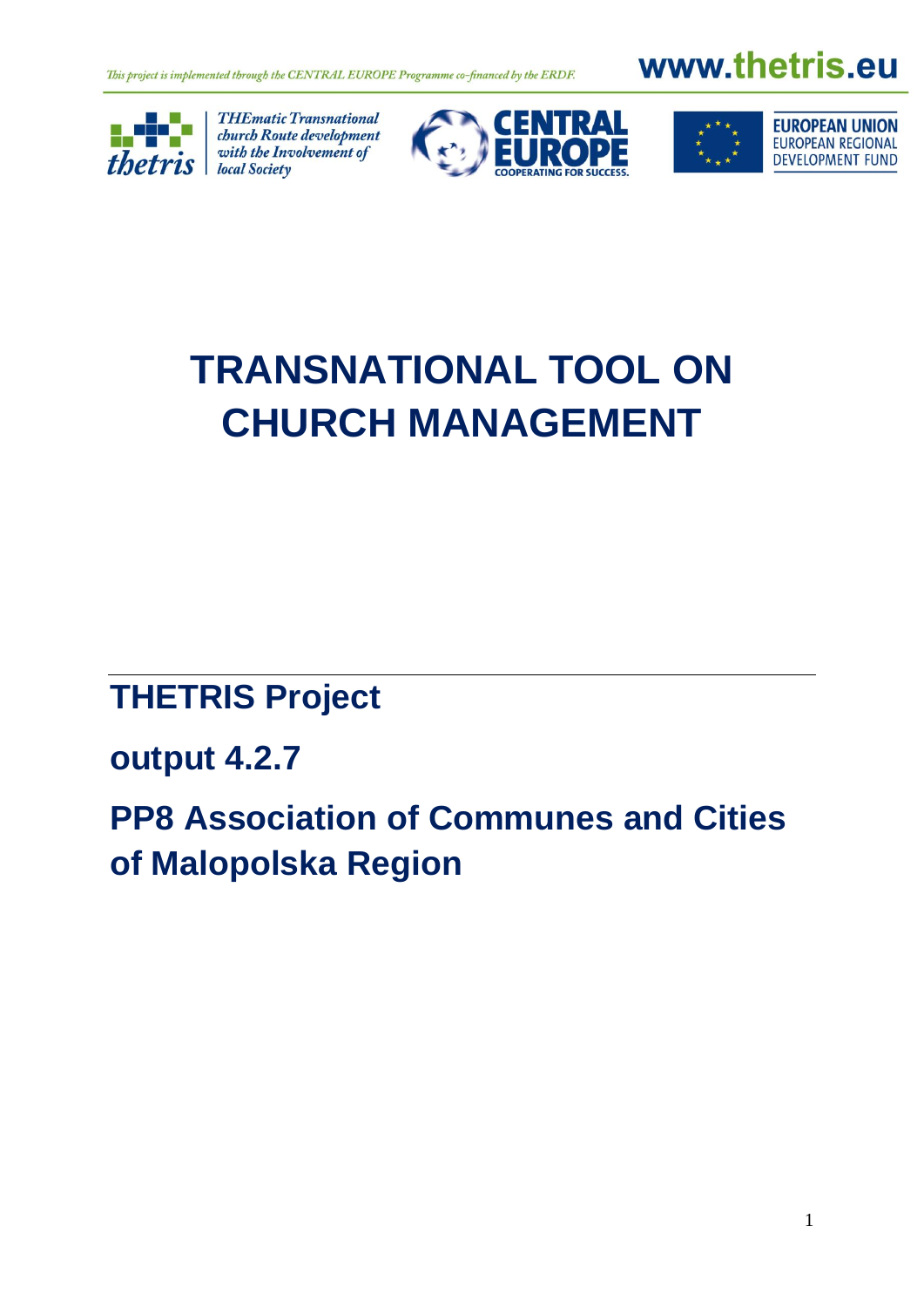This project is implemented through the CENTRAL EUROPE Programme co-financed by the ERDF.

www.thetris.eu

thetris — THEmatic Transnational church Route development with the Involvement of local Society

CENTRAL EUROPE — COOPERATING FOR SUCCESS.

EUROPEAN UNION — EUROPEAN REGIONAL DEVELOPMENT FUND

# TRANSNATIONAL TOOL ON CHURCH MANAGEMENT

## THETRIS Project

## output 4.2.7

## PP8 Association of Communes and Cities of Malopolska Region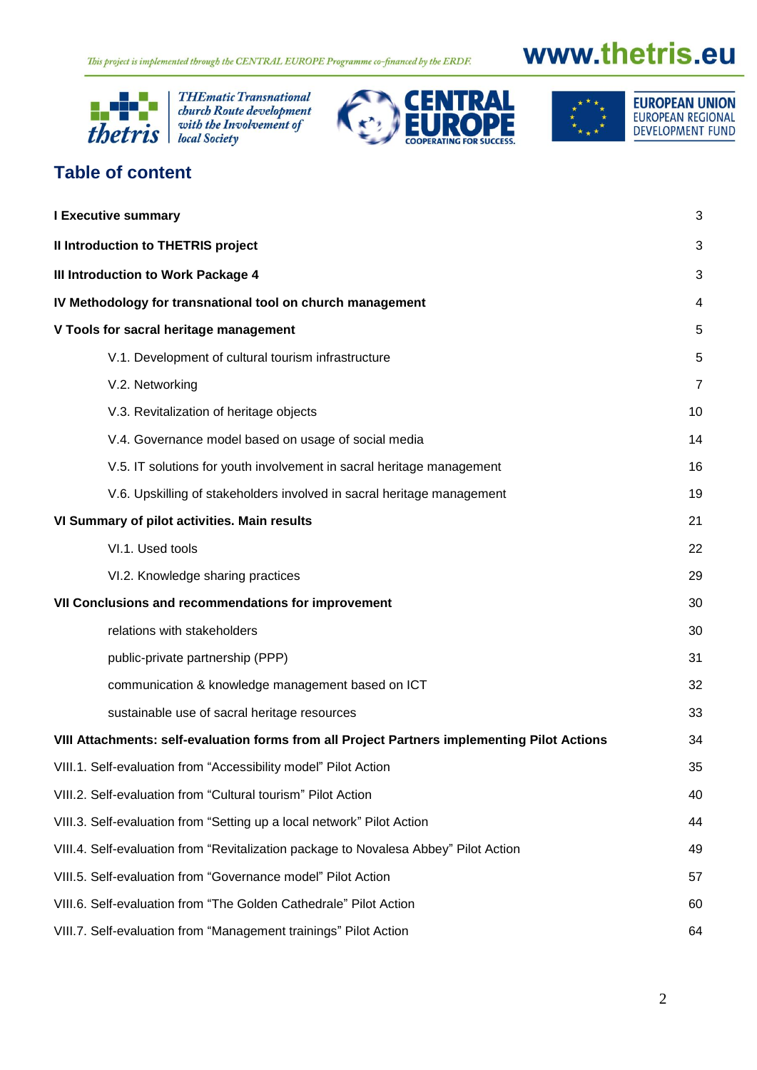## Table of content

| | |
|---|---|
| **I Executive summary** | 3 |
| **II Introduction to THETRIS project** | 3 |
| **III Introduction to Work Package 4** | 3 |
| **IV Methodology for transnational tool on church management** | 4 |
| **V Tools for sacral heritage management** | 5 |
| V.1. Development of cultural tourism infrastructure | 5 |
| V.2. Networking | 7 |
| V.3. Revitalization of heritage objects | 10 |
| V.4. Governance model based on usage of social media | 14 |
| V.5. IT solutions for youth involvement in sacral heritage management | 16 |
| V.6. Upskilling of stakeholders involved in sacral heritage management | 19 |
| **VI Summary of pilot activities. Main results** | 21 |
| VI.1. Used tools | 22 |
| VI.2. Knowledge sharing practices | 29 |
| **VII Conclusions and recommendations for improvement** | 30 |
| relations with stakeholders | 30 |
| public-private partnership (PPP) | 31 |
| communication & knowledge management based on ICT | 32 |
| sustainable use of sacral heritage resources | 33 |
| **VIII Attachments: self-evaluation forms from all Project Partners implementing Pilot Actions** | 34 |
| VIII.1. Self-evaluation from "Accessibility model" Pilot Action | 35 |
| VIII.2. Self-evaluation from "Cultural tourism" Pilot Action | 40 |
| VIII.3. Self-evaluation from "Setting up a local network" Pilot Action | 44 |
| VIII.4. Self-evaluation from "Revitalization package to Novalesa Abbey" Pilot Action | 49 |
| VIII.5. Self-evaluation from "Governance model" Pilot Action | 57 |
| VIII.6. Self-evaluation from "The Golden Cathedrale" Pilot Action | 60 |
| VIII.7. Self-evaluation from "Management trainings" Pilot Action | 64 |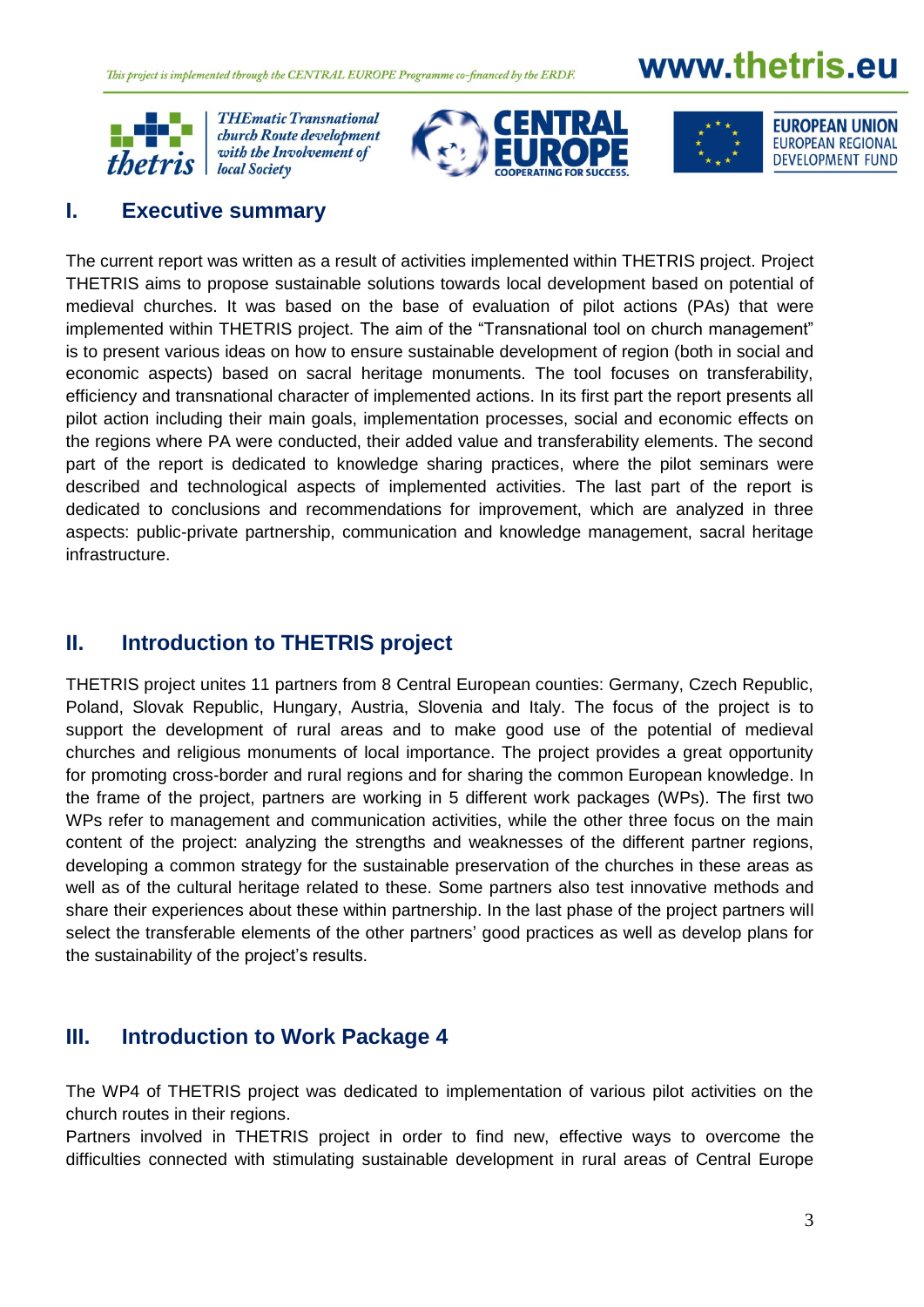## I. Executive summary

The current report was written as a result of activities implemented within THETRIS project. Project THETRIS aims to propose sustainable solutions towards local development based on potential of medieval churches. It was based on the base of evaluation of pilot actions (PAs) that were implemented within THETRIS project. The aim of the "Transnational tool on church management" is to present various ideas on how to ensure sustainable development of region (both in social and economic aspects) based on sacral heritage monuments. The tool focuses on transferability, efficiency and transnational character of implemented actions. In its first part the report presents all pilot action including their main goals, implementation processes, social and economic effects on the regions where PA were conducted, their added value and transferability elements. The second part of the report is dedicated to knowledge sharing practices, where the pilot seminars were described and technological aspects of implemented activities. The last part of the report is dedicated to conclusions and recommendations for improvement, which are analyzed in three aspects: public-private partnership, communication and knowledge management, sacral heritage infrastructure.

## II. Introduction to THETRIS project

THETRIS project unites 11 partners from 8 Central European counties: Germany, Czech Republic, Poland, Slovak Republic, Hungary, Austria, Slovenia and Italy. The focus of the project is to support the development of rural areas and to make good use of the potential of medieval churches and religious monuments of local importance. The project provides a great opportunity for promoting cross-border and rural regions and for sharing the common European knowledge. In the frame of the project, partners are working in 5 different work packages (WPs). The first two WPs refer to management and communication activities, while the other three focus on the main content of the project: analyzing the strengths and weaknesses of the different partner regions, developing a common strategy for the sustainable preservation of the churches in these areas as well as of the cultural heritage related to these. Some partners also test innovative methods and share their experiences about these within partnership. In the last phase of the project partners will select the transferable elements of the other partners' good practices as well as develop plans for the sustainability of the project's results.

## III. Introduction to Work Package 4

The WP4 of THETRIS project was dedicated to implementation of various pilot activities on the church routes in their regions.

Partners involved in THETRIS project in order to find new, effective ways to overcome the difficulties connected with stimulating sustainable development in rural areas of Central Europe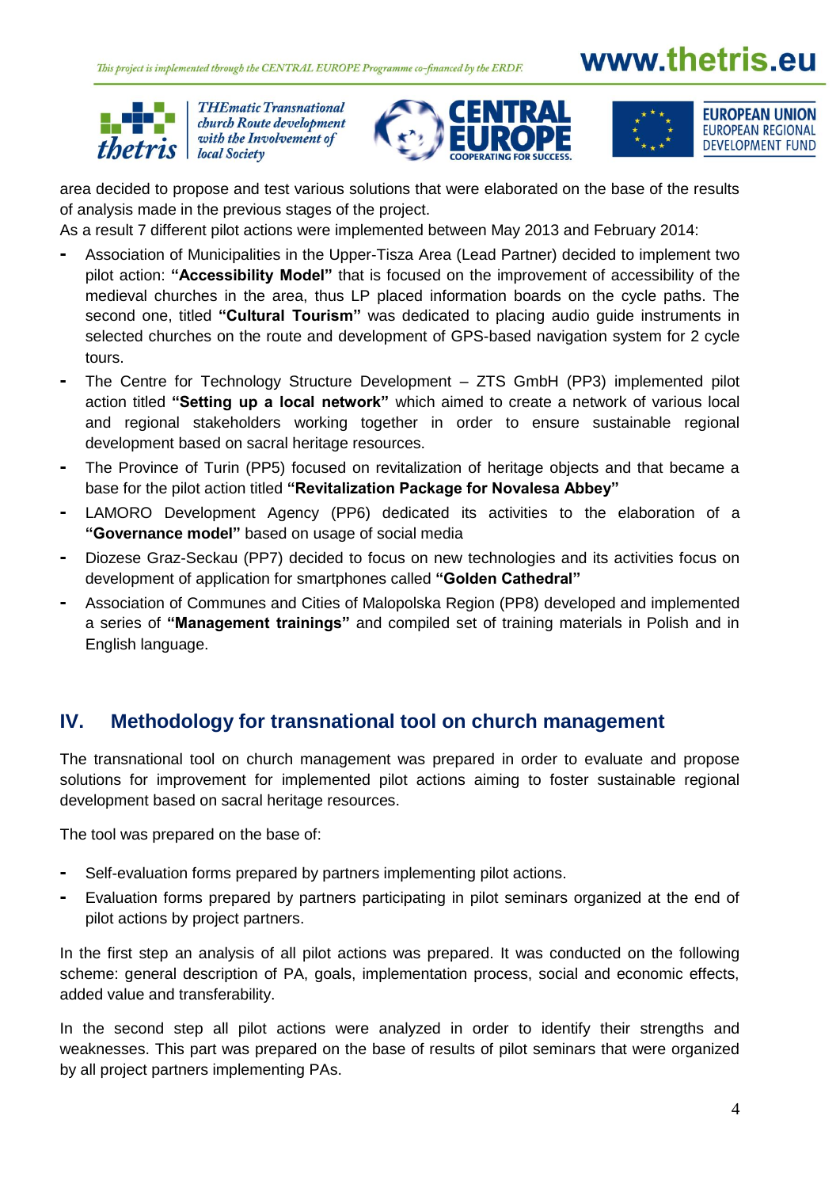area decided to propose and test various solutions that were elaborated on the base of the results of analysis made in the previous stages of the project.

As a result 7 different pilot actions were implemented between May 2013 and February 2014:

- Association of Municipalities in the Upper-Tisza Area (Lead Partner) decided to implement two pilot action: **"Accessibility Model"** that is focused on the improvement of accessibility of the medieval churches in the area, thus LP placed information boards on the cycle paths. The second one, titled **"Cultural Tourism"** was dedicated to placing audio guide instruments in selected churches on the route and development of GPS-based navigation system for 2 cycle tours.
- The Centre for Technology Structure Development – ZTS GmbH (PP3) implemented pilot action titled **"Setting up a local network"** which aimed to create a network of various local and regional stakeholders working together in order to ensure sustainable regional development based on sacral heritage resources.
- The Province of Turin (PP5) focused on revitalization of heritage objects and that became a base for the pilot action titled **"Revitalization Package for Novalesa Abbey"**
- LAMORO Development Agency (PP6) dedicated its activities to the elaboration of a **"Governance model"** based on usage of social media
- Diozese Graz-Seckau (PP7) decided to focus on new technologies and its activities focus on development of application for smartphones called **"Golden Cathedral"**
- Association of Communes and Cities of Malopolska Region (PP8) developed and implemented a series of **"Management trainings"** and compiled set of training materials in Polish and in English language.

## IV. Methodology for transnational tool on church management

The transnational tool on church management was prepared in order to evaluate and propose solutions for improvement for implemented pilot actions aiming to foster sustainable regional development based on sacral heritage resources.

The tool was prepared on the base of:

- Self-evaluation forms prepared by partners implementing pilot actions.
- Evaluation forms prepared by partners participating in pilot seminars organized at the end of pilot actions by project partners.

In the first step an analysis of all pilot actions was prepared. It was conducted on the following scheme: general description of PA, goals, implementation process, social and economic effects, added value and transferability.

In the second step all pilot actions were analyzed in order to identify their strengths and weaknesses. This part was prepared on the base of results of pilot seminars that were organized by all project partners implementing PAs.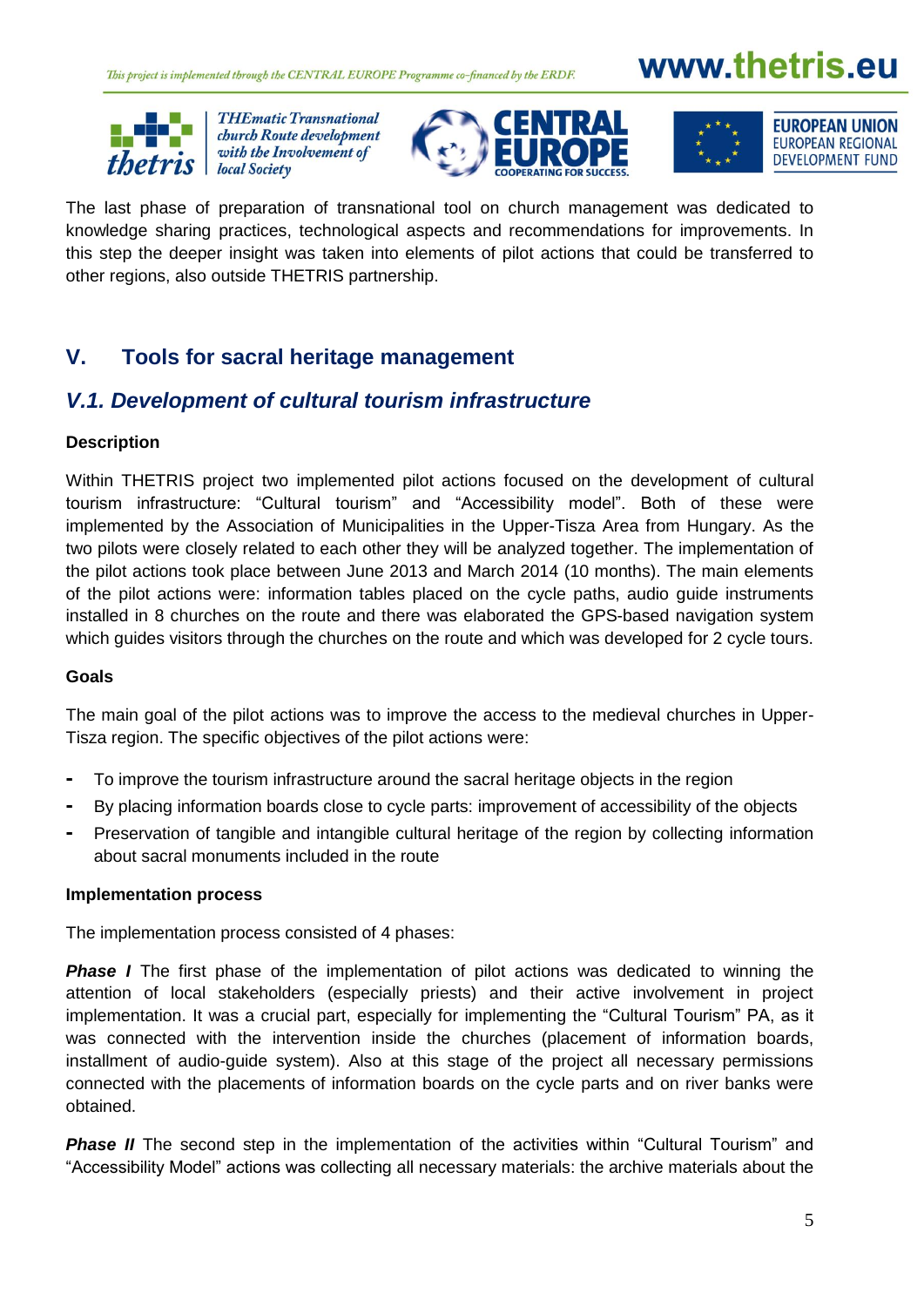The last phase of preparation of transnational tool on church management was dedicated to knowledge sharing practices, technological aspects and recommendations for improvements. In this step the deeper insight was taken into elements of pilot actions that could be transferred to other regions, also outside THETRIS partnership.

# V. Tools for sacral heritage management

## *V.1. Development of cultural tourism infrastructure*

**Description**

Within THETRIS project two implemented pilot actions focused on the development of cultural tourism infrastructure: "Cultural tourism" and "Accessibility model". Both of these were implemented by the Association of Municipalities in the Upper-Tisza Area from Hungary. As the two pilots were closely related to each other they will be analyzed together. The implementation of the pilot actions took place between June 2013 and March 2014 (10 months). The main elements of the pilot actions were: information tables placed on the cycle paths, audio guide instruments installed in 8 churches on the route and there was elaborated the GPS-based navigation system which guides visitors through the churches on the route and which was developed for 2 cycle tours.

**Goals**

The main goal of the pilot actions was to improve the access to the medieval churches in Upper-Tisza region. The specific objectives of the pilot actions were:

- To improve the tourism infrastructure around the sacral heritage objects in the region
- By placing information boards close to cycle parts: improvement of accessibility of the objects
- Preservation of tangible and intangible cultural heritage of the region by collecting information about sacral monuments included in the route

**Implementation process**

The implementation process consisted of 4 phases:

***Phase I*** The first phase of the implementation of pilot actions was dedicated to winning the attention of local stakeholders (especially priests) and their active involvement in project implementation. It was a crucial part, especially for implementing the "Cultural Tourism" PA, as it was connected with the intervention inside the churches (placement of information boards, installment of audio-guide system). Also at this stage of the project all necessary permissions connected with the placements of information boards on the cycle parts and on river banks were obtained.

***Phase II*** The second step in the implementation of the activities within "Cultural Tourism" and "Accessibility Model" actions was collecting all necessary materials: the archive materials about the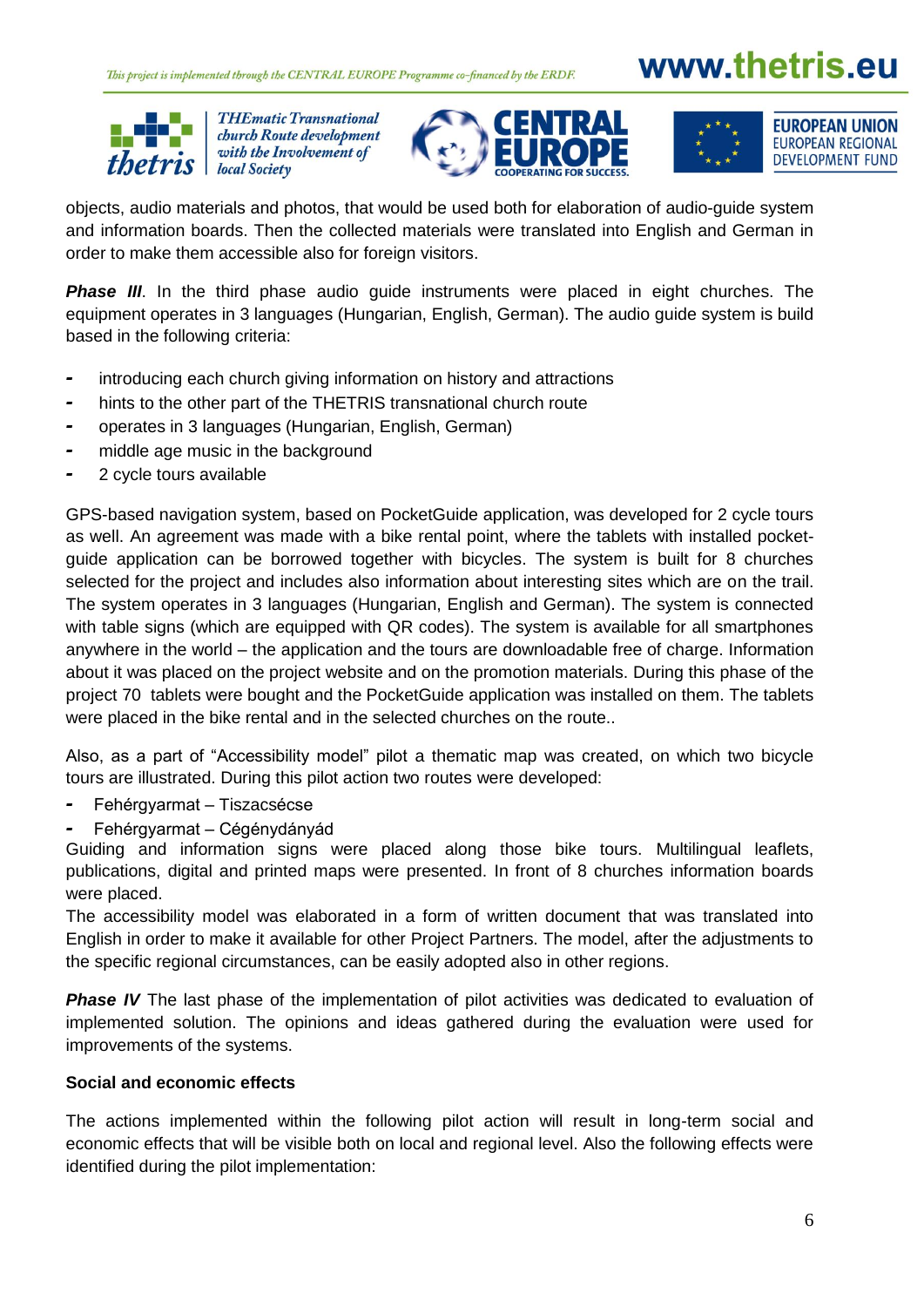objects, audio materials and photos, that would be used both for elaboration of audio-guide system and information boards. Then the collected materials were translated into English and German in order to make them accessible also for foreign visitors.

***Phase III***. In the third phase audio guide instruments were placed in eight churches. The equipment operates in 3 languages (Hungarian, English, German). The audio guide system is build based in the following criteria:

- introducing each church giving information on history and attractions
- hints to the other part of the THETRIS transnational church route
- operates in 3 languages (Hungarian, English, German)
- middle age music in the background
- 2 cycle tours available

GPS-based navigation system, based on PocketGuide application, was developed for 2 cycle tours as well. An agreement was made with a bike rental point, where the tablets with installed pocket-guide application can be borrowed together with bicycles. The system is built for 8 churches selected for the project and includes also information about interesting sites which are on the trail. The system operates in 3 languages (Hungarian, English and German). The system is connected with table signs (which are equipped with QR codes). The system is available for all smartphones anywhere in the world – the application and the tours are downloadable free of charge. Information about it was placed on the project website and on the promotion materials. During this phase of the project 70 tablets were bought and the PocketGuide application was installed on them. The tablets were placed in the bike rental and in the selected churches on the route..

Also, as a part of "Accessibility model" pilot a thematic map was created, on which two bicycle tours are illustrated. During this pilot action two routes were developed:

- Fehérgyarmat – Tiszacsécse
- Fehérgyarmat – Cégénydányád

Guiding and information signs were placed along those bike tours. Multilingual leaflets, publications, digital and printed maps were presented. In front of 8 churches information boards were placed.

The accessibility model was elaborated in a form of written document that was translated into English in order to make it available for other Project Partners. The model, after the adjustments to the specific regional circumstances, can be easily adopted also in other regions.

***Phase IV*** The last phase of the implementation of pilot activities was dedicated to evaluation of implemented solution. The opinions and ideas gathered during the evaluation were used for improvements of the systems.

**Social and economic effects**

The actions implemented within the following pilot action will result in long-term social and economic effects that will be visible both on local and regional level. Also the following effects were identified during the pilot implementation: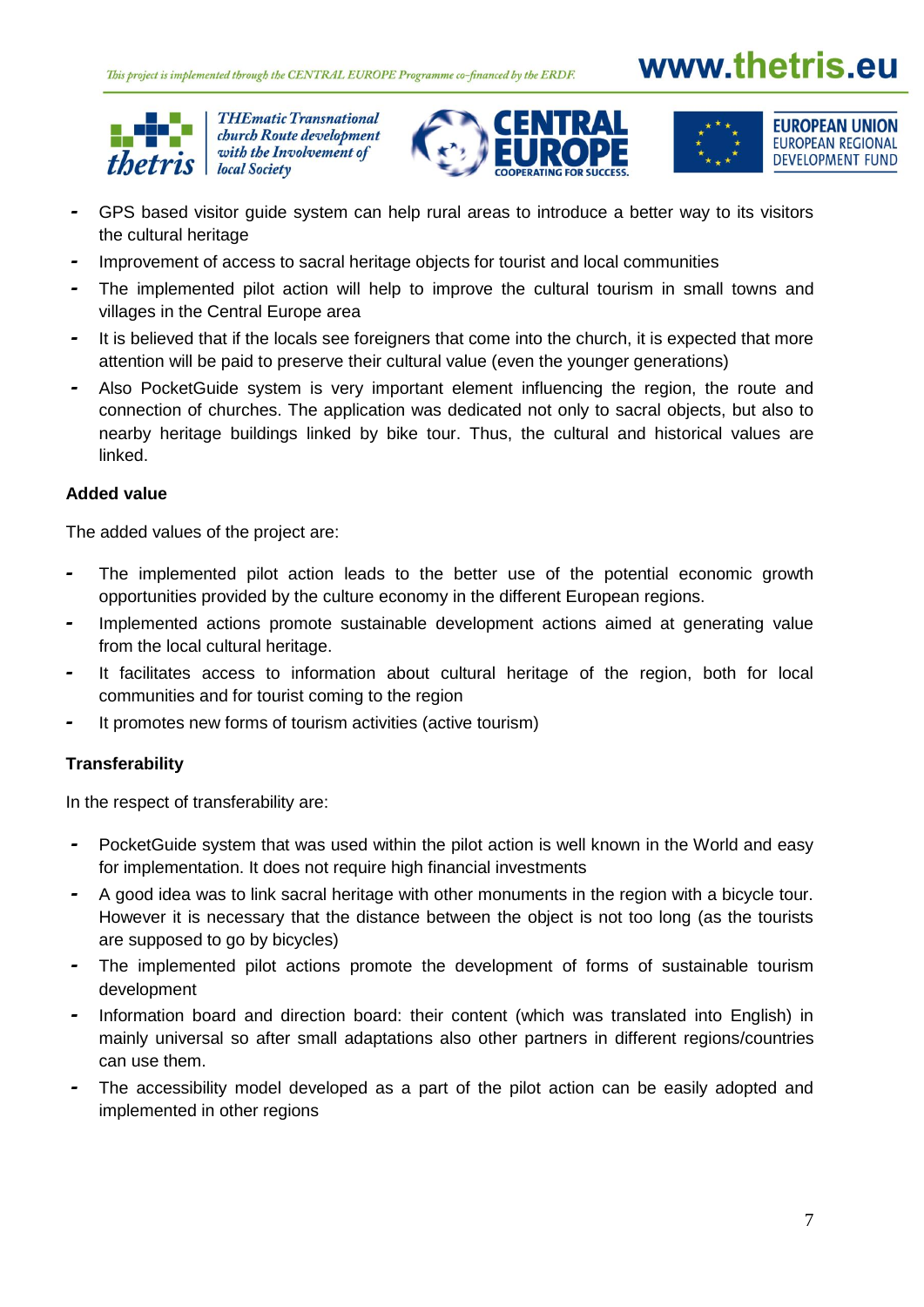- GPS based visitor guide system can help rural areas to introduce a better way to its visitors the cultural heritage
- Improvement of access to sacral heritage objects for tourist and local communities
- The implemented pilot action will help to improve the cultural tourism in small towns and villages in the Central Europe area
- It is believed that if the locals see foreigners that come into the church, it is expected that more attention will be paid to preserve their cultural value (even the younger generations)
- Also PocketGuide system is very important element influencing the region, the route and connection of churches. The application was dedicated not only to sacral objects, but also to nearby heritage buildings linked by bike tour. Thus, the cultural and historical values are linked.

**Added value**

The added values of the project are:

- The implemented pilot action leads to the better use of the potential economic growth opportunities provided by the culture economy in the different European regions.
- Implemented actions promote sustainable development actions aimed at generating value from the local cultural heritage.
- It facilitates access to information about cultural heritage of the region, both for local communities and for tourist coming to the region
- It promotes new forms of tourism activities (active tourism)

**Transferability**

In the respect of transferability are:

- PocketGuide system that was used within the pilot action is well known in the World and easy for implementation. It does not require high financial investments
- A good idea was to link sacral heritage with other monuments in the region with a bicycle tour. However it is necessary that the distance between the object is not too long (as the tourists are supposed to go by bicycles)
- The implemented pilot actions promote the development of forms of sustainable tourism development
- Information board and direction board: their content (which was translated into English) in mainly universal so after small adaptations also other partners in different regions/countries can use them.
- The accessibility model developed as a part of the pilot action can be easily adopted and implemented in other regions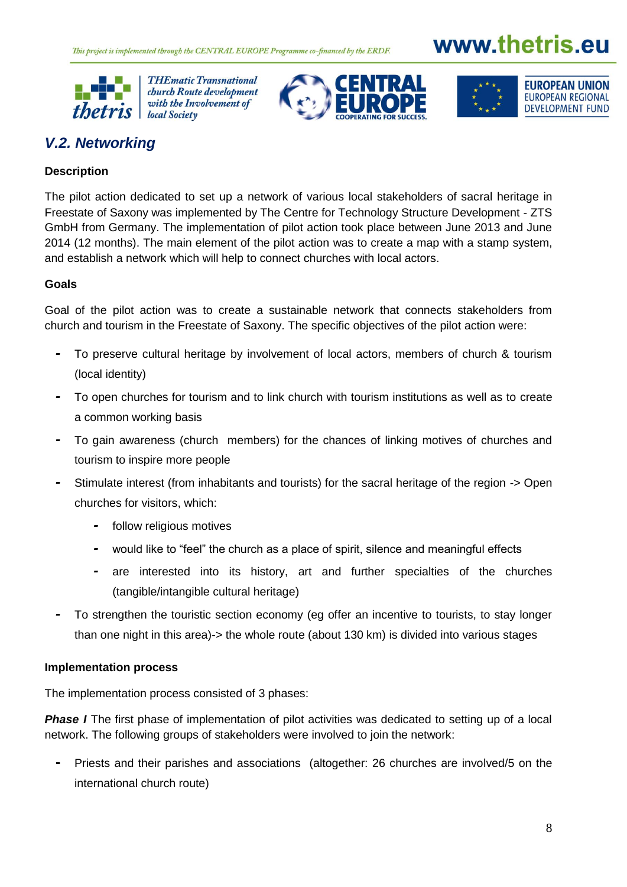## *V.2. Networking*

**Description**

The pilot action dedicated to set up a network of various local stakeholders of sacral heritage in Freestate of Saxony was implemented by The Centre for Technology Structure Development - ZTS GmbH from Germany. The implementation of pilot action took place between June 2013 and June 2014 (12 months). The main element of the pilot action was to create a map with a stamp system, and establish a network which will help to connect churches with local actors.

**Goals**

Goal of the pilot action was to create a sustainable network that connects stakeholders from church and tourism in the Freestate of Saxony. The specific objectives of the pilot action were:

- To preserve cultural heritage by involvement of local actors, members of church & tourism (local identity)
- To open churches for tourism and to link church with tourism institutions as well as to create a common working basis
- To gain awareness (church members) for the chances of linking motives of churches and tourism to inspire more people
- Stimulate interest (from inhabitants and tourists) for the sacral heritage of the region -> Open churches for visitors, which:
  - follow religious motives
  - would like to "feel" the church as a place of spirit, silence and meaningful effects
  - are interested into its history, art and further specialties of the churches (tangible/intangible cultural heritage)
- To strengthen the touristic section economy (eg offer an incentive to tourists, to stay longer than one night in this area)-> the whole route (about 130 km) is divided into various stages

**Implementation process**

The implementation process consisted of 3 phases:

***Phase I*** The first phase of implementation of pilot activities was dedicated to setting up of a local network. The following groups of stakeholders were involved to join the network:

- Priests and their parishes and associations (altogether: 26 churches are involved/5 on the international church route)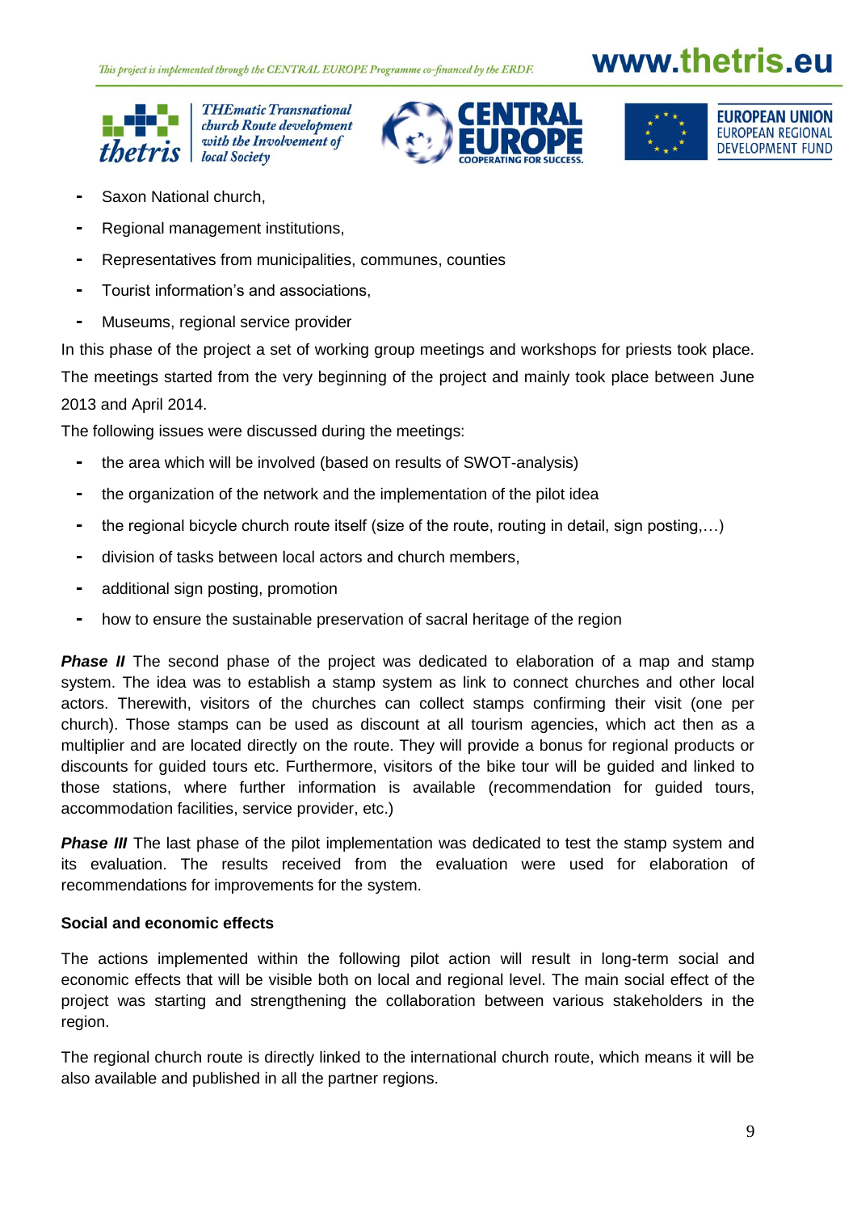- Saxon National church,
- Regional management institutions,
- Representatives from municipalities, communes, counties
- Tourist information's and associations,
- Museums, regional service provider

In this phase of the project a set of working group meetings and workshops for priests took place. The meetings started from the very beginning of the project and mainly took place between June 2013 and April 2014.

The following issues were discussed during the meetings:

- the area which will be involved (based on results of SWOT-analysis)
- the organization of the network and the implementation of the pilot idea
- the regional bicycle church route itself (size of the route, routing in detail, sign posting,…)
- division of tasks between local actors and church members,
- additional sign posting, promotion
- how to ensure the sustainable preservation of sacral heritage of the region

***Phase II*** The second phase of the project was dedicated to elaboration of a map and stamp system. The idea was to establish a stamp system as link to connect churches and other local actors. Therewith, visitors of the churches can collect stamps confirming their visit (one per church). Those stamps can be used as discount at all tourism agencies, which act then as a multiplier and are located directly on the route. They will provide a bonus for regional products or discounts for guided tours etc. Furthermore, visitors of the bike tour will be guided and linked to those stations, where further information is available (recommendation for guided tours, accommodation facilities, service provider, etc.)

***Phase III*** The last phase of the pilot implementation was dedicated to test the stamp system and its evaluation. The results received from the evaluation were used for elaboration of recommendations for improvements for the system.

**Social and economic effects**

The actions implemented within the following pilot action will result in long-term social and economic effects that will be visible both on local and regional level. The main social effect of the project was starting and strengthening the collaboration between various stakeholders in the region.

The regional church route is directly linked to the international church route, which means it will be also available and published in all the partner regions.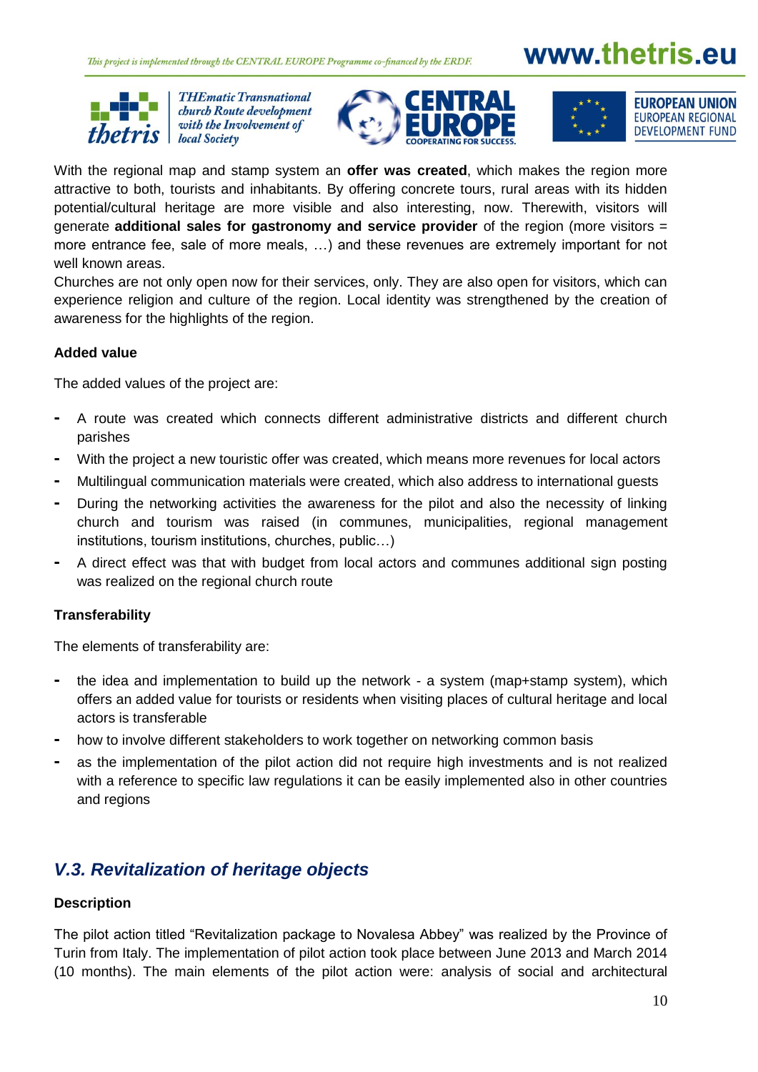With the regional map and stamp system an **offer was created**, which makes the region more attractive to both, tourists and inhabitants. By offering concrete tours, rural areas with its hidden potential/cultural heritage are more visible and also interesting, now. Therewith, visitors will generate **additional sales for gastronomy and service provider** of the region (more visitors = more entrance fee, sale of more meals, …) and these revenues are extremely important for not well known areas.

Churches are not only open now for their services, only. They are also open for visitors, which can experience religion and culture of the region. Local identity was strengthened by the creation of awareness for the highlights of the region.

**Added value**

The added values of the project are:

- A route was created which connects different administrative districts and different church parishes
- With the project a new touristic offer was created, which means more revenues for local actors
- Multilingual communication materials were created, which also address to international guests
- During the networking activities the awareness for the pilot and also the necessity of linking church and tourism was raised (in communes, municipalities, regional management institutions, tourism institutions, churches, public…)
- A direct effect was that with budget from local actors and communes additional sign posting was realized on the regional church route

**Transferability**

The elements of transferability are:

- the idea and implementation to build up the network - a system (map+stamp system), which offers an added value for tourists or residents when visiting places of cultural heritage and local actors is transferable
- how to involve different stakeholders to work together on networking common basis
- as the implementation of the pilot action did not require high investments and is not realized with a reference to specific law regulations it can be easily implemented also in other countries and regions

## *V.3. Revitalization of heritage objects*

**Description**

The pilot action titled "Revitalization package to Novalesa Abbey" was realized by the Province of Turin from Italy. The implementation of pilot action took place between June 2013 and March 2014 (10 months). The main elements of the pilot action were: analysis of social and architectural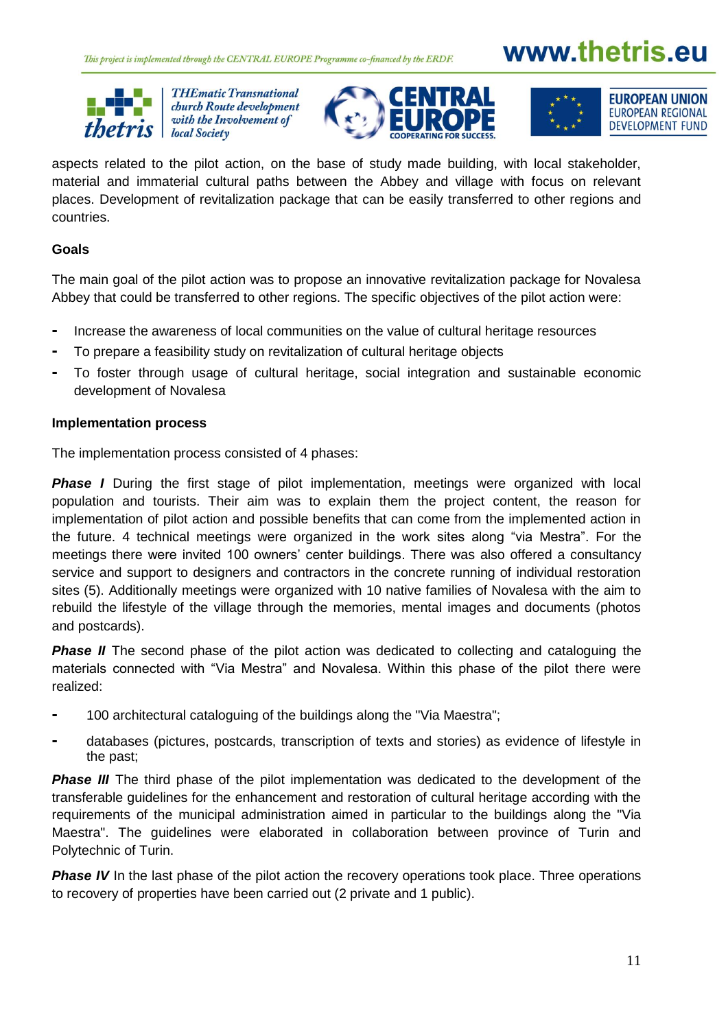aspects related to the pilot action, on the base of study made building, with local stakeholder, material and immaterial cultural paths between the Abbey and village with focus on relevant places. Development of revitalization package that can be easily transferred to other regions and countries.

**Goals**

The main goal of the pilot action was to propose an innovative revitalization package for Novalesa Abbey that could be transferred to other regions. The specific objectives of the pilot action were:

- Increase the awareness of local communities on the value of cultural heritage resources
- To prepare a feasibility study on revitalization of cultural heritage objects
- To foster through usage of cultural heritage, social integration and sustainable economic development of Novalesa

**Implementation process**

The implementation process consisted of 4 phases:

***Phase I*** During the first stage of pilot implementation, meetings were organized with local population and tourists. Their aim was to explain them the project content, the reason for implementation of pilot action and possible benefits that can come from the implemented action in the future. 4 technical meetings were organized in the work sites along "via Mestra". For the meetings there were invited 100 owners' center buildings. There was also offered a consultancy service and support to designers and contractors in the concrete running of individual restoration sites (5). Additionally meetings were organized with 10 native families of Novalesa with the aim to rebuild the lifestyle of the village through the memories, mental images and documents (photos and postcards).

***Phase II*** The second phase of the pilot action was dedicated to collecting and cataloguing the materials connected with "Via Mestra" and Novalesa. Within this phase of the pilot there were realized:

- 100 architectural cataloguing of the buildings along the "Via Maestra";
- databases (pictures, postcards, transcription of texts and stories) as evidence of lifestyle in the past;

***Phase III*** The third phase of the pilot implementation was dedicated to the development of the transferable guidelines for the enhancement and restoration of cultural heritage according with the requirements of the municipal administration aimed in particular to the buildings along the "Via Maestra". The guidelines were elaborated in collaboration between province of Turin and Polytechnic of Turin.

***Phase IV*** In the last phase of the pilot action the recovery operations took place. Three operations to recovery of properties have been carried out (2 private and 1 public).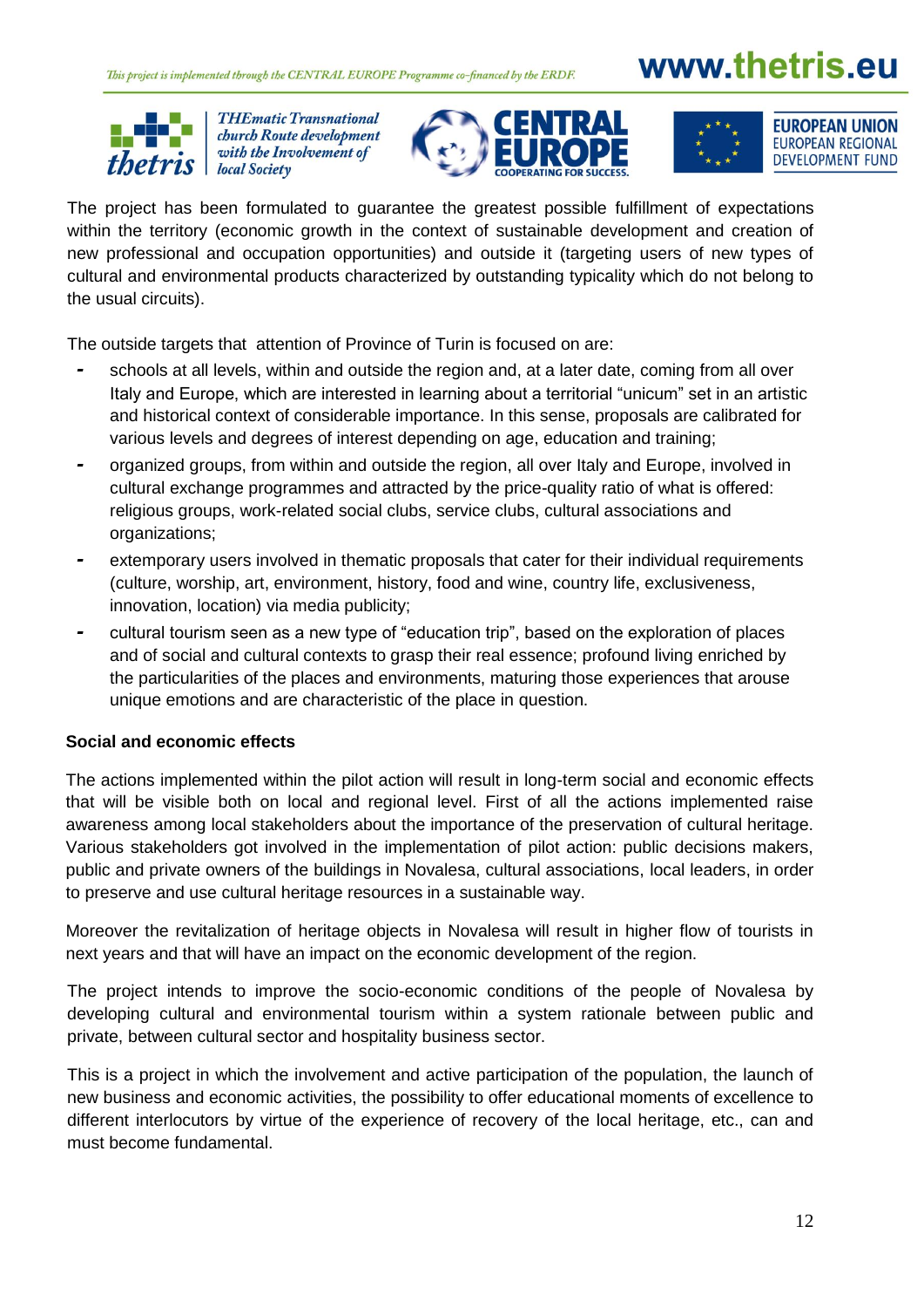The project has been formulated to guarantee the greatest possible fulfillment of expectations within the territory (economic growth in the context of sustainable development and creation of new professional and occupation opportunities) and outside it (targeting users of new types of cultural and environmental products characterized by outstanding typicality which do not belong to the usual circuits).

The outside targets that attention of Province of Turin is focused on are:

- schools at all levels, within and outside the region and, at a later date, coming from all over Italy and Europe, which are interested in learning about a territorial "unicum" set in an artistic and historical context of considerable importance. In this sense, proposals are calibrated for various levels and degrees of interest depending on age, education and training;
- organized groups, from within and outside the region, all over Italy and Europe, involved in cultural exchange programmes and attracted by the price-quality ratio of what is offered: religious groups, work-related social clubs, service clubs, cultural associations and organizations;
- extemporary users involved in thematic proposals that cater for their individual requirements (culture, worship, art, environment, history, food and wine, country life, exclusiveness, innovation, location) via media publicity;
- cultural tourism seen as a new type of "education trip", based on the exploration of places and of social and cultural contexts to grasp their real essence; profound living enriched by the particularities of the places and environments, maturing those experiences that arouse unique emotions and are characteristic of the place in question.

**Social and economic effects**

The actions implemented within the pilot action will result in long-term social and economic effects that will be visible both on local and regional level. First of all the actions implemented raise awareness among local stakeholders about the importance of the preservation of cultural heritage. Various stakeholders got involved in the implementation of pilot action: public decisions makers, public and private owners of the buildings in Novalesa, cultural associations, local leaders, in order to preserve and use cultural heritage resources in a sustainable way.

Moreover the revitalization of heritage objects in Novalesa will result in higher flow of tourists in next years and that will have an impact on the economic development of the region.

The project intends to improve the socio-economic conditions of the people of Novalesa by developing cultural and environmental tourism within a system rationale between public and private, between cultural sector and hospitality business sector.

This is a project in which the involvement and active participation of the population, the launch of new business and economic activities, the possibility to offer educational moments of excellence to different interlocutors by virtue of the experience of recovery of the local heritage, etc., can and must become fundamental.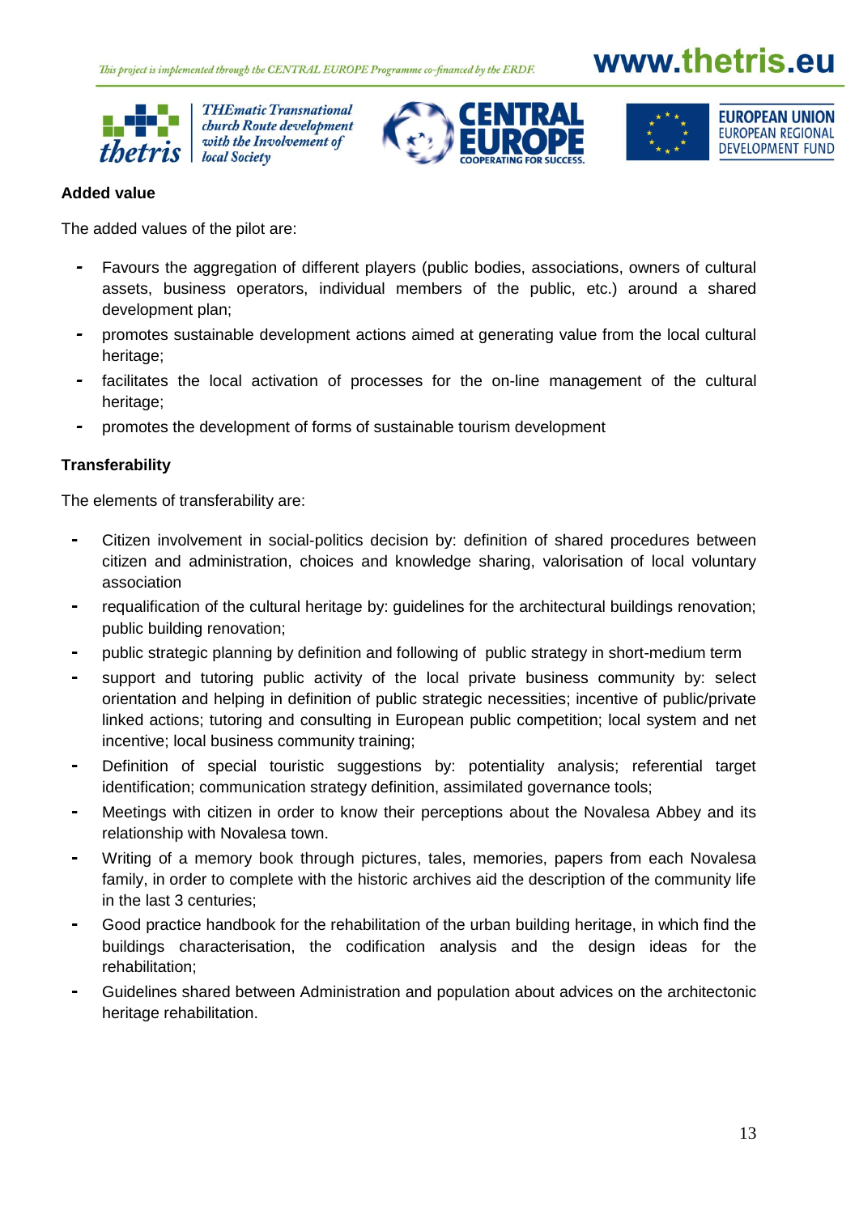**Added value**

The added values of the pilot are:

- Favours the aggregation of different players (public bodies, associations, owners of cultural assets, business operators, individual members of the public, etc.) around a shared development plan;
- promotes sustainable development actions aimed at generating value from the local cultural heritage;
- facilitates the local activation of processes for the on-line management of the cultural heritage;
- promotes the development of forms of sustainable tourism development

**Transferability**

The elements of transferability are:

- Citizen involvement in social-politics decision by: definition of shared procedures between citizen and administration, choices and knowledge sharing, valorisation of local voluntary association
- requalification of the cultural heritage by: guidelines for the architectural buildings renovation; public building renovation;
- public strategic planning by definition and following of public strategy in short-medium term
- support and tutoring public activity of the local private business community by: select orientation and helping in definition of public strategic necessities; incentive of public/private linked actions; tutoring and consulting in European public competition; local system and net incentive; local business community training;
- Definition of special touristic suggestions by: potentiality analysis; referential target identification; communication strategy definition, assimilated governance tools;
- Meetings with citizen in order to know their perceptions about the Novalesa Abbey and its relationship with Novalesa town.
- Writing of a memory book through pictures, tales, memories, papers from each Novalesa family, in order to complete with the historic archives aid the description of the community life in the last 3 centuries;
- Good practice handbook for the rehabilitation of the urban building heritage, in which find the buildings characterisation, the codification analysis and the design ideas for the rehabilitation;
- Guidelines shared between Administration and population about advices on the architectonic heritage rehabilitation.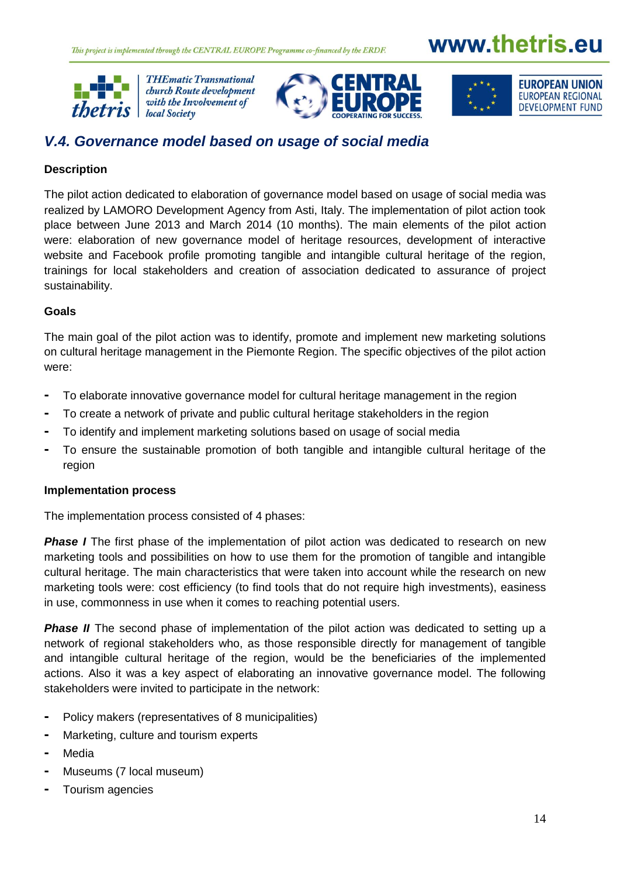## V.4. Governance model based on usage of social media

**Description**

The pilot action dedicated to elaboration of governance model based on usage of social media was realized by LAMORO Development Agency from Asti, Italy. The implementation of pilot action took place between June 2013 and March 2014 (10 months). The main elements of the pilot action were: elaboration of new governance model of heritage resources, development of interactive website and Facebook profile promoting tangible and intangible cultural heritage of the region, trainings for local stakeholders and creation of association dedicated to assurance of project sustainability.

**Goals**

The main goal of the pilot action was to identify, promote and implement new marketing solutions on cultural heritage management in the Piemonte Region. The specific objectives of the pilot action were:

- To elaborate innovative governance model for cultural heritage management in the region
- To create a network of private and public cultural heritage stakeholders in the region
- To identify and implement marketing solutions based on usage of social media
- To ensure the sustainable promotion of both tangible and intangible cultural heritage of the region

**Implementation process**

The implementation process consisted of 4 phases:

***Phase I*** The first phase of the implementation of pilot action was dedicated to research on new marketing tools and possibilities on how to use them for the promotion of tangible and intangible cultural heritage. The main characteristics that were taken into account while the research on new marketing tools were: cost efficiency (to find tools that do not require high investments), easiness in use, commonness in use when it comes to reaching potential users.

***Phase II*** The second phase of implementation of the pilot action was dedicated to setting up a network of regional stakeholders who, as those responsible directly for management of tangible and intangible cultural heritage of the region, would be the beneficiaries of the implemented actions. Also it was a key aspect of elaborating an innovative governance model. The following stakeholders were invited to participate in the network:

- Policy makers (representatives of 8 municipalities)
- Marketing, culture and tourism experts
- Media
- Museums (7 local museum)
- Tourism agencies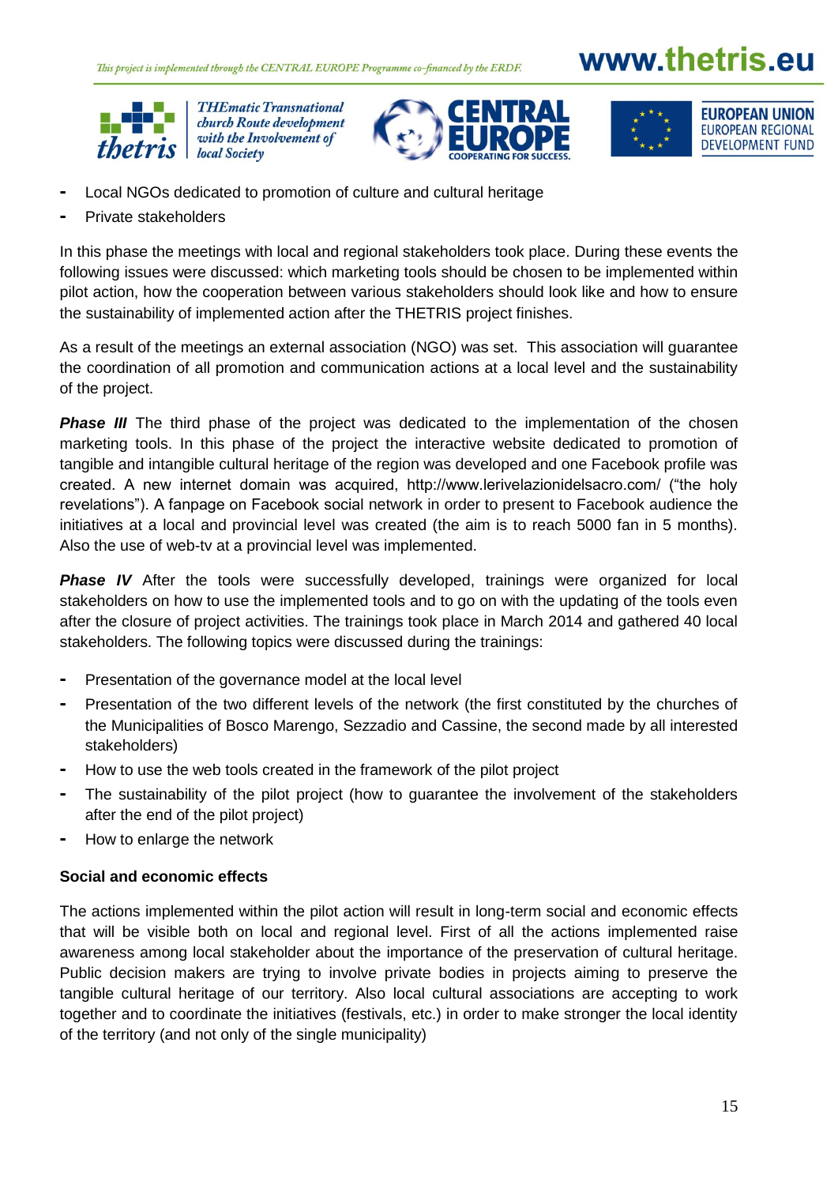- Local NGOs dedicated to promotion of culture and cultural heritage
- Private stakeholders

In this phase the meetings with local and regional stakeholders took place. During these events the following issues were discussed: which marketing tools should be chosen to be implemented within pilot action, how the cooperation between various stakeholders should look like and how to ensure the sustainability of implemented action after the THETRIS project finishes.

As a result of the meetings an external association (NGO) was set. This association will guarantee the coordination of all promotion and communication actions at a local level and the sustainability of the project.

***Phase III*** The third phase of the project was dedicated to the implementation of the chosen marketing tools. In this phase of the project the interactive website dedicated to promotion of tangible and intangible cultural heritage of the region was developed and one Facebook profile was created. A new internet domain was acquired, http://www.lerivelazionidelsacro.com/ ("the holy revelations"). A fanpage on Facebook social network in order to present to Facebook audience the initiatives at a local and provincial level was created (the aim is to reach 5000 fan in 5 months). Also the use of web-tv at a provincial level was implemented.

***Phase IV*** After the tools were successfully developed, trainings were organized for local stakeholders on how to use the implemented tools and to go on with the updating of the tools even after the closure of project activities. The trainings took place in March 2014 and gathered 40 local stakeholders. The following topics were discussed during the trainings:

- Presentation of the governance model at the local level
- Presentation of the two different levels of the network (the first constituted by the churches of the Municipalities of Bosco Marengo, Sezzadio and Cassine, the second made by all interested stakeholders)
- How to use the web tools created in the framework of the pilot project
- The sustainability of the pilot project (how to guarantee the involvement of the stakeholders after the end of the pilot project)
- How to enlarge the network

**Social and economic effects**

The actions implemented within the pilot action will result in long-term social and economic effects that will be visible both on local and regional level. First of all the actions implemented raise awareness among local stakeholder about the importance of the preservation of cultural heritage. Public decision makers are trying to involve private bodies in projects aiming to preserve the tangible cultural heritage of our territory. Also local cultural associations are accepting to work together and to coordinate the initiatives (festivals, etc.) in order to make stronger the local identity of the territory (and not only of the single municipality)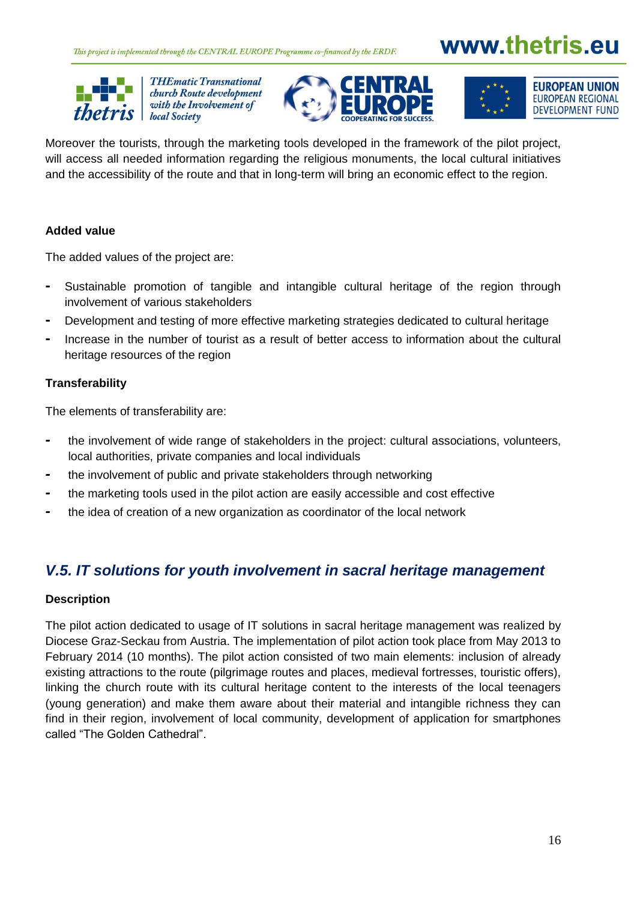Moreover the tourists, through the marketing tools developed in the framework of the pilot project, will access all needed information regarding the religious monuments, the local cultural initiatives and the accessibility of the route and that in long-term will bring an economic effect to the region.

**Added value**

The added values of the project are:

- Sustainable promotion of tangible and intangible cultural heritage of the region through involvement of various stakeholders
- Development and testing of more effective marketing strategies dedicated to cultural heritage
- Increase in the number of tourist as a result of better access to information about the cultural heritage resources of the region

**Transferability**

The elements of transferability are:

- the involvement of wide range of stakeholders in the project: cultural associations, volunteers, local authorities, private companies and local individuals
- the involvement of public and private stakeholders through networking
- the marketing tools used in the pilot action are easily accessible and cost effective
- the idea of creation of a new organization as coordinator of the local network

## *V.5. IT solutions for youth involvement in sacral heritage management*

**Description**

The pilot action dedicated to usage of IT solutions in sacral heritage management was realized by Diocese Graz-Seckau from Austria. The implementation of pilot action took place from May 2013 to February 2014 (10 months). The pilot action consisted of two main elements: inclusion of already existing attractions to the route (pilgrimage routes and places, medieval fortresses, touristic offers), linking the church route with its cultural heritage content to the interests of the local teenagers (young generation) and make them aware about their material and intangible richness they can find in their region, involvement of local community, development of application for smartphones called "The Golden Cathedral".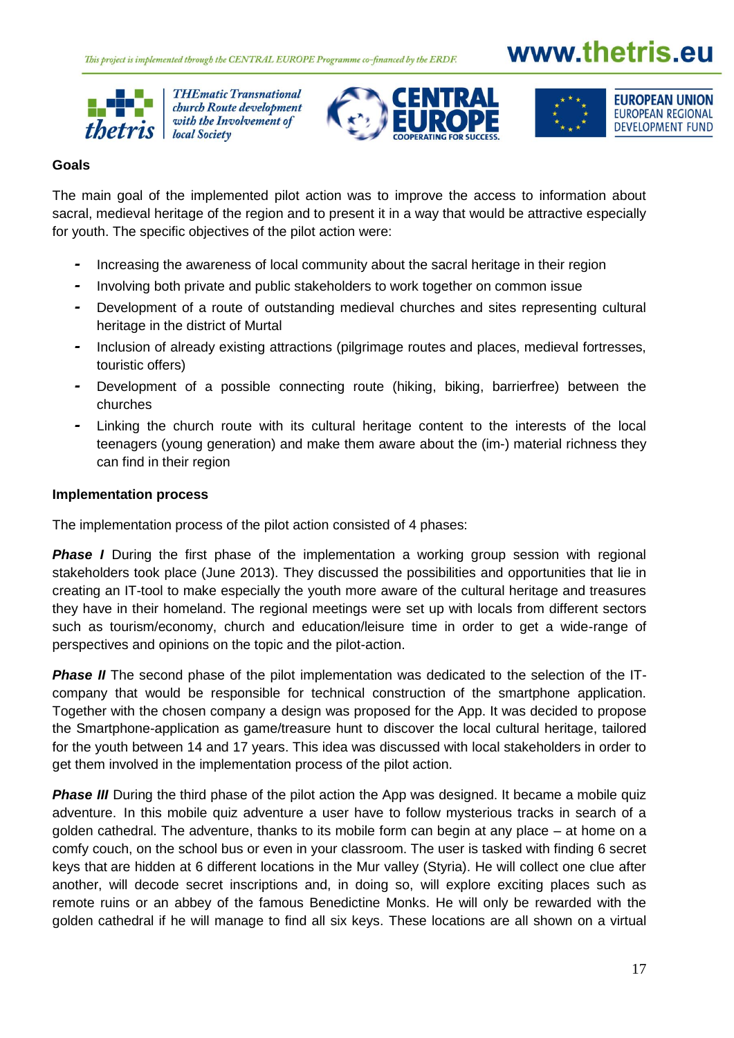**Goals**

The main goal of the implemented pilot action was to improve the access to information about sacral, medieval heritage of the region and to present it in a way that would be attractive especially for youth. The specific objectives of the pilot action were:

- Increasing the awareness of local community about the sacral heritage in their region
- Involving both private and public stakeholders to work together on common issue
- Development of a route of outstanding medieval churches and sites representing cultural heritage in the district of Murtal
- Inclusion of already existing attractions (pilgrimage routes and places, medieval fortresses, touristic offers)
- Development of a possible connecting route (hiking, biking, barrierfree) between the churches
- Linking the church route with its cultural heritage content to the interests of the local teenagers (young generation) and make them aware about the (im-) material richness they can find in their region

**Implementation process**

The implementation process of the pilot action consisted of 4 phases:

***Phase I*** During the first phase of the implementation a working group session with regional stakeholders took place (June 2013). They discussed the possibilities and opportunities that lie in creating an IT-tool to make especially the youth more aware of the cultural heritage and treasures they have in their homeland. The regional meetings were set up with locals from different sectors such as tourism/economy, church and education/leisure time in order to get a wide-range of perspectives and opinions on the topic and the pilot-action.

***Phase II*** The second phase of the pilot implementation was dedicated to the selection of the IT-company that would be responsible for technical construction of the smartphone application. Together with the chosen company a design was proposed for the App. It was decided to propose the Smartphone-application as game/treasure hunt to discover the local cultural heritage, tailored for the youth between 14 and 17 years. This idea was discussed with local stakeholders in order to get them involved in the implementation process of the pilot action.

***Phase III*** During the third phase of the pilot action the App was designed. It became a mobile quiz adventure. In this mobile quiz adventure a user have to follow mysterious tracks in search of a golden cathedral. The adventure, thanks to its mobile form can begin at any place – at home on a comfy couch, on the school bus or even in your classroom. The user is tasked with finding 6 secret keys that are hidden at 6 different locations in the Mur valley (Styria). He will collect one clue after another, will decode secret inscriptions and, in doing so, will explore exciting places such as remote ruins or an abbey of the famous Benedictine Monks. He will only be rewarded with the golden cathedral if he will manage to find all six keys. These locations are all shown on a virtual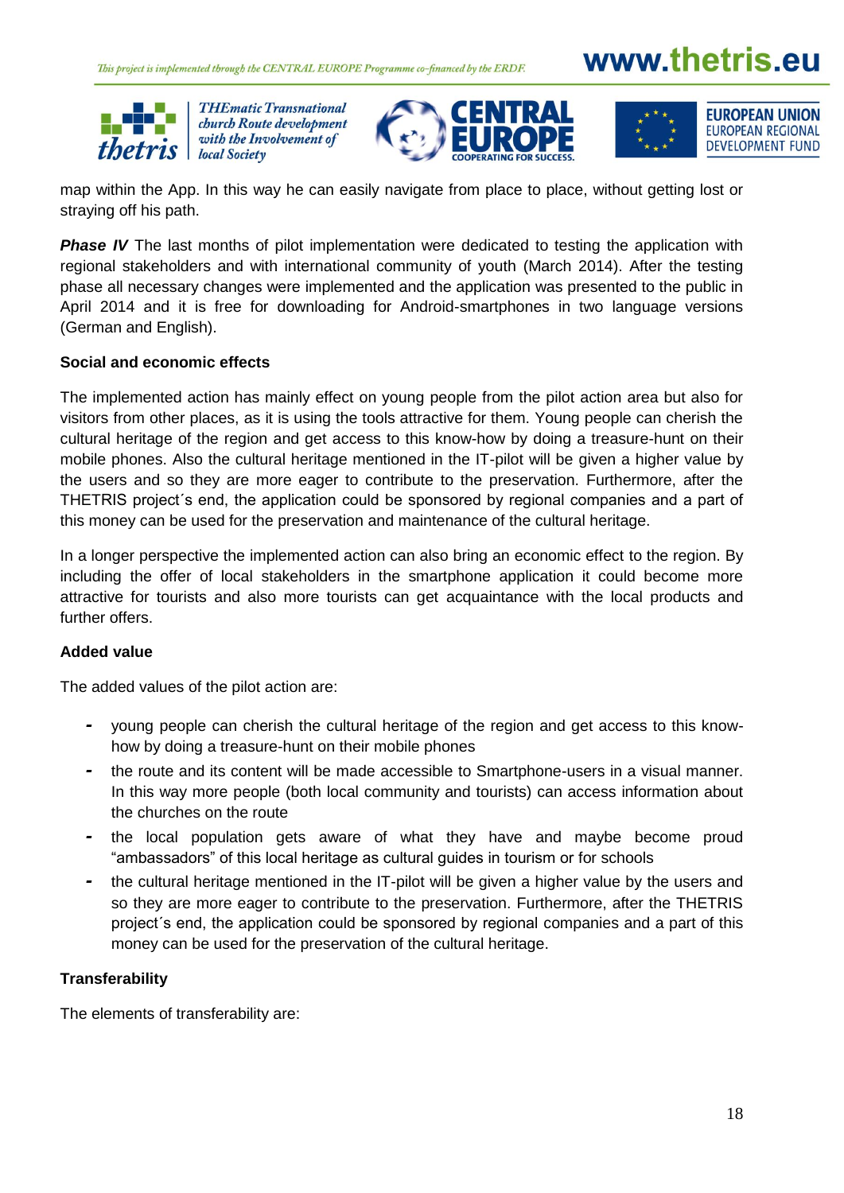map within the App. In this way he can easily navigate from place to place, without getting lost or straying off his path.

***Phase IV*** The last months of pilot implementation were dedicated to testing the application with regional stakeholders and with international community of youth (March 2014). After the testing phase all necessary changes were implemented and the application was presented to the public in April 2014 and it is free for downloading for Android-smartphones in two language versions (German and English).

**Social and economic effects**

The implemented action has mainly effect on young people from the pilot action area but also for visitors from other places, as it is using the tools attractive for them. Young people can cherish the cultural heritage of the region and get access to this know-how by doing a treasure-hunt on their mobile phones. Also the cultural heritage mentioned in the IT-pilot will be given a higher value by the users and so they are more eager to contribute to the preservation. Furthermore, after the THETRIS project´s end, the application could be sponsored by regional companies and a part of this money can be used for the preservation and maintenance of the cultural heritage.

In a longer perspective the implemented action can also bring an economic effect to the region. By including the offer of local stakeholders in the smartphone application it could become more attractive for tourists and also more tourists can get acquaintance with the local products and further offers.

**Added value**

The added values of the pilot action are:

- young people can cherish the cultural heritage of the region and get access to this know-how by doing a treasure-hunt on their mobile phones
- the route and its content will be made accessible to Smartphone-users in a visual manner. In this way more people (both local community and tourists) can access information about the churches on the route
- the local population gets aware of what they have and maybe become proud “ambassadors” of this local heritage as cultural guides in tourism or for schools
- the cultural heritage mentioned in the IT-pilot will be given a higher value by the users and so they are more eager to contribute to the preservation. Furthermore, after the THETRIS project´s end, the application could be sponsored by regional companies and a part of this money can be used for the preservation of the cultural heritage.

**Transferability**

The elements of transferability are: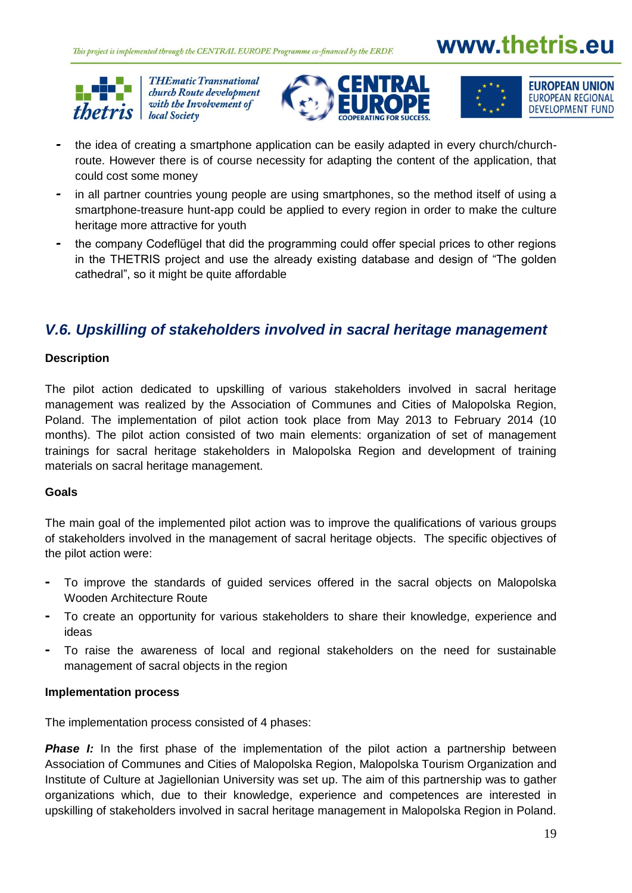- the idea of creating a smartphone application can be easily adapted in every church/church-route. However there is of course necessity for adapting the content of the application, that could cost some money
- in all partner countries young people are using smartphones, so the method itself of using a smartphone-treasure hunt-app could be applied to every region in order to make the culture heritage more attractive for youth
- the company Codeflügel that did the programming could offer special prices to other regions in the THETRIS project and use the already existing database and design of "The golden cathedral", so it might be quite affordable

## *V.6. Upskilling of stakeholders involved in sacral heritage management*

**Description**

The pilot action dedicated to upskilling of various stakeholders involved in sacral heritage management was realized by the Association of Communes and Cities of Malopolska Region, Poland. The implementation of pilot action took place from May 2013 to February 2014 (10 months). The pilot action consisted of two main elements: organization of set of management trainings for sacral heritage stakeholders in Malopolska Region and development of training materials on sacral heritage management.

**Goals**

The main goal of the implemented pilot action was to improve the qualifications of various groups of stakeholders involved in the management of sacral heritage objects. The specific objectives of the pilot action were:

- To improve the standards of guided services offered in the sacral objects on Malopolska Wooden Architecture Route
- To create an opportunity for various stakeholders to share their knowledge, experience and ideas
- To raise the awareness of local and regional stakeholders on the need for sustainable management of sacral objects in the region

**Implementation process**

The implementation process consisted of 4 phases:

***Phase I:*** In the first phase of the implementation of the pilot action a partnership between Association of Communes and Cities of Malopolska Region, Malopolska Tourism Organization and Institute of Culture at Jagiellonian University was set up. The aim of this partnership was to gather organizations which, due to their knowledge, experience and competences are interested in upskilling of stakeholders involved in sacral heritage management in Malopolska Region in Poland.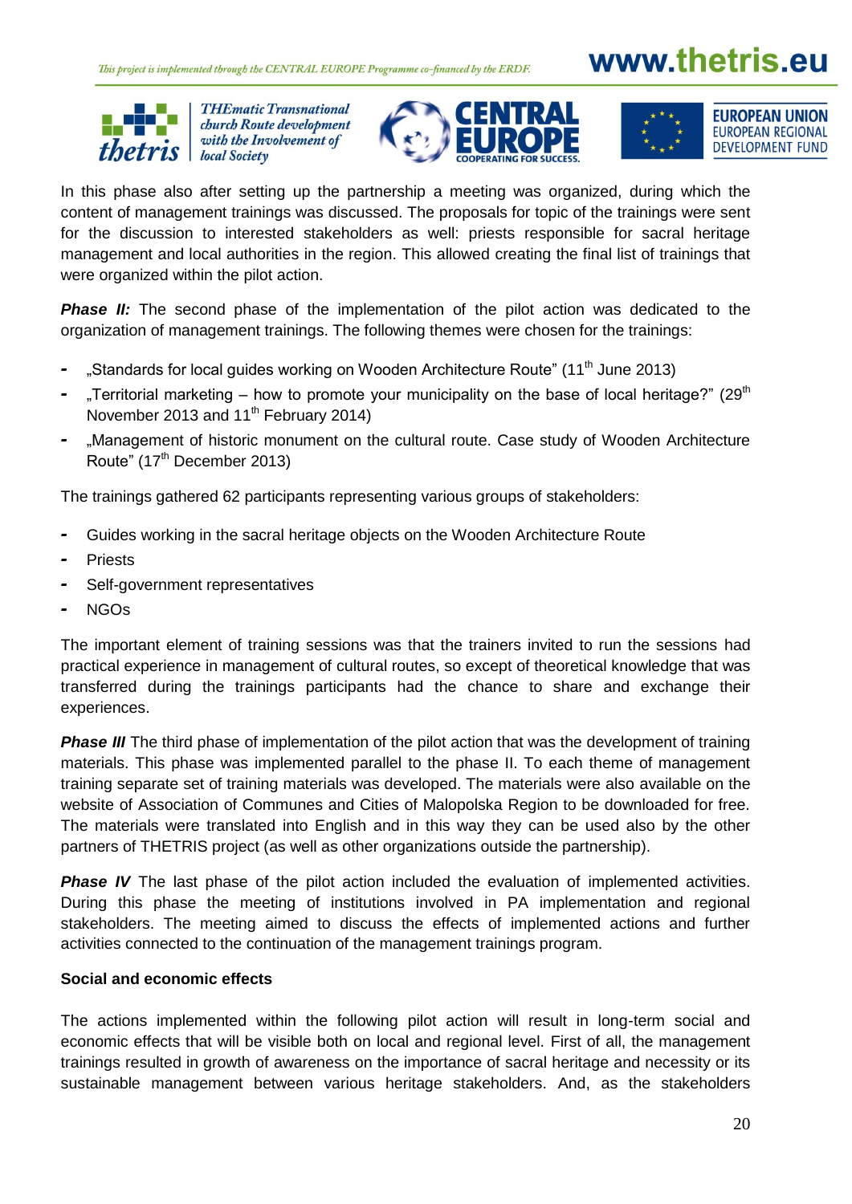In this phase also after setting up the partnership a meeting was organized, during which the content of management trainings was discussed. The proposals for topic of the trainings were sent for the discussion to interested stakeholders as well: priests responsible for sacral heritage management and local authorities in the region. This allowed creating the final list of trainings that were organized within the pilot action.

***Phase II:*** The second phase of the implementation of the pilot action was dedicated to the organization of management trainings. The following themes were chosen for the trainings:

- „Standards for local guides working on Wooden Architecture Route" (11th June 2013)
- „Territorial marketing – how to promote your municipality on the base of local heritage?" (29th November 2013 and 11th February 2014)
- „Management of historic monument on the cultural route. Case study of Wooden Architecture Route" (17th December 2013)

The trainings gathered 62 participants representing various groups of stakeholders:

- Guides working in the sacral heritage objects on the Wooden Architecture Route
- Priests
- Self-government representatives
- NGOs

The important element of training sessions was that the trainers invited to run the sessions had practical experience in management of cultural routes, so except of theoretical knowledge that was transferred during the trainings participants had the chance to share and exchange their experiences.

***Phase III*** The third phase of implementation of the pilot action that was the development of training materials. This phase was implemented parallel to the phase II. To each theme of management training separate set of training materials was developed. The materials were also available on the website of Association of Communes and Cities of Malopolska Region to be downloaded for free. The materials were translated into English and in this way they can be used also by the other partners of THETRIS project (as well as other organizations outside the partnership).

***Phase IV*** The last phase of the pilot action included the evaluation of implemented activities. During this phase the meeting of institutions involved in PA implementation and regional stakeholders. The meeting aimed to discuss the effects of implemented actions and further activities connected to the continuation of the management trainings program.

**Social and economic effects**

The actions implemented within the following pilot action will result in long-term social and economic effects that will be visible both on local and regional level. First of all, the management trainings resulted in growth of awareness on the importance of sacral heritage and necessity or its sustainable management between various heritage stakeholders. And, as the stakeholders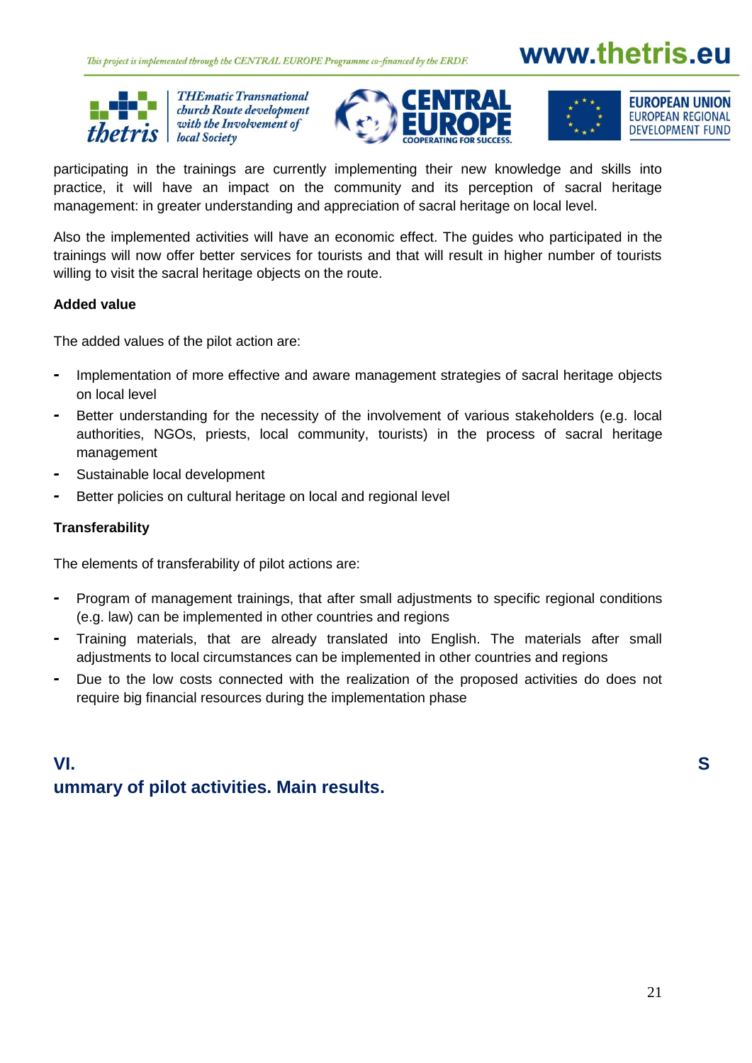participating in the trainings are currently implementing their new knowledge and skills into practice, it will have an impact on the community and its perception of sacral heritage management: in greater understanding and appreciation of sacral heritage on local level.

Also the implemented activities will have an economic effect. The guides who participated in the trainings will now offer better services for tourists and that will result in higher number of tourists willing to visit the sacral heritage objects on the route.

**Added value**

The added values of the pilot action are:

- Implementation of more effective and aware management strategies of sacral heritage objects on local level
- Better understanding for the necessity of the involvement of various stakeholders (e.g. local authorities, NGOs, priests, local community, tourists) in the process of sacral heritage management
- Sustainable local development
- Better policies on cultural heritage on local and regional level

**Transferability**

The elements of transferability of pilot actions are:

- Program of management trainings, that after small adjustments to specific regional conditions (e.g. law) can be implemented in other countries and regions
- Training materials, that are already translated into English. The materials after small adjustments to local circumstances can be implemented in other countries and regions
- Due to the low costs connected with the realization of the proposed activities do does not require big financial resources during the implementation phase

## VI. Summary of pilot activities. Main results.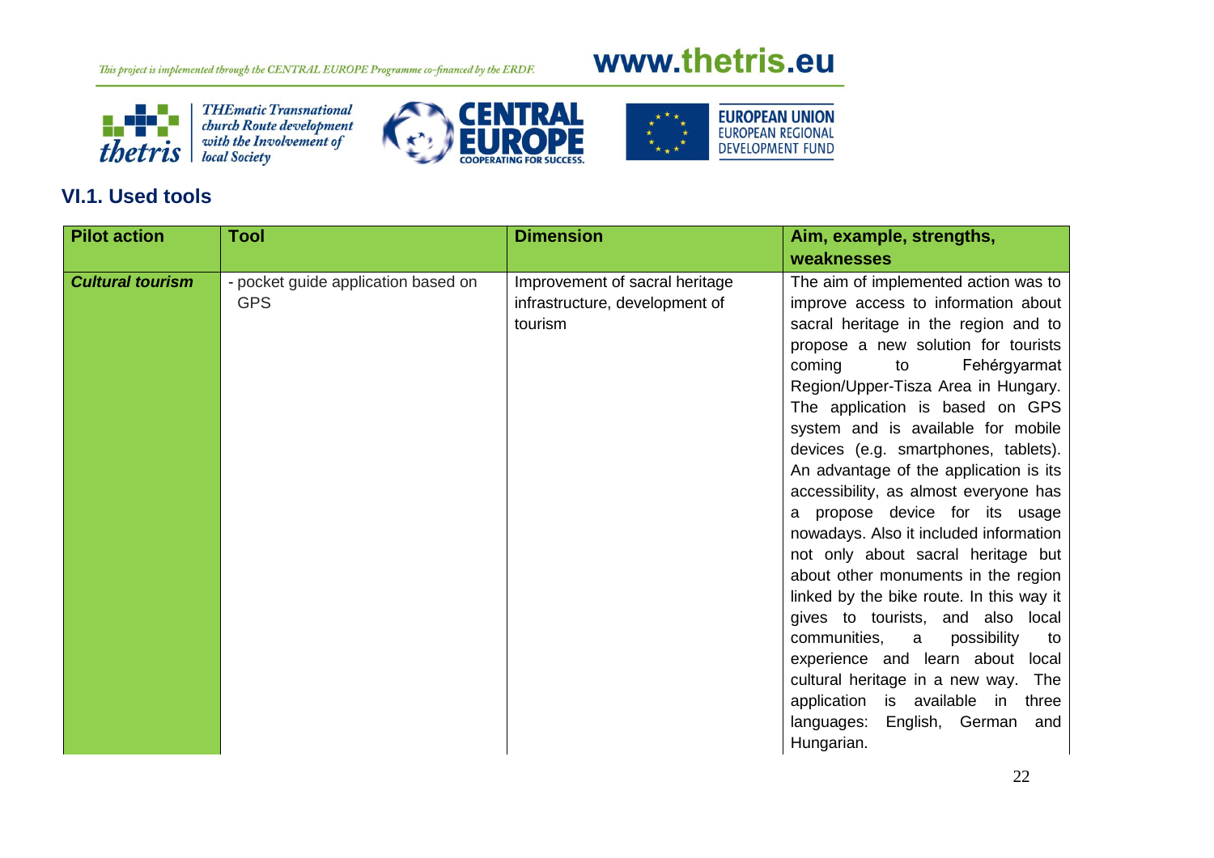## VI.1. Used tools

| Pilot action | Tool | Dimension | Aim, example, strengths, weaknesses |
|---|---|---|---|
| ***Cultural tourism*** | - pocket guide application based on GPS | Improvement of sacral heritage infrastructure, development of tourism | The aim of implemented action was to improve access to information about sacral heritage in the region and to propose a new solution for tourists coming to Fehérgyarmat Region/Upper-Tisza Area in Hungary. The application is based on GPS system and is available for mobile devices (e.g. smartphones, tablets). An advantage of the application is its accessibility, as almost everyone has a propose device for its usage nowadays. Also it included information not only about sacral heritage but about other monuments in the region linked by the bike route. In this way it gives to tourists, and also local communities, a possibility to experience and learn about local cultural heritage in a new way. The application is available in three languages: English, German and Hungarian. |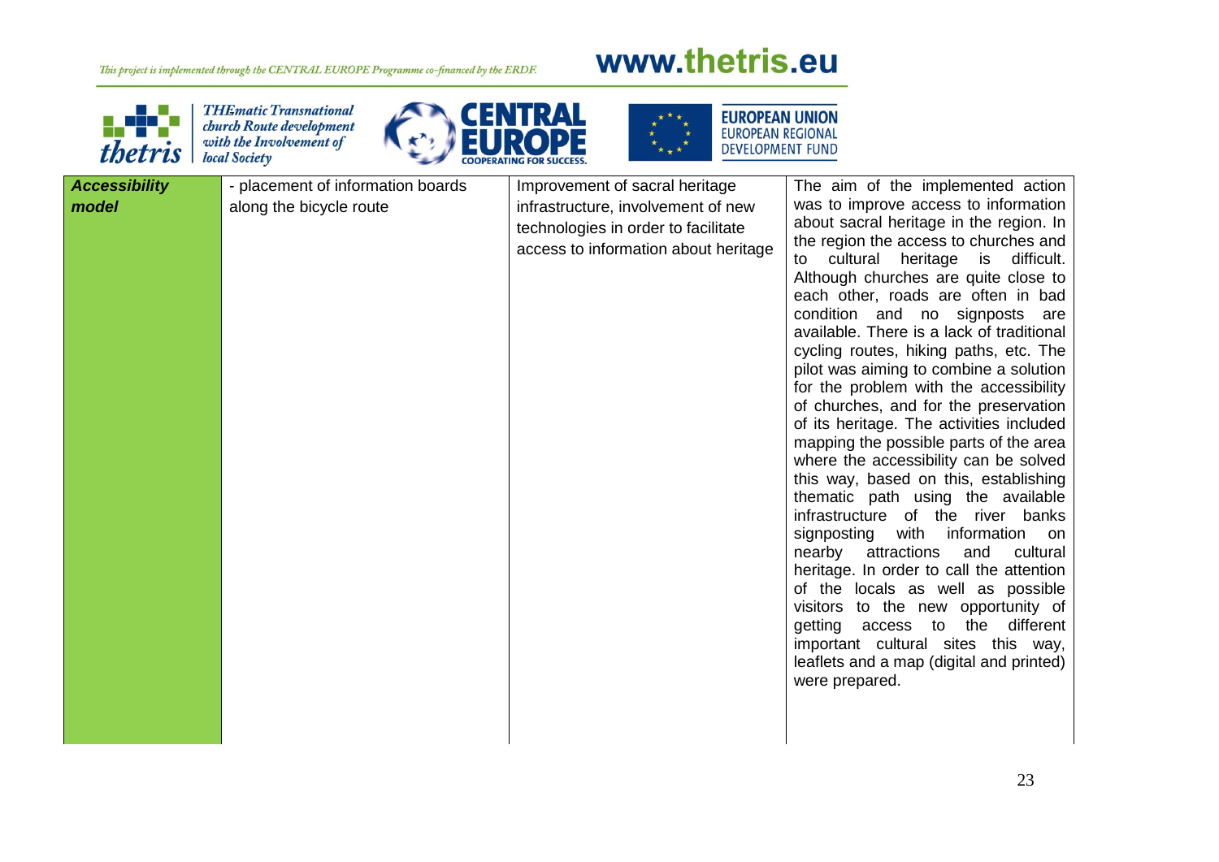| | | | |
|---|---|---|---|
| ***Accessibility model*** | - placement of information boards along the bicycle route | Improvement of sacral heritage infrastructure, involvement of new technologies in order to facilitate access to information about heritage | The aim of the implemented action was to improve access to information about sacral heritage in the region. In the region the access to churches and to cultural heritage is difficult. Although churches are quite close to each other, roads are often in bad condition and no signposts are available. There is a lack of traditional cycling routes, hiking paths, etc. The pilot was aiming to combine a solution for the problem with the accessibility of churches, and for the preservation of its heritage. The activities included mapping the possible parts of the area where the accessibility can be solved this way, based on this, establishing thematic path using the available infrastructure of the river banks signposting with information on nearby attractions and cultural heritage. In order to call the attention of the locals as well as possible visitors to the new opportunity of getting access to the different important cultural sites this way, leaflets and a map (digital and printed) were prepared. |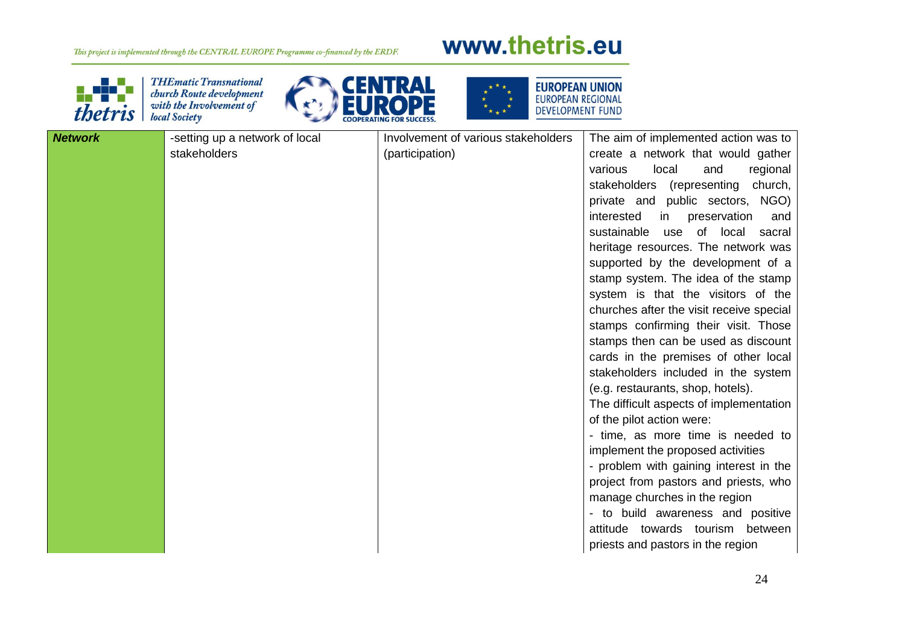| | | | |
|---|---|---|---|
| ***Network*** | -setting up a network of local stakeholders | Involvement of various stakeholders (participation) | The aim of implemented action was to create a network that would gather various local and regional stakeholders (representing church, private and public sectors, NGO) interested in preservation and sustainable use of local sacral heritage resources. The network was supported by the development of a stamp system. The idea of the stamp system is that the visitors of the churches after the visit receive special stamps confirming their visit. Those stamps then can be used as discount cards in the premises of other local stakeholders included in the system (e.g. restaurants, shop, hotels).<br>The difficult aspects of implementation of the pilot action were:<br>- time, as more time is needed to implement the proposed activities<br>- problem with gaining interest in the project from pastors and priests, who manage churches in the region<br>- to build awareness and positive attitude towards tourism between priests and pastors in the region |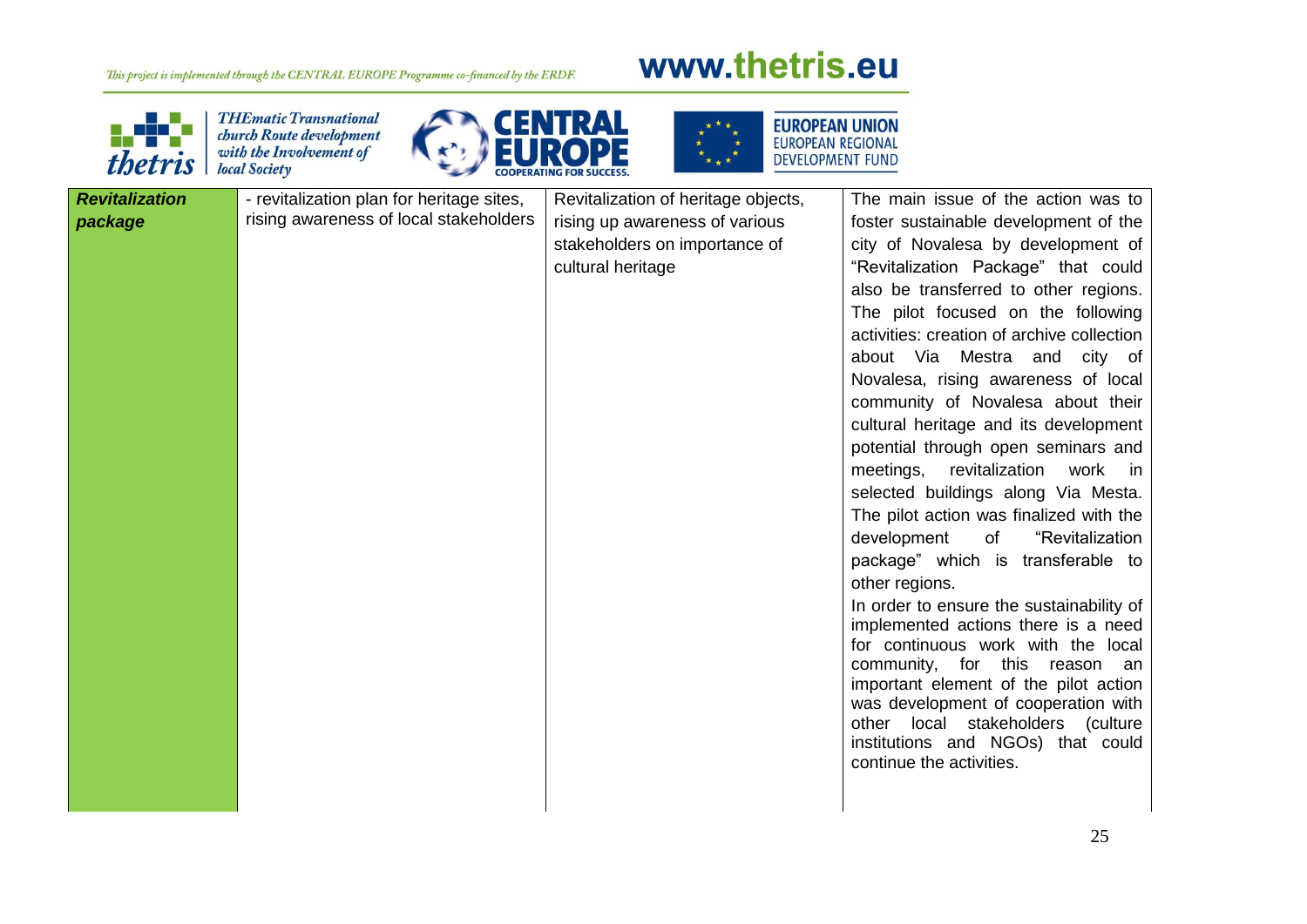| | | | |
|---|---|---|---|
| ***Revitalization package*** | - revitalization plan for heritage sites, rising awareness of local stakeholders | Revitalization of heritage objects, rising up awareness of various stakeholders on importance of cultural heritage | The main issue of the action was to foster sustainable development of the city of Novalesa by development of "Revitalization Package" that could also be transferred to other regions. The pilot focused on the following activities: creation of archive collection about Via Mestra and city of Novalesa, rising awareness of local community of Novalesa about their cultural heritage and its development potential through open seminars and meetings, revitalization work in selected buildings along Via Mesta. The pilot action was finalized with the development of "Revitalization package" which is transferable to other regions.<br>In order to ensure the sustainability of implemented actions there is a need for continuous work with the local community, for this reason an important element of the pilot action was development of cooperation with other local stakeholders (culture institutions and NGOs) that could continue the activities. |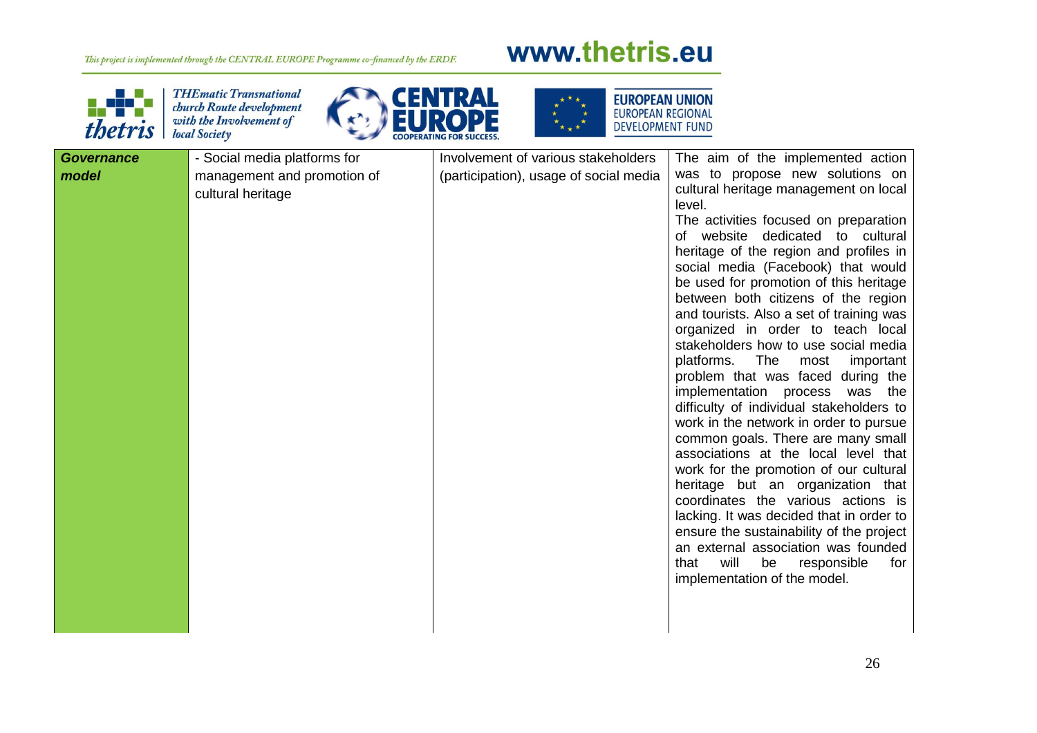| | | | |
|---|---|---|---|
| ***Governance model*** | - Social media platforms for management and promotion of cultural heritage | Involvement of various stakeholders (participation), usage of social media | The aim of the implemented action was to propose new solutions on cultural heritage management on local level.<br>The activities focused on preparation of website dedicated to cultural heritage of the region and profiles in social media (Facebook) that would be used for promotion of this heritage between both citizens of the region and tourists. Also a set of training was organized in order to teach local stakeholders how to use social media platforms. The most important problem that was faced during the implementation process was the difficulty of individual stakeholders to work in the network in order to pursue common goals. There are many small associations at the local level that work for the promotion of our cultural heritage but an organization that coordinates the various actions is lacking. It was decided that in order to ensure the sustainability of the project an external association was founded that will be responsible for implementation of the model. |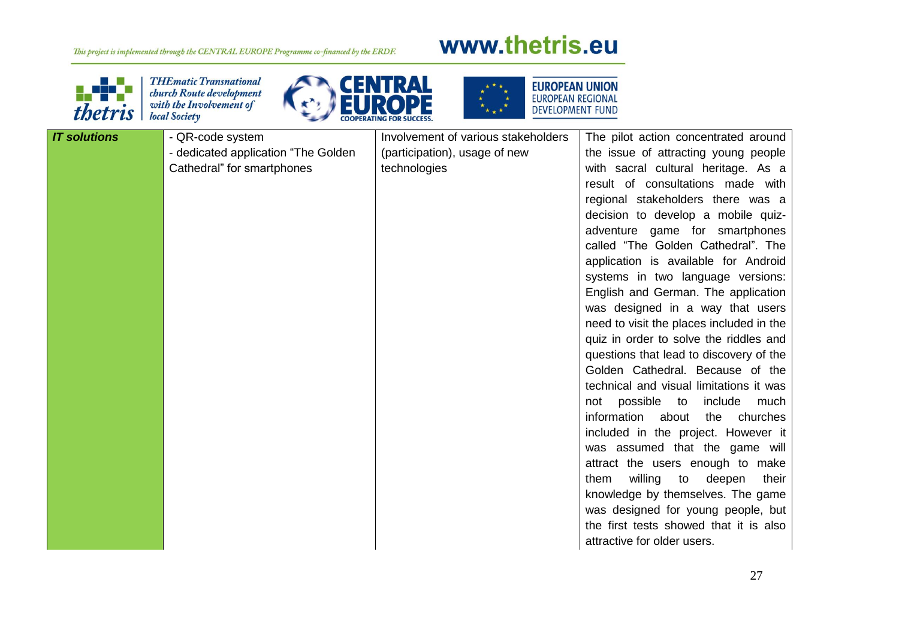| | | | |
|---|---|---|---|
| ***IT solutions*** | - QR-code system<br>- dedicated application "The Golden Cathedral" for smartphones | Involvement of various stakeholders (participation), usage of new technologies | The pilot action concentrated around the issue of attracting young people with sacral cultural heritage. As a result of consultations made with regional stakeholders there was a decision to develop a mobile quiz-adventure game for smartphones called "The Golden Cathedral". The application is available for Android systems in two language versions: English and German. The application was designed in a way that users need to visit the places included in the quiz in order to solve the riddles and questions that lead to discovery of the Golden Cathedral. Because of the technical and visual limitations it was not possible to include much information about the churches included in the project. However it was assumed that the game will attract the users enough to make them willing to deepen their knowledge by themselves. The game was designed for young people, but the first tests showed that it is also attractive for older users. |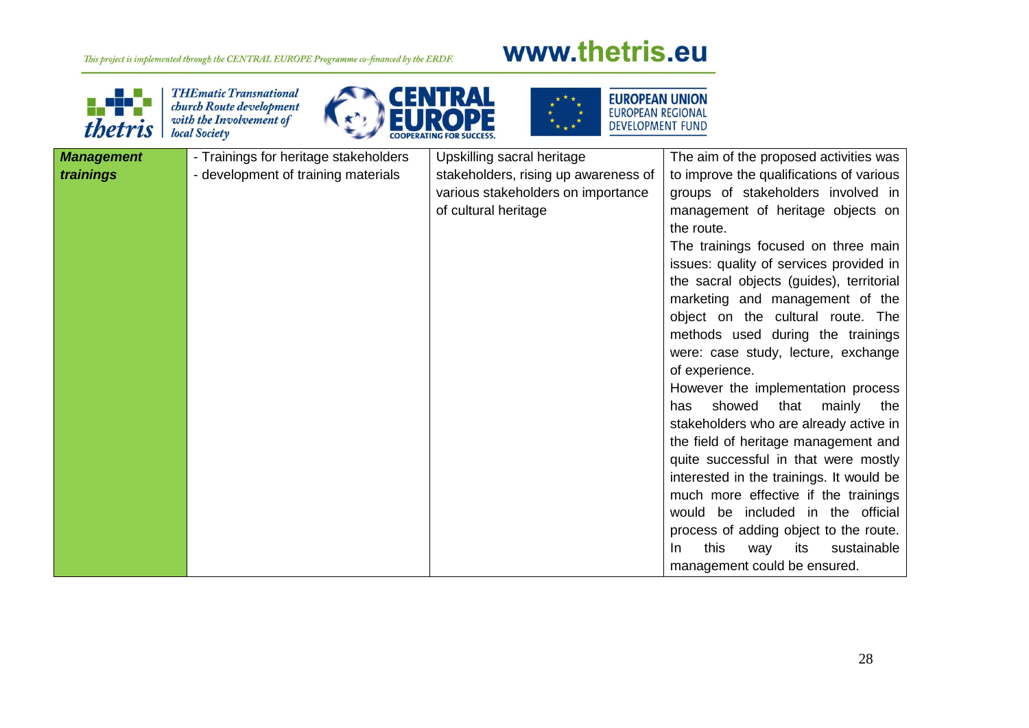| | | | |
|---|---|---|---|
| ***Management trainings*** | - Trainings for heritage stakeholders<br>- development of training materials | Upskilling sacral heritage stakeholders, rising up awareness of various stakeholders on importance of cultural heritage | The aim of the proposed activities was to improve the qualifications of various groups of stakeholders involved in management of heritage objects on the route.<br>The trainings focused on three main issues: quality of services provided in the sacral objects (guides), territorial marketing and management of the object on the cultural route. The methods used during the trainings were: case study, lecture, exchange of experience.<br>However the implementation process has showed that mainly the stakeholders who are already active in the field of heritage management and quite successful in that were mostly interested in the trainings. It would be much more effective if the trainings would be included in the official process of adding object to the route. In this way its sustainable management could be ensured. |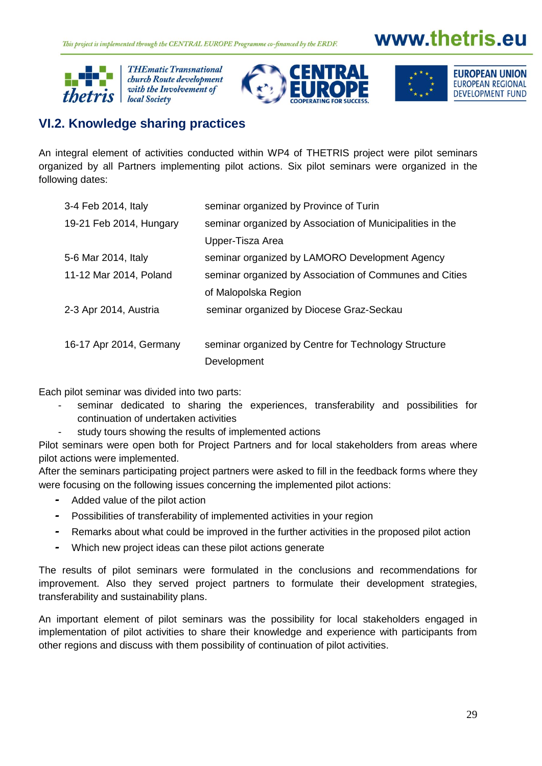## VI.2. Knowledge sharing practices

An integral element of activities conducted within WP4 of THETRIS project were pilot seminars organized by all Partners implementing pilot actions. Six pilot seminars were organized in the following dates:

| | |
|---|---|
| 3-4 Feb 2014, Italy | seminar organized by Province of Turin |
| 19-21 Feb 2014, Hungary | seminar organized by Association of Municipalities in the Upper-Tisza Area |
| 5-6 Mar 2014, Italy | seminar organized by LAMORO Development Agency |
| 11-12 Mar 2014, Poland | seminar organized by Association of Communes and Cities of Malopolska Region |
| 2-3 Apr 2014, Austria | seminar organized by Diocese Graz-Seckau |
| 16-17 Apr 2014, Germany | seminar organized by Centre for Technology Structure Development |

Each pilot seminar was divided into two parts:

- seminar dedicated to sharing the experiences, transferability and possibilities for continuation of undertaken activities
- study tours showing the results of implemented actions

Pilot seminars were open both for Project Partners and for local stakeholders from areas where pilot actions were implemented.
After the seminars participating project partners were asked to fill in the feedback forms where they were focusing on the following issues concerning the implemented pilot actions:

- Added value of the pilot action
- Possibilities of transferability of implemented activities in your region
- Remarks about what could be improved in the further activities in the proposed pilot action
- Which new project ideas can these pilot actions generate

The results of pilot seminars were formulated in the conclusions and recommendations for improvement. Also they served project partners to formulate their development strategies, transferability and sustainability plans.

An important element of pilot seminars was the possibility for local stakeholders engaged in implementation of pilot activities to share their knowledge and experience with participants from other regions and discuss with them possibility of continuation of pilot activities.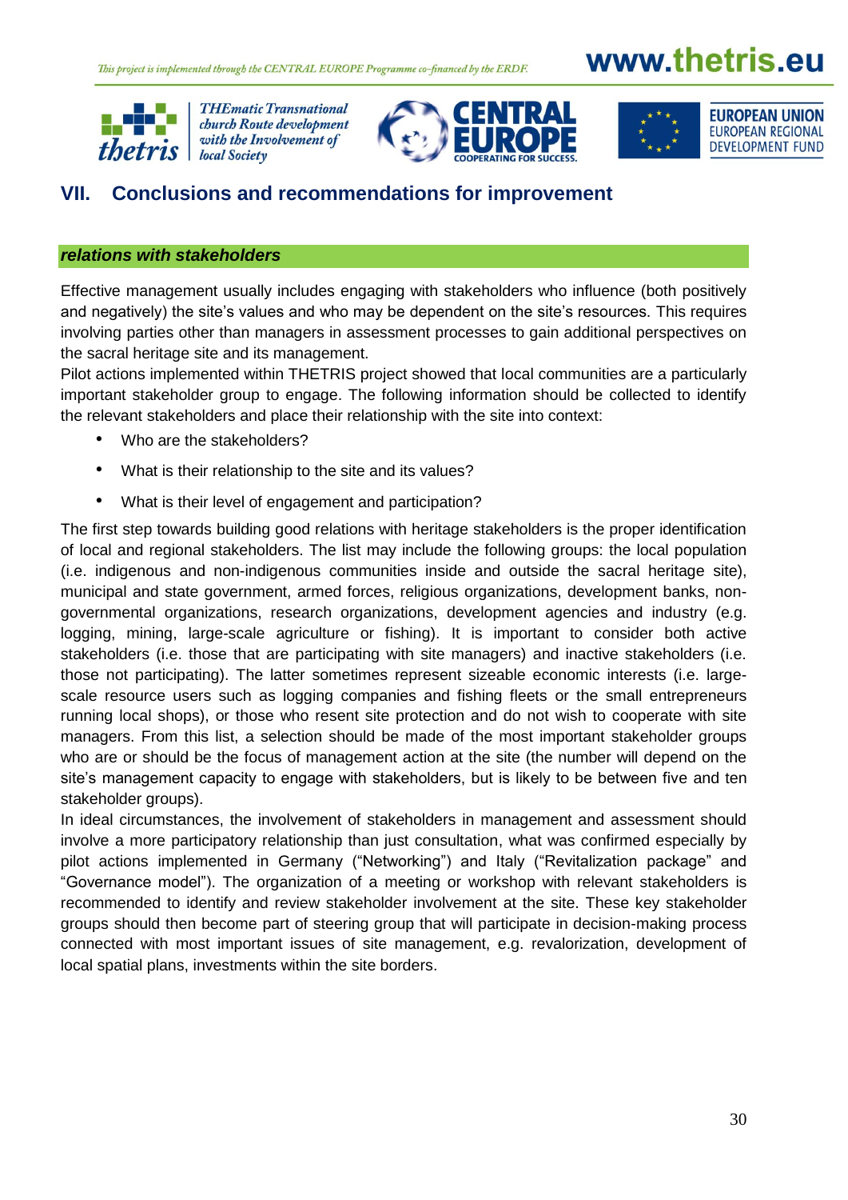## VII. Conclusions and recommendations for improvement

***relations with stakeholders***

Effective management usually includes engaging with stakeholders who influence (both positively and negatively) the site's values and who may be dependent on the site's resources. This requires involving parties other than managers in assessment processes to gain additional perspectives on the sacral heritage site and its management.

Pilot actions implemented within THETRIS project showed that local communities are a particularly important stakeholder group to engage. The following information should be collected to identify the relevant stakeholders and place their relationship with the site into context:

- Who are the stakeholders?
- What is their relationship to the site and its values?
- What is their level of engagement and participation?

The first step towards building good relations with heritage stakeholders is the proper identification of local and regional stakeholders. The list may include the following groups: the local population (i.e. indigenous and non-indigenous communities inside and outside the sacral heritage site), municipal and state government, armed forces, religious organizations, development banks, non-governmental organizations, research organizations, development agencies and industry (e.g. logging, mining, large-scale agriculture or fishing). It is important to consider both active stakeholders (i.e. those that are participating with site managers) and inactive stakeholders (i.e. those not participating). The latter sometimes represent sizeable economic interests (i.e. large-scale resource users such as logging companies and fishing fleets or the small entrepreneurs running local shops), or those who resent site protection and do not wish to cooperate with site managers. From this list, a selection should be made of the most important stakeholder groups who are or should be the focus of management action at the site (the number will depend on the site's management capacity to engage with stakeholders, but is likely to be between five and ten stakeholder groups).

In ideal circumstances, the involvement of stakeholders in management and assessment should involve a more participatory relationship than just consultation, what was confirmed especially by pilot actions implemented in Germany ("Networking") and Italy ("Revitalization package" and "Governance model"). The organization of a meeting or workshop with relevant stakeholders is recommended to identify and review stakeholder involvement at the site. These key stakeholder groups should then become part of steering group that will participate in decision-making process connected with most important issues of site management, e.g. revalorization, development of local spatial plans, investments within the site borders.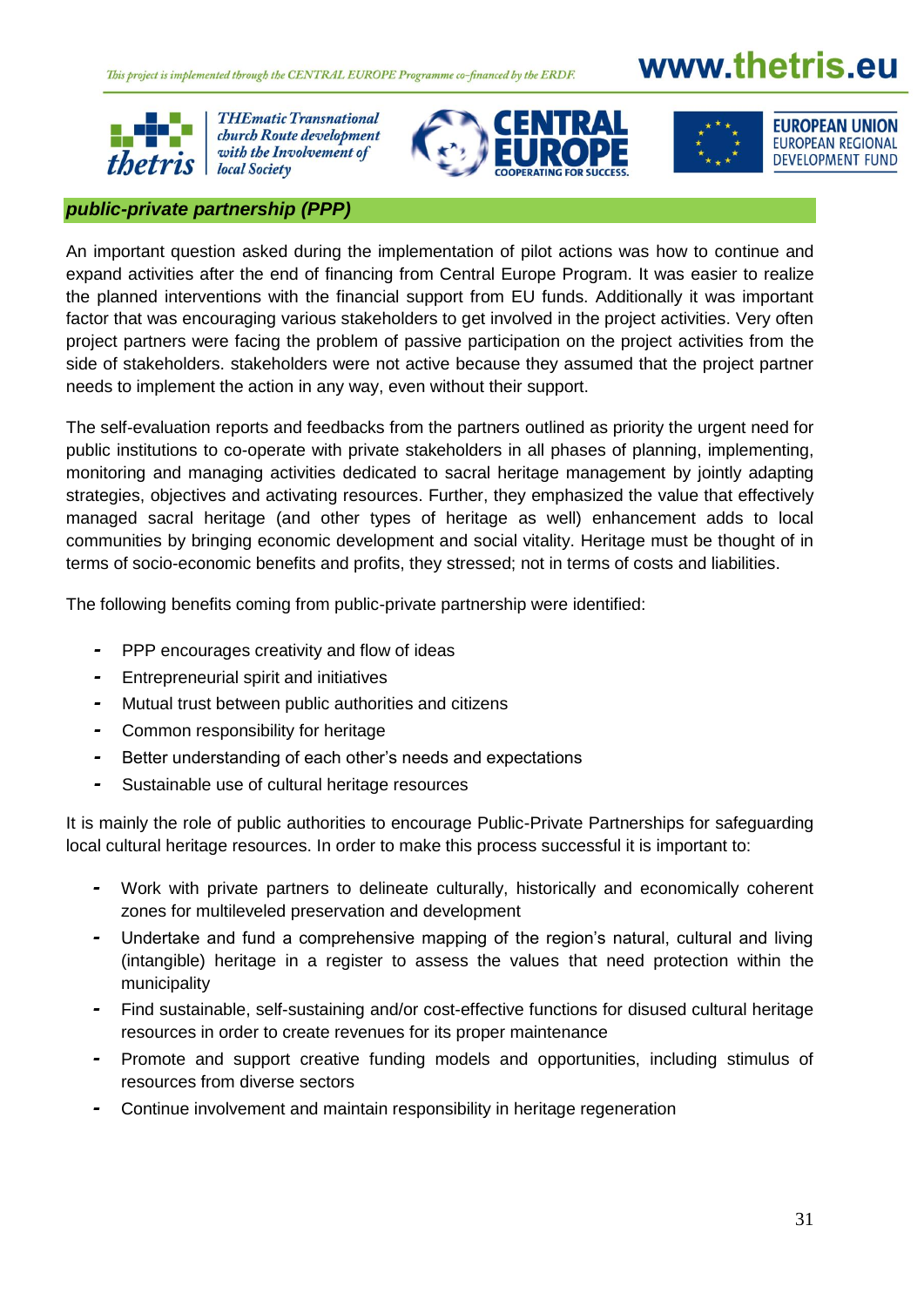## *public-private partnership (PPP)*

An important question asked during the implementation of pilot actions was how to continue and expand activities after the end of financing from Central Europe Program. It was easier to realize the planned interventions with the financial support from EU funds. Additionally it was important factor that was encouraging various stakeholders to get involved in the project activities. Very often project partners were facing the problem of passive participation on the project activities from the side of stakeholders. stakeholders were not active because they assumed that the project partner needs to implement the action in any way, even without their support.

The self-evaluation reports and feedbacks from the partners outlined as priority the urgent need for public institutions to co-operate with private stakeholders in all phases of planning, implementing, monitoring and managing activities dedicated to sacral heritage management by jointly adapting strategies, objectives and activating resources. Further, they emphasized the value that effectively managed sacral heritage (and other types of heritage as well) enhancement adds to local communities by bringing economic development and social vitality. Heritage must be thought of in terms of socio-economic benefits and profits, they stressed; not in terms of costs and liabilities.

The following benefits coming from public-private partnership were identified:

- PPP encourages creativity and flow of ideas
- Entrepreneurial spirit and initiatives
- Mutual trust between public authorities and citizens
- Common responsibility for heritage
- Better understanding of each other's needs and expectations
- Sustainable use of cultural heritage resources

It is mainly the role of public authorities to encourage Public-Private Partnerships for safeguarding local cultural heritage resources. In order to make this process successful it is important to:

- Work with private partners to delineate culturally, historically and economically coherent zones for multileveled preservation and development
- Undertake and fund a comprehensive mapping of the region's natural, cultural and living (intangible) heritage in a register to assess the values that need protection within the municipality
- Find sustainable, self-sustaining and/or cost-effective functions for disused cultural heritage resources in order to create revenues for its proper maintenance
- Promote and support creative funding models and opportunities, including stimulus of resources from diverse sectors
- Continue involvement and maintain responsibility in heritage regeneration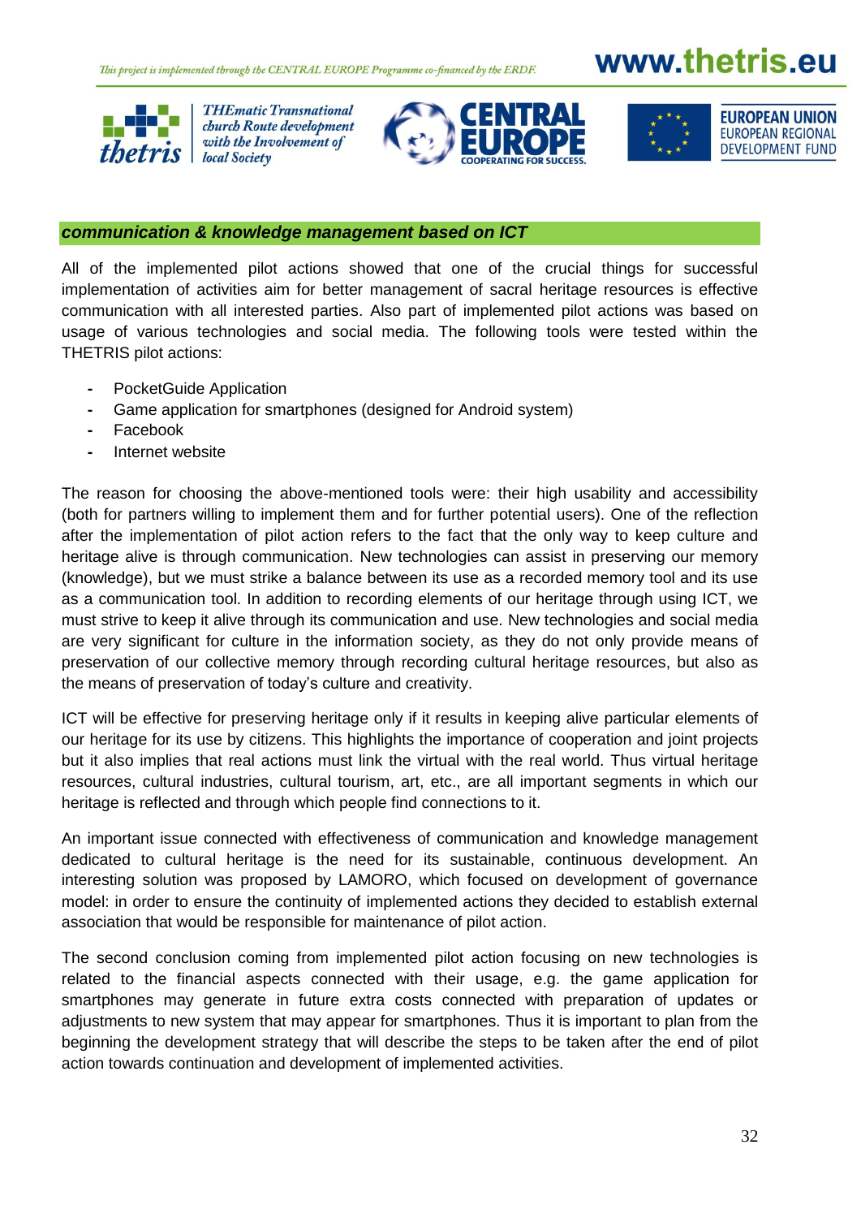## *communication & knowledge management based on ICT*

All of the implemented pilot actions showed that one of the crucial things for successful implementation of activities aim for better management of sacral heritage resources is effective communication with all interested parties. Also part of implemented pilot actions was based on usage of various technologies and social media. The following tools were tested within the THETRIS pilot actions:

- PocketGuide Application
- Game application for smartphones (designed for Android system)
- Facebook
- Internet website

The reason for choosing the above-mentioned tools were: their high usability and accessibility (both for partners willing to implement them and for further potential users). One of the reflection after the implementation of pilot action refers to the fact that the only way to keep culture and heritage alive is through communication. New technologies can assist in preserving our memory (knowledge), but we must strike a balance between its use as a recorded memory tool and its use as a communication tool. In addition to recording elements of our heritage through using ICT, we must strive to keep it alive through its communication and use. New technologies and social media are very significant for culture in the information society, as they do not only provide means of preservation of our collective memory through recording cultural heritage resources, but also as the means of preservation of today's culture and creativity.

ICT will be effective for preserving heritage only if it results in keeping alive particular elements of our heritage for its use by citizens. This highlights the importance of cooperation and joint projects but it also implies that real actions must link the virtual with the real world. Thus virtual heritage resources, cultural industries, cultural tourism, art, etc., are all important segments in which our heritage is reflected and through which people find connections to it.

An important issue connected with effectiveness of communication and knowledge management dedicated to cultural heritage is the need for its sustainable, continuous development. An interesting solution was proposed by LAMORO, which focused on development of governance model: in order to ensure the continuity of implemented actions they decided to establish external association that would be responsible for maintenance of pilot action.

The second conclusion coming from implemented pilot action focusing on new technologies is related to the financial aspects connected with their usage, e.g. the game application for smartphones may generate in future extra costs connected with preparation of updates or adjustments to new system that may appear for smartphones. Thus it is important to plan from the beginning the development strategy that will describe the steps to be taken after the end of pilot action towards continuation and development of implemented activities.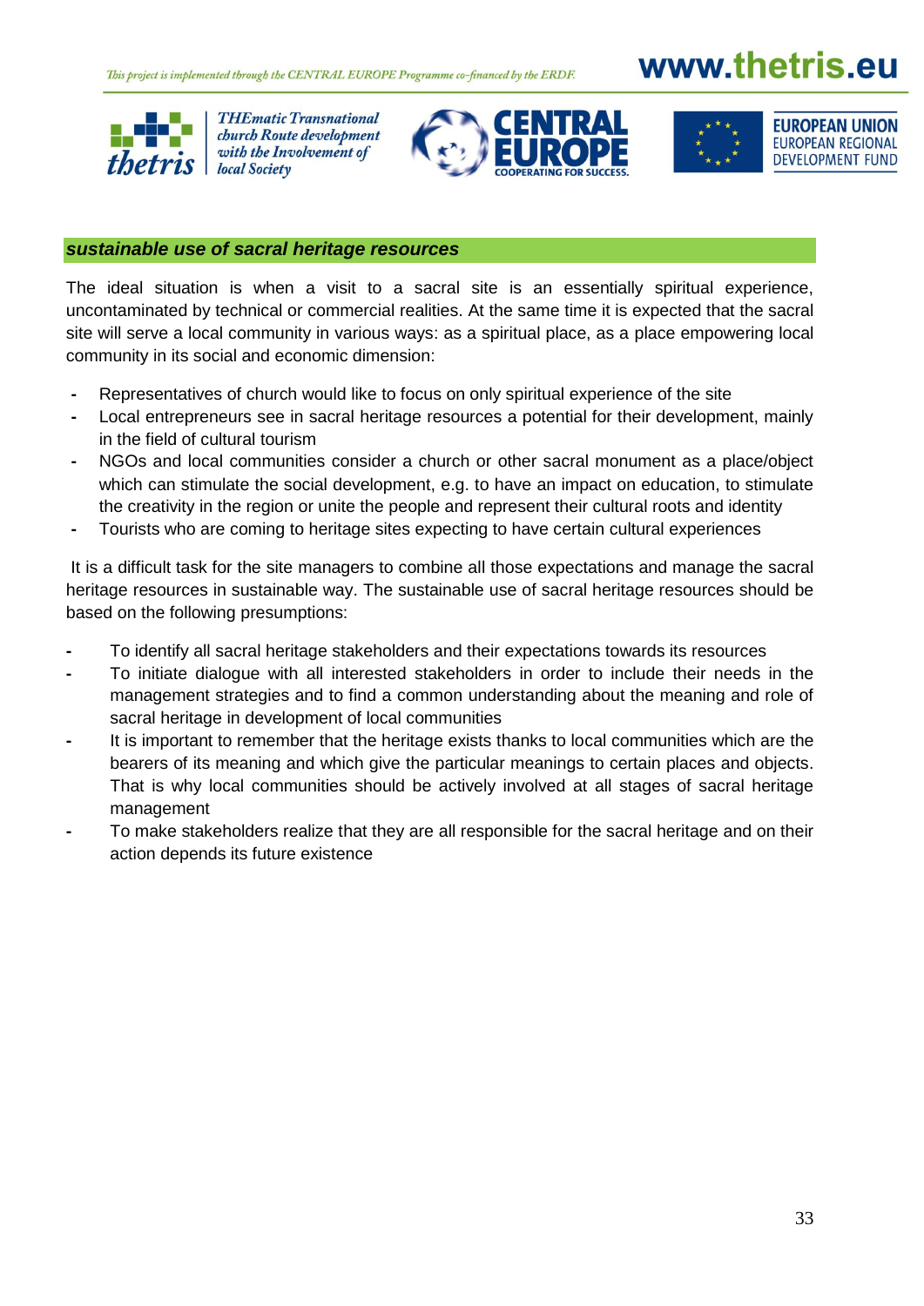### *sustainable use of sacral heritage resources*

The ideal situation is when a visit to a sacral site is an essentially spiritual experience, uncontaminated by technical or commercial realities. At the same time it is expected that the sacral site will serve a local community in various ways: as a spiritual place, as a place empowering local community in its social and economic dimension:

- Representatives of church would like to focus on only spiritual experience of the site
- Local entrepreneurs see in sacral heritage resources a potential for their development, mainly in the field of cultural tourism
- NGOs and local communities consider a church or other sacral monument as a place/object which can stimulate the social development, e.g. to have an impact on education, to stimulate the creativity in the region or unite the people and represent their cultural roots and identity
- Tourists who are coming to heritage sites expecting to have certain cultural experiences

It is a difficult task for the site managers to combine all those expectations and manage the sacral heritage resources in sustainable way. The sustainable use of sacral heritage resources should be based on the following presumptions:

- To identify all sacral heritage stakeholders and their expectations towards its resources
- To initiate dialogue with all interested stakeholders in order to include their needs in the management strategies and to find a common understanding about the meaning and role of sacral heritage in development of local communities
- It is important to remember that the heritage exists thanks to local communities which are the bearers of its meaning and which give the particular meanings to certain places and objects. That is why local communities should be actively involved at all stages of sacral heritage management
- To make stakeholders realize that they are all responsible for the sacral heritage and on their action depends its future existence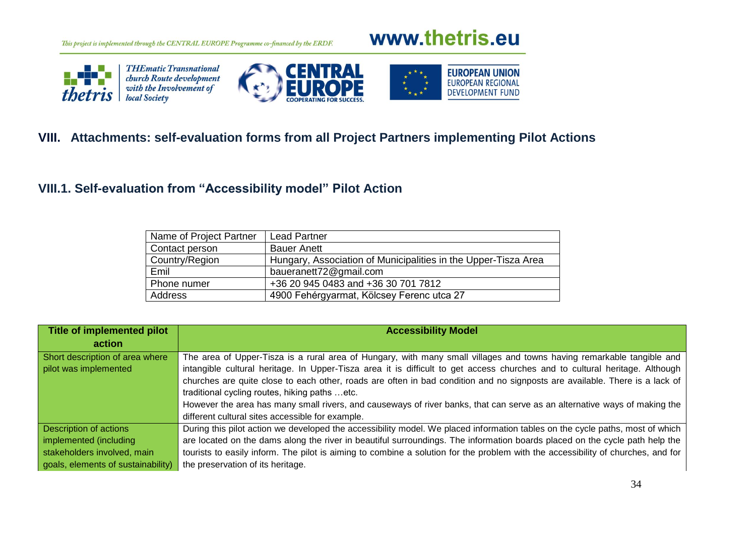## VIII. Attachments: self-evaluation forms from all Project Partners implementing Pilot Actions

### VIII.1. Self-evaluation from “Accessibility model” Pilot Action

| | |
|---|---|
| Name of Project Partner | Lead Partner |
| Contact person | Bauer Anett |
| Country/Region | Hungary, Association of Municipalities in the Upper-Tisza Area |
| Emil | baueranett72@gmail.com |
| Phone numer | +36 20 945 0483 and +36 30 701 7812 |
| Address | 4900 Fehérgyarmat, Kölcsey Ferenc utca 27 |

| **Title of implemented pilot action** | **Accessibility Model** |
|---|---|
| Short description of area where pilot was implemented | The area of Upper-Tisza is a rural area of Hungary, with many small villages and towns having remarkable tangible and intangible cultural heritage. In Upper-Tisza area it is difficult to get access churches and to cultural heritage. Although churches are quite close to each other, roads are often in bad condition and no signposts are available. There is a lack of traditional cycling routes, hiking paths …etc.<br>However the area has many small rivers, and causeways of river banks, that can serve as an alternative ways of making the different cultural sites accessible for example. |
| Description of actions implemented (including stakeholders involved, main goals, elements of sustainability) | During this pilot action we developed the accessibility model. We placed information tables on the cycle paths, most of which are located on the dams along the river in beautiful surroundings. The information boards placed on the cycle path help the tourists to easily inform. The pilot is aiming to combine a solution for the problem with the accessibility of churches, and for the preservation of its heritage. |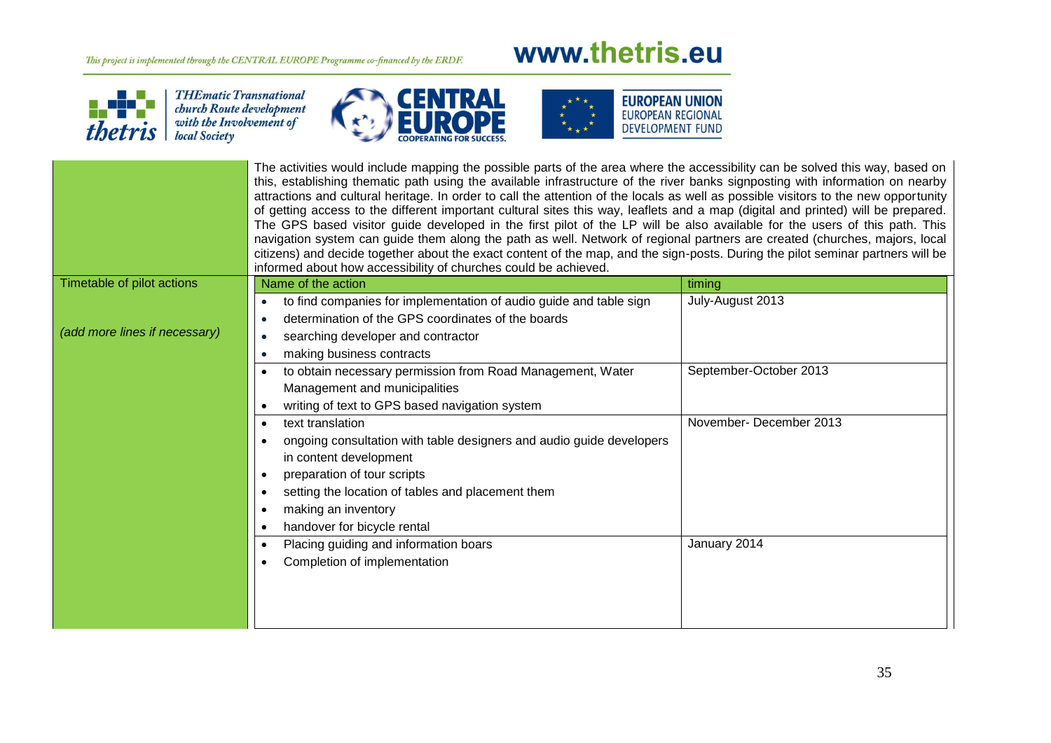| | | |
|---|---|---|
| | The activities would include mapping the possible parts of the area where the accessibility can be solved this way, based on this, establishing thematic path using the available infrastructure of the river banks signposting with information on nearby attractions and cultural heritage. In order to call the attention of the locals as well as possible visitors to the new opportunity of getting access to the different important cultural sites this way, leaflets and a map (digital and printed) will be prepared. The GPS based visitor guide developed in the first pilot of the LP will be also available for the users of this path. This navigation system can guide them along the path as well. Network of regional partners are created (churches, majors, local citizens) and decide together about the exact content of the map, and the sign-posts. During the pilot seminar partners will be informed about how accessibility of churches could be achieved. | |
| Timetable of pilot actions<br><br>*(add more lines if necessary)* | Name of the action | timing |
| | • to find companies for implementation of audio guide and table sign<br>• determination of the GPS coordinates of the boards<br>• searching developer and contractor<br>• making business contracts | July-August 2013 |
| | • to obtain necessary permission from Road Management, Water Management and municipalities<br>• writing of text to GPS based navigation system | September-October 2013 |
| | • text translation<br>• ongoing consultation with table designers and audio guide developers in content development<br>• preparation of tour scripts<br>• setting the location of tables and placement them<br>• making an inventory<br>• handover for bicycle rental | November- December 2013 |
| | • Placing guiding and information boars<br>• Completion of implementation | January 2014 |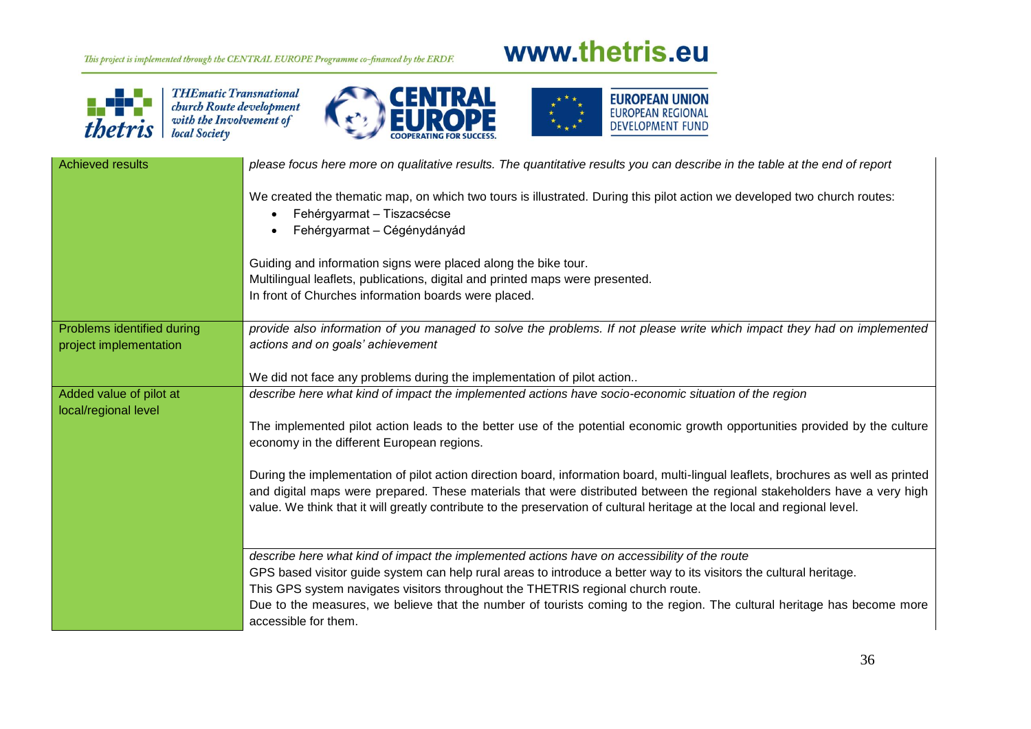| | |
|---|---|
| Achieved results | *please focus here more on qualitative results. The quantitative results you can describe in the table at the end of report*<br><br>We created the thematic map, on which two tours is illustrated. During this pilot action we developed two church routes:<br>• Fehérgyarmat – Tiszacsécse<br>• Fehérgyarmat – Cégénydányád<br><br>Guiding and information signs were placed along the bike tour.<br>Multilingual leaflets, publications, digital and printed maps were presented.<br>In front of Churches information boards were placed. |
| Problems identified during project implementation | *provide also information of you managed to solve the problems. If not please write which impact they had on implemented actions and on goals' achievement*<br><br>We did not face any problems during the implementation of pilot action.. |
| Added value of pilot at local/regional level | *describe here what kind of impact the implemented actions have socio-economic situation of the region*<br><br>The implemented pilot action leads to the better use of the potential economic growth opportunities provided by the culture economy in the different European regions.<br><br>During the implementation of pilot action direction board, information board, multi-lingual leaflets, brochures as well as printed and digital maps were prepared. These materials that were distributed between the regional stakeholders have a very high value. We think that it will greatly contribute to the preservation of cultural heritage at the local and regional level. |
| | *describe here what kind of impact the implemented actions have on accessibility of the route*<br>GPS based visitor guide system can help rural areas to introduce a better way to its visitors the cultural heritage.<br>This GPS system navigates visitors throughout the THETRIS regional church route.<br>Due to the measures, we believe that the number of tourists coming to the region. The cultural heritage has become more accessible for them. |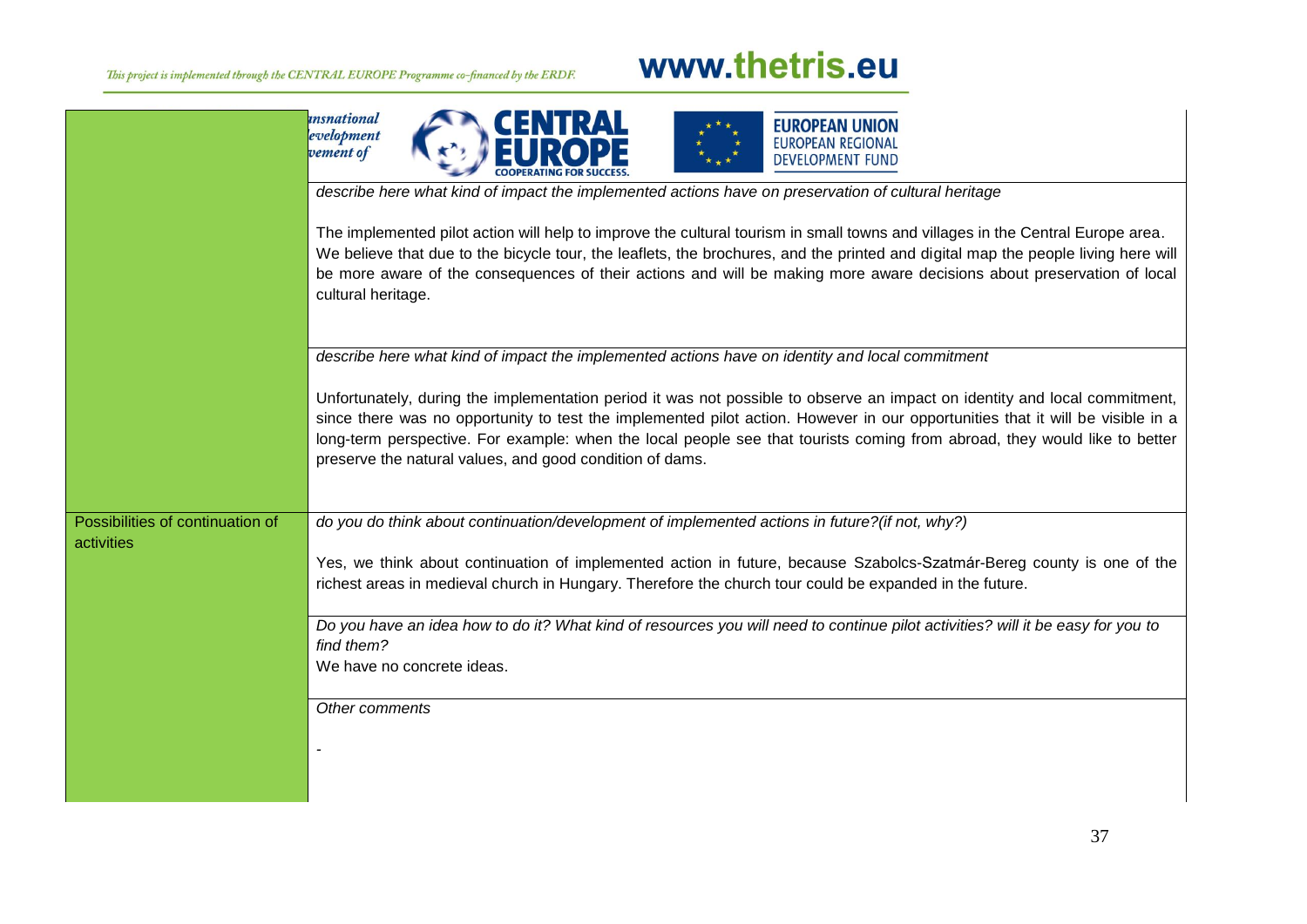| | |
|---|---|
| | *describe here what kind of impact the implemented actions have on preservation of cultural heritage*<br><br>The implemented pilot action will help to improve the cultural tourism in small towns and villages in the Central Europe area. We believe that due to the bicycle tour, the leaflets, the brochures, and the printed and digital map the people living here will be more aware of the consequences of their actions and will be making more aware decisions about preservation of local cultural heritage. |
| | *describe here what kind of impact the implemented actions have on identity and local commitment*<br><br>Unfortunately, during the implementation period it was not possible to observe an impact on identity and local commitment, since there was no opportunity to test the implemented pilot action. However in our opportunities that it will be visible in a long-term perspective. For example: when the local people see that tourists coming from abroad, they would like to better preserve the natural values, and good condition of dams. |
| Possibilities of continuation of activities | *do you do think about continuation/development of implemented actions in future?(if not, why?)*<br><br>Yes, we think about continuation of implemented action in future, because Szabolcs-Szatmár-Bereg county is one of the richest areas in medieval church in Hungary. Therefore the church tour could be expanded in the future. |
| | *Do you have an idea how to do it? What kind of resources you will need to continue pilot activities? will it be easy for you to find them?*<br>We have no concrete ideas. |
| | *Other comments*<br><br>- |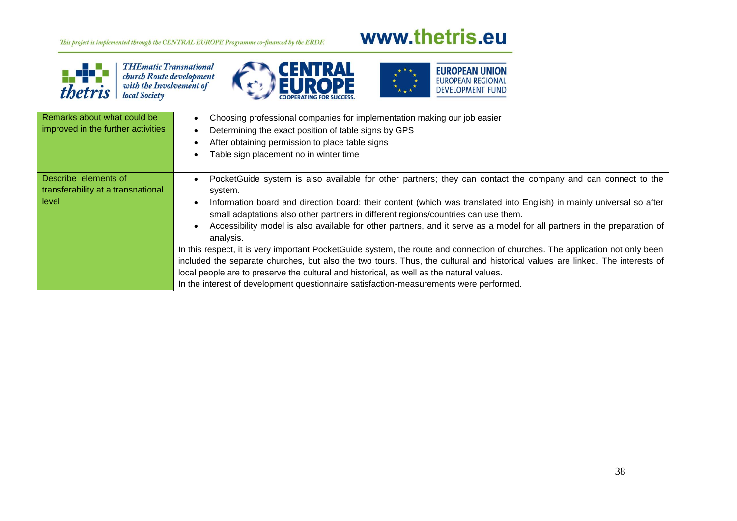| | |
|---|---|
| Remarks about what could be improved in the further activities | • Choosing professional companies for implementation making our job easier<br>• Determining the exact position of table signs by GPS<br>• After obtaining permission to place table signs<br>• Table sign placement no in winter time |
| Describe elements of transferability at a transnational level | • PocketGuide system is also available for other partners; they can contact the company and can connect to the system.<br>• Information board and direction board: their content (which was translated into English) in mainly universal so after small adaptations also other partners in different regions/countries can use them.<br>• Accessibility model is also available for other partners, and it serve as a model for all partners in the preparation of analysis.<br>In this respect, it is very important PocketGuide system, the route and connection of churches. The application not only been included the separate churches, but also the two tours. Thus, the cultural and historical values are linked. The interests of local people are to preserve the cultural and historical, as well as the natural values.<br>In the interest of development questionnaire satisfaction-measurements were performed. |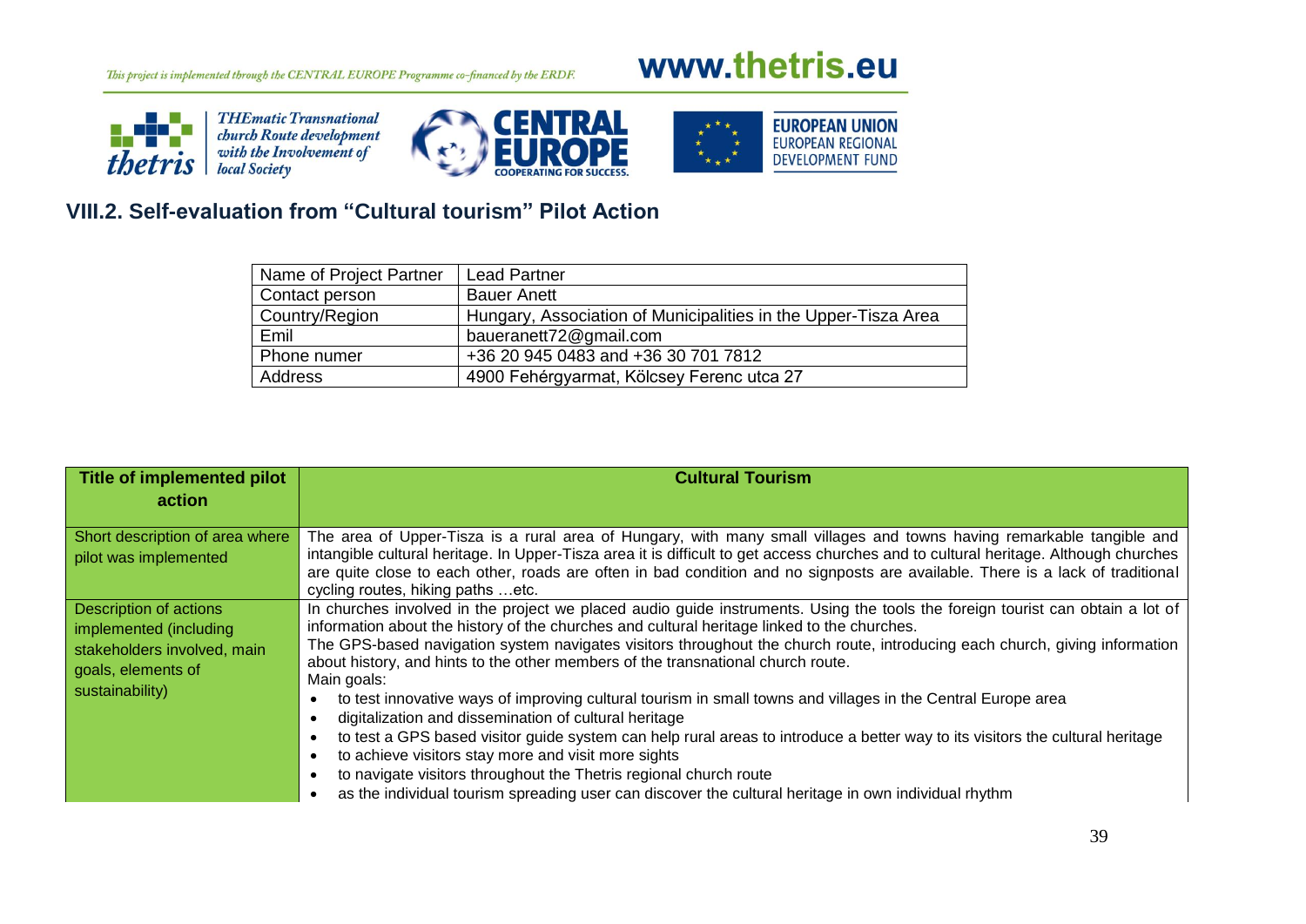## VIII.2. Self-evaluation from "Cultural tourism" Pilot Action

| | |
|---|---|
| Name of Project Partner | Lead Partner |
| Contact person | Bauer Anett |
| Country/Region | Hungary, Association of Municipalities in the Upper-Tisza Area |
| Emil | baueranett72@gmail.com |
| Phone numer | +36 20 945 0483 and +36 30 701 7812 |
| Address | 4900 Fehérgyarmat, Kölcsey Ferenc utca 27 |

| **Title of implemented pilot action** | **Cultural Tourism** |
|---|---|
| Short description of area where pilot was implemented | The area of Upper-Tisza is a rural area of Hungary, with many small villages and towns having remarkable tangible and intangible cultural heritage. In Upper-Tisza area it is difficult to get access churches and to cultural heritage. Although churches are quite close to each other, roads are often in bad condition and no signposts are available. There is a lack of traditional cycling routes, hiking paths …etc. |
| Description of actions implemented (including stakeholders involved, main goals, elements of sustainability) | In churches involved in the project we placed audio guide instruments. Using the tools the foreign tourist can obtain a lot of information about the history of the churches and cultural heritage linked to the churches.<br>The GPS-based navigation system navigates visitors throughout the church route, introducing each church, giving information about history, and hints to the other members of the transnational church route.<br>Main goals:<br>• to test innovative ways of improving cultural tourism in small towns and villages in the Central Europe area<br>• digitalization and dissemination of cultural heritage<br>• to test a GPS based visitor guide system can help rural areas to introduce a better way to its visitors the cultural heritage<br>• to achieve visitors stay more and visit more sights<br>• to navigate visitors throughout the Thetris regional church route<br>• as the individual tourism spreading user can discover the cultural heritage in own individual rhythm |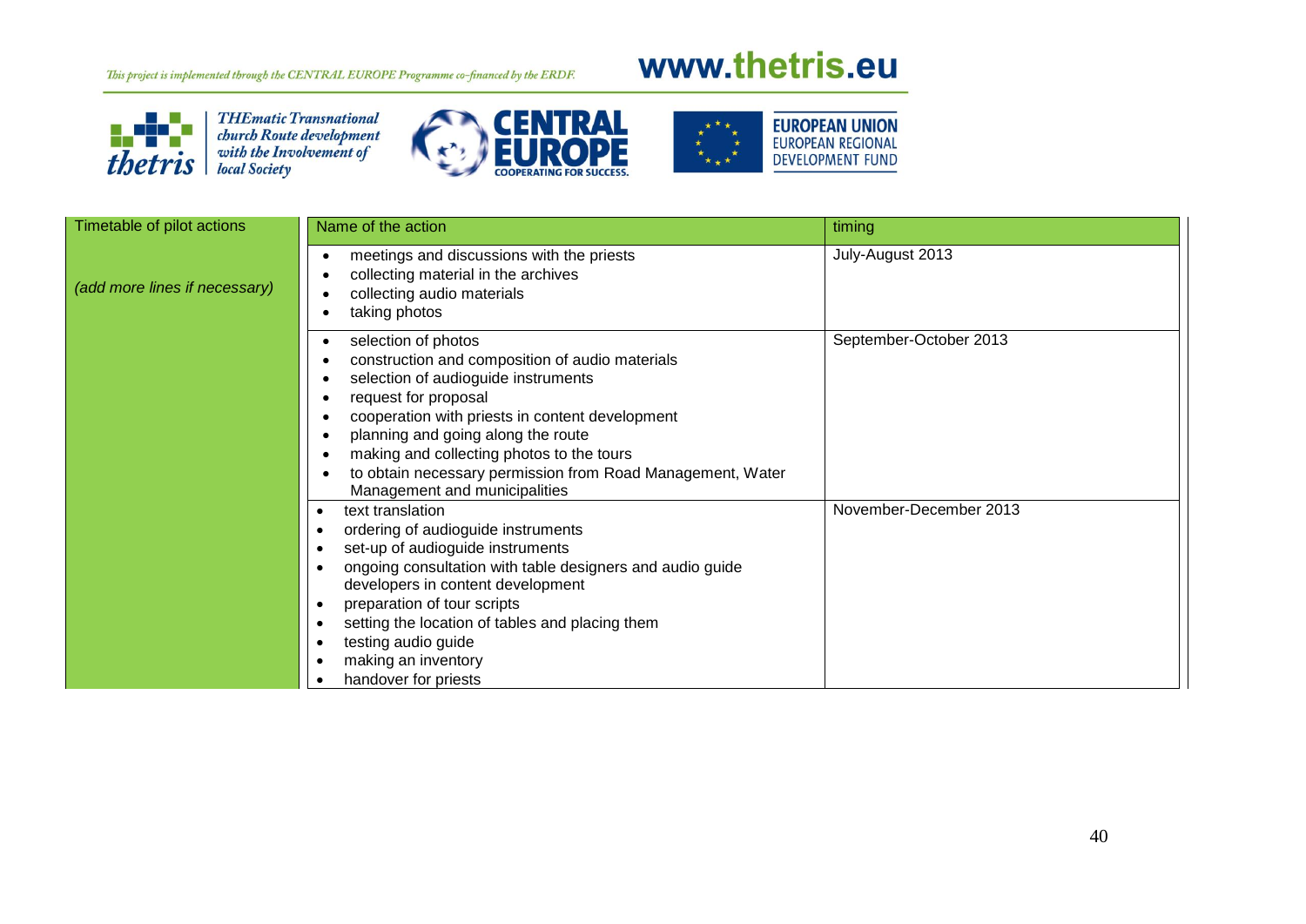| Timetable of pilot actions<br><br>*(add more lines if necessary)* | Name of the action | timing |
|---|---|---|
| | • meetings and discussions with the priests<br>• collecting material in the archives<br>• collecting audio materials<br>• taking photos | July-August 2013 |
| | • selection of photos<br>• construction and composition of audio materials<br>• selection of audioguide instruments<br>• request for proposal<br>• cooperation with priests in content development<br>• planning and going along the route<br>• making and collecting photos to the tours<br>• to obtain necessary permission from Road Management, Water Management and municipalities | September-October 2013 |
| | • text translation<br>• ordering of audioguide instruments<br>• set-up of audioguide instruments<br>• ongoing consultation with table designers and audio guide developers in content development<br>• preparation of tour scripts<br>• setting the location of tables and placing them<br>• testing audio guide<br>• making an inventory<br>• handover for priests | November-December 2013 |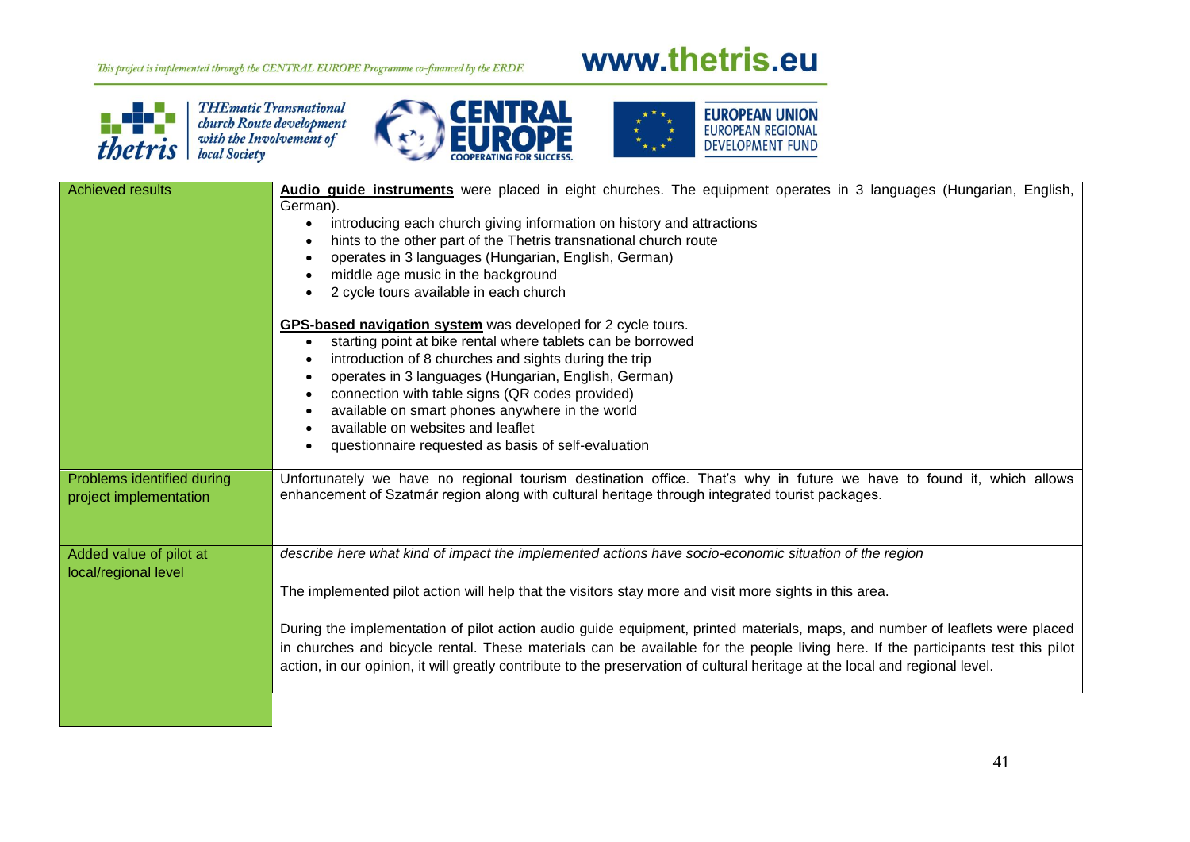| | |
|---|---|
| Achieved results | **Audio guide instruments** were placed in eight churches. The equipment operates in 3 languages (Hungarian, English, German).<br>• introducing each church giving information on history and attractions<br>• hints to the other part of the Thetris transnational church route<br>• operates in 3 languages (Hungarian, English, German)<br>• middle age music in the background<br>• 2 cycle tours available in each church<br><br>**GPS-based navigation system** was developed for 2 cycle tours.<br>• starting point at bike rental where tablets can be borrowed<br>• introduction of 8 churches and sights during the trip<br>• operates in 3 languages (Hungarian, English, German)<br>• connection with table signs (QR codes provided)<br>• available on smart phones anywhere in the world<br>• available on websites and leaflet<br>• questionnaire requested as basis of self-evaluation |
| Problems identified during project implementation | Unfortunately we have no regional tourism destination office. That's why in future we have to found it, which allows enhancement of Szatmár region along with cultural heritage through integrated tourist packages. |
| Added value of pilot at local/regional level | *describe here what kind of impact the implemented actions have socio-economic situation of the region*<br><br>The implemented pilot action will help that the visitors stay more and visit more sights in this area.<br><br>During the implementation of pilot action audio guide equipment, printed materials, maps, and number of leaflets were placed in churches and bicycle rental. These materials can be available for the people living here. If the participants test this pilot action, in our opinion, it will greatly contribute to the preservation of cultural heritage at the local and regional level. |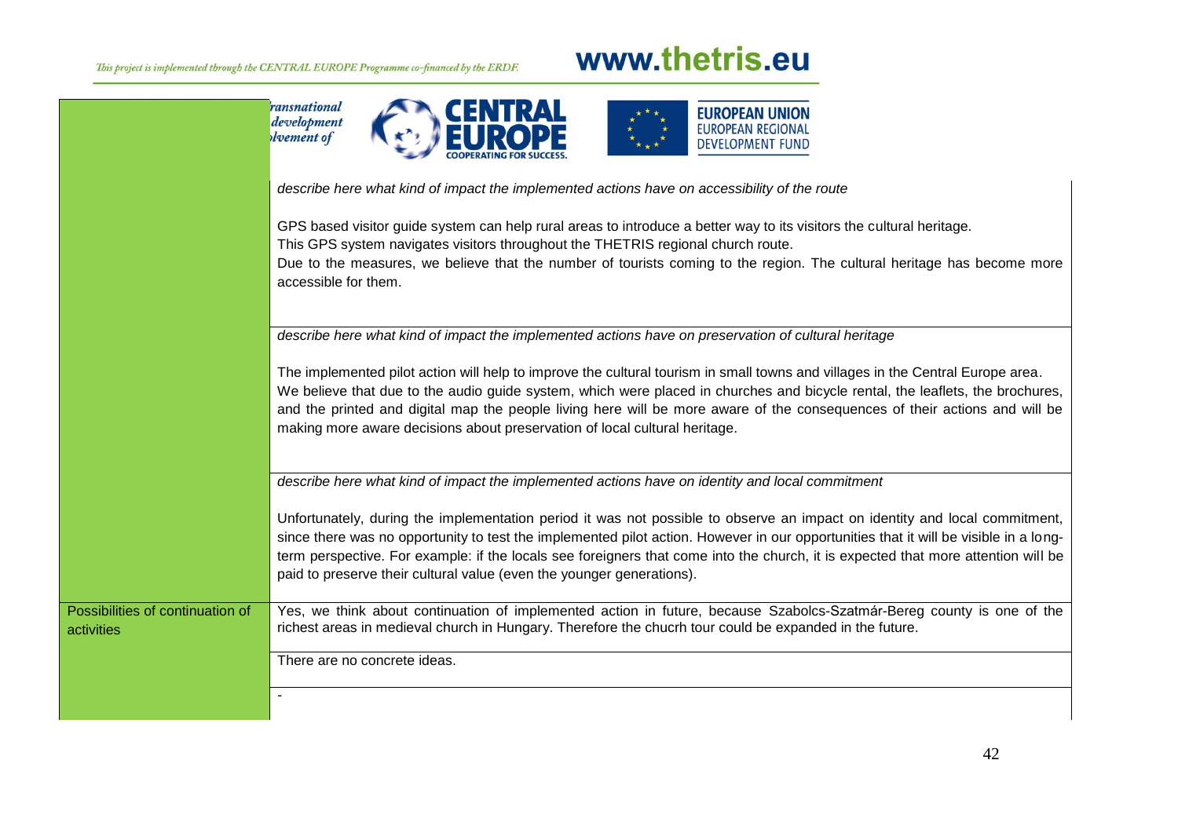| | |
|---|---|
| | *describe here what kind of impact the implemented actions have on accessibility of the route*<br><br>GPS based visitor guide system can help rural areas to introduce a better way to its visitors the cultural heritage.<br>This GPS system navigates visitors throughout the THETRIS regional church route.<br>Due to the measures, we believe that the number of tourists coming to the region. The cultural heritage has become more accessible for them. |
| | *describe here what kind of impact the implemented actions have on preservation of cultural heritage*<br><br>The implemented pilot action will help to improve the cultural tourism in small towns and villages in the Central Europe area.<br>We believe that due to the audio guide system, which were placed in churches and bicycle rental, the leaflets, the brochures, and the printed and digital map the people living here will be more aware of the consequences of their actions and will be making more aware decisions about preservation of local cultural heritage. |
| | *describe here what kind of impact the implemented actions have on identity and local commitment*<br><br>Unfortunately, during the implementation period it was not possible to observe an impact on identity and local commitment, since there was no opportunity to test the implemented pilot action. However in our opportunities that it will be visible in a long-term perspective. For example: if the locals see foreigners that come into the church, it is expected that more attention will be paid to preserve their cultural value (even the younger generations). |
| Possibilities of continuation of activities | Yes, we think about continuation of implemented action in future, because Szabolcs-Szatmár-Bereg county is one of the richest areas in medieval church in Hungary. Therefore the chucrh tour could be expanded in the future. |
| | There are no concrete ideas. |
| | - |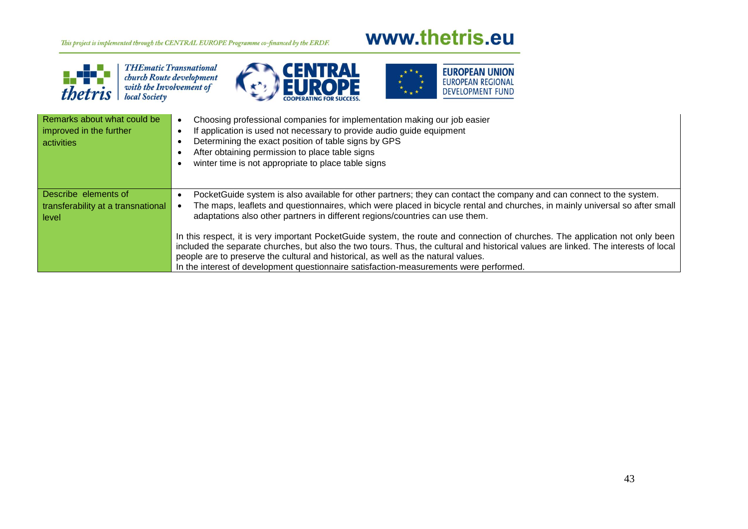| | |
|---|---|
| Remarks about what could be improved in the further activities | • Choosing professional companies for implementation making our job easier<br>• If application is used not necessary to provide audio guide equipment<br>• Determining the exact position of table signs by GPS<br>• After obtaining permission to place table signs<br>• winter time is not appropriate to place table signs |
| Describe elements of transferability at a transnational level | • PocketGuide system is also available for other partners; they can contact the company and can connect to the system.<br>• The maps, leaflets and questionnaires, which were placed in bicycle rental and churches, in mainly universal so after small adaptations also other partners in different regions/countries can use them.<br><br>In this respect, it is very important PocketGuide system, the route and connection of churches. The application not only been included the separate churches, but also the two tours. Thus, the cultural and historical values are linked. The interests of local people are to preserve the cultural and historical, as well as the natural values.<br>In the interest of development questionnaire satisfaction-measurements were performed. |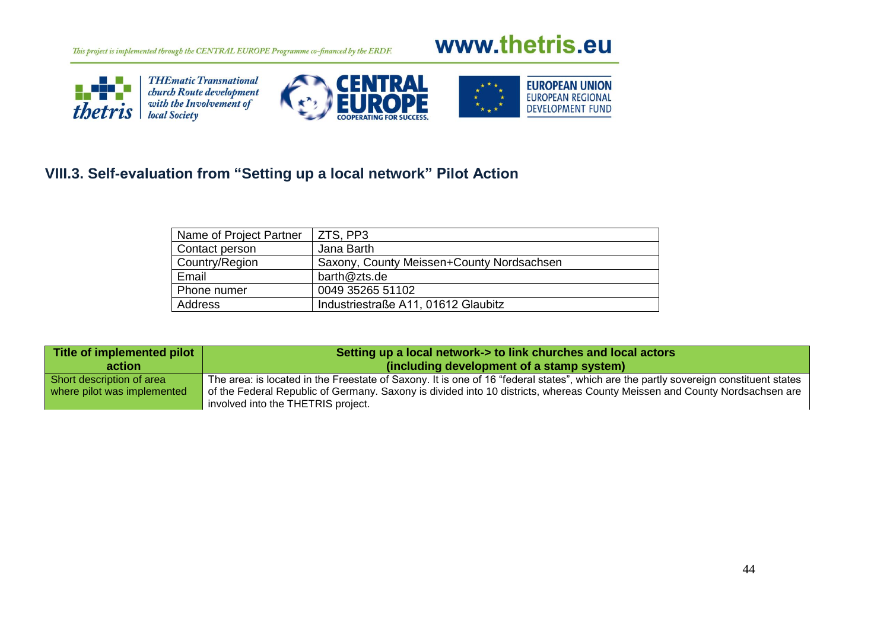### VIII.3. Self-evaluation from "Setting up a local network" Pilot Action

| | |
|---|---|
| Name of Project Partner | ZTS, PP3 |
| Contact person | Jana Barth |
| Country/Region | Saxony, County Meissen+County Nordsachsen |
| Email | barth@zts.de |
| Phone numer | 0049 35265 51102 |
| Address | Industriestraße A11, 01612 Glaubitz |

| Title of implemented pilot action | Setting up a local network-> to link churches and local actors (including development of a stamp system) |
|---|---|
| Short description of area where pilot was implemented | The area: is located in the Freestate of Saxony. It is one of 16 "federal states", which are the partly sovereign constituent states of the Federal Republic of Germany. Saxony is divided into 10 districts, whereas County Meissen and County Nordsachsen are involved into the THETRIS project. |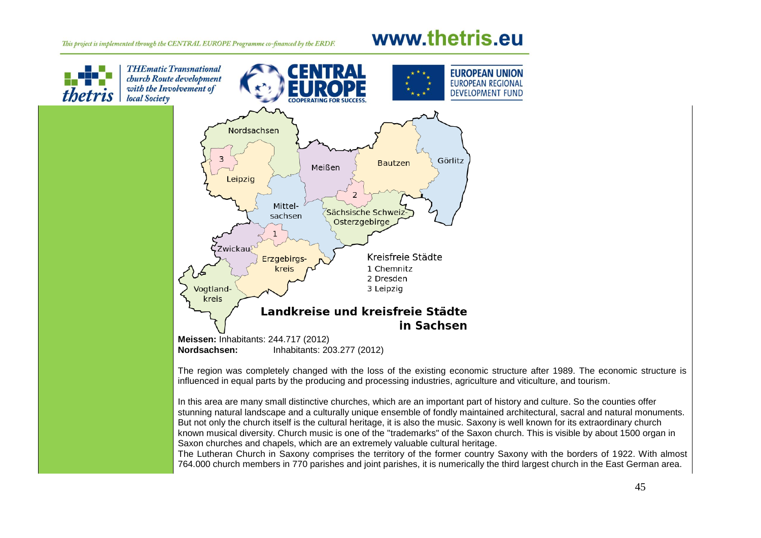Landkreise und kreisfreie Städte in Sachsen

Nordsachsen
Leipzig
3
Meißen
Bautzen
Görlitz
2
Mittel-sachsen
Sächsische Schweiz-Osterzgebirge
1
Zwickau
Erzgebirgs-kreis
Vogtland-kreis

Kreisfreie Städte
1 Chemnitz
2 Dresden
3 Leipzig

**Meissen:** Inhabitants: 244.717 (2012)
**Nordsachsen:** Inhabitants: 203.277 (2012)

The region was completely changed with the loss of the existing economic structure after 1989. The economic structure is influenced in equal parts by the producing and processing industries, agriculture and viticulture, and tourism.

In this area are many small distinctive churches, which are an important part of history and culture. So the counties offer stunning natural landscape and a culturally unique ensemble of fondly maintained architectural, sacral and natural monuments. But not only the church itself is the cultural heritage, it is also the music. Saxony is well known for its extraordinary church known musical diversity. Church music is one of the "trademarks" of the Saxon church. This is visible by about 1500 organ in Saxon churches and chapels, which are an extremely valuable cultural heritage.
The Lutheran Church in Saxony comprises the territory of the former country Saxony with the borders of 1922. With almost 764.000 church members in 770 parishes and joint parishes, it is numerically the third largest church in the East German area.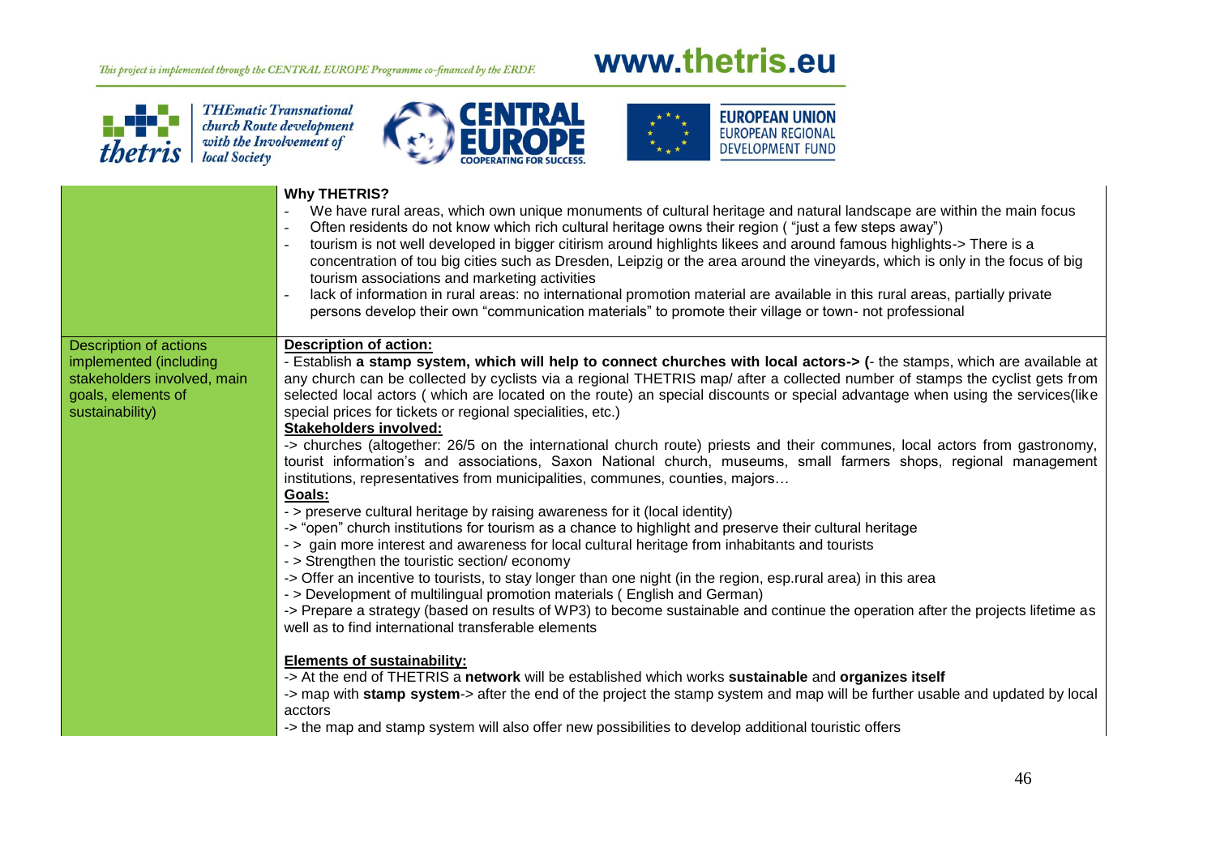| | |
|---|---|
| | **Why THETRIS?**<br>- We have rural areas, which own unique monuments of cultural heritage and natural landscape are within the main focus<br>- Often residents do not know which rich cultural heritage owns their region ( "just a few steps away")<br>- tourism is not well developed in bigger citirism around highlights likees and around famous highlights-> There is a concentration of tou big cities such as Dresden, Leipzig or the area around the vineyards, which is only in the focus of big tourism associations and marketing activities<br>- lack of information in rural areas: no international promotion material are available in this rural areas, partially private persons develop their own "communication materials" to promote their village or town- not professional |
| Description of actions implemented (including stakeholders involved, main goals, elements of sustainability) | **Description of action:**<br>- Establish **a stamp system, which will help to connect churches with local actors-> (**- the stamps, which are available at any church can be collected by cyclists via a regional THETRIS map/ after a collected number of stamps the cyclist gets from selected local actors ( which are located on the route) an special discounts or special advantage when using the services(like special prices for tickets or regional specialities, etc.)<br>**Stakeholders involved:**<br>-> churches (altogether: 26/5 on the international church route) priests and their communes, local actors from gastronomy, tourist information's and associations, Saxon National church, museums, small farmers shops, regional management institutions, representatives from municipalities, communes, counties, majors…<br>**Goals:**<br>- > preserve cultural heritage by raising awareness for it (local identity)<br>-> "open" church institutions for tourism as a chance to highlight and preserve their cultural heritage<br>- > gain more interest and awareness for local cultural heritage from inhabitants and tourists<br>- > Strengthen the touristic section/ economy<br>-> Offer an incentive to tourists, to stay longer than one night (in the region, esp.rural area) in this area<br>- > Development of multilingual promotion materials ( English and German)<br>-> Prepare a strategy (based on results of WP3) to become sustainable and continue the operation after the projects lifetime as well as to find international transferable elements<br><br>**Elements of sustainability:**<br>-> At the end of THETRIS a **network** will be established which works **sustainable** and **organizes itself**<br>-> map with **stamp system**-> after the end of the project the stamp system and map will be further usable and updated by local acctors<br>-> the map and stamp system will also offer new possibilities to develop additional touristic offers |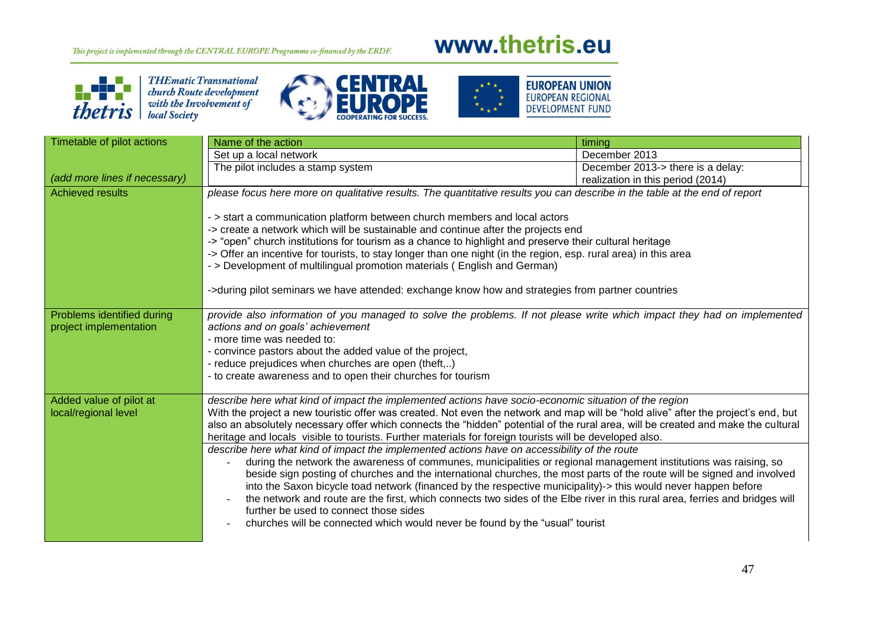| | | |
|---|---|---|
| Timetable of pilot actions<br><br>*(add more lines if necessary)* | Name of the action | timing |
| | Set up a local network | December 2013 |
| | The pilot includes a stamp system | December 2013-> there is a delay: realization in this period (2014) |
| Achieved results | *please focus here more on qualitative results. The quantitative results you can describe in the table at the end of report*<br><br>- > start a communication platform between church members and local actors<br>-> create a network which will be sustainable and continue after the projects end<br>-> "open" church institutions for tourism as a chance to highlight and preserve their cultural heritage<br>-> Offer an incentive for tourists, to stay longer than one night (in the region, esp. rural area) in this area<br>- > Development of multilingual promotion materials ( English and German)<br><br>->during pilot seminars we have attended: exchange know how and strategies from partner countries | |
| Problems identified during project implementation | *provide also information of you managed to solve the problems. If not please write which impact they had on implemented actions and on goals' achievement*<br>- more time was needed to:<br>- convince pastors about the added value of the project,<br>- reduce prejudices when churches are open (theft,..)<br>- to create awareness and to open their churches for tourism | |
| Added value of pilot at local/regional level | *describe here what kind of impact the implemented actions have socio-economic situation of the region*<br>With the project a new touristic offer was created. Not even the network and map will be "hold alive" after the project's end, but also an absolutely necessary offer which connects the "hidden" potential of the rural area, will be created and make the cultural heritage and locals visible to tourists. Further materials for foreign tourists will be developed also. | |
| | *describe here what kind of impact the implemented actions have on accessibility of the route*<br>- during the network the awareness of communes, municipalities or regional management institutions was raising, so beside sign posting of churches and the international churches, the most parts of the route will be signed and involved into the Saxon bicycle toad network (financed by the respective municipality)-> this would never happen before<br>- the network and route are the first, which connects two sides of the Elbe river in this rural area, ferries and bridges will further be used to connect those sides<br>- churches will be connected which would never be found by the "usual" tourist | |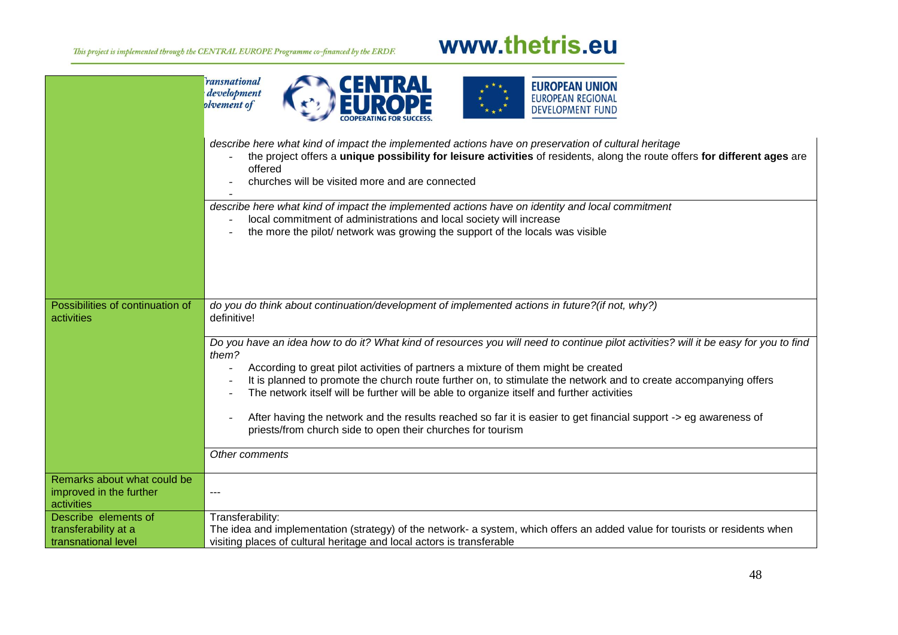| | |
|---|---|
| | *describe here what kind of impact the implemented actions have on preservation of cultural heritage*<br>- the project offers a **unique possibility for leisure activities** of residents, along the route offers **for different ages** are offered<br>- churches will be visited more and are connected<br>- |
| | *describe here what kind of impact the implemented actions have on identity and local commitment*<br>- local commitment of administrations and local society will increase<br>- the more the pilot/ network was growing the support of the locals was visible |
| Possibilities of continuation of activities | *do you do think about continuation/development of implemented actions in future?(if not, why?)*<br>definitive! |
| | *Do you have an idea how to do it? What kind of resources you will need to continue pilot activities? will it be easy for you to find them?*<br>- According to great pilot activities of partners a mixture of them might be created<br>- It is planned to promote the church route further on, to stimulate the network and to create accompanying offers<br>- The network itself will be further will be able to organize itself and further activities<br><br>- After having the network and the results reached so far it is easier to get financial support -> eg awareness of priests/from church side to open their churches for tourism |
| | *Other comments* |
| Remarks about what could be improved in the further activities | --- |
| Describe elements of transferability at a transnational level | Transferability:<br>The idea and implementation (strategy) of the network- a system, which offers an added value for tourists or residents when visiting places of cultural heritage and local actors is transferable |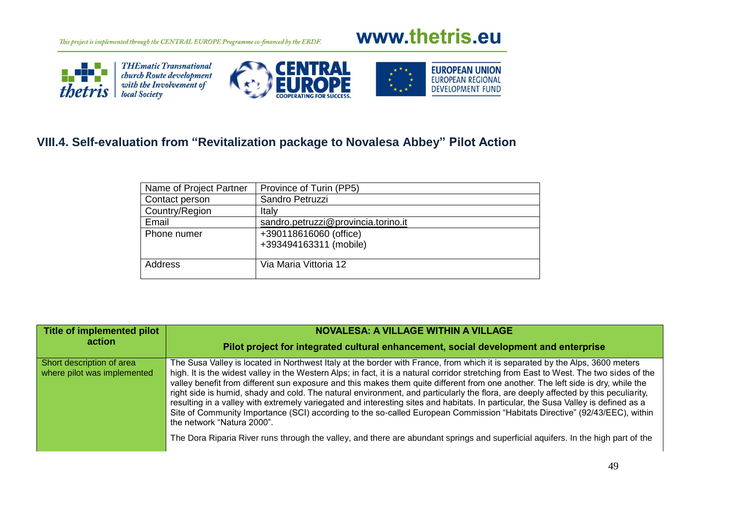## VIII.4. Self-evaluation from "Revitalization package to Novalesa Abbey" Pilot Action

| | |
|---|---|
| Name of Project Partner | Province of Turin (PP5) |
| Contact person | Sandro Petruzzi |
| Country/Region | Italy |
| Email | sandro.petruzzi@provincia.torino.it |
| Phone numer | +390118616060 (office)<br>+393494163311 (mobile) |
| Address | Via Maria Vittoria 12 |

| **Title of implemented pilot action** | **NOVALESA: A VILLAGE WITHIN A VILLAGE**<br>**Pilot project for integrated cultural enhancement, social development and enterprise** |
|---|---|
| Short description of area where pilot was implemented | The Susa Valley is located in Northwest Italy at the border with France, from which it is separated by the Alps, 3600 meters high. It is the widest valley in the Western Alps; in fact, it is a natural corridor stretching from East to West. The two sides of the valley benefit from different sun exposure and this makes them quite different from one another. The left side is dry, while the right side is humid, shady and cold. The natural environment, and particularly the flora, are deeply affected by this peculiarity, resulting in a valley with extremely variegated and interesting sites and habitats. In particular, the Susa Valley is defined as a Site of Community Importance (SCI) according to the so-called European Commission "Habitats Directive" (92/43/EEC), within the network "Natura 2000".<br><br>The Dora Riparia River runs through the valley, and there are abundant springs and superficial aquifers. In the high part of the |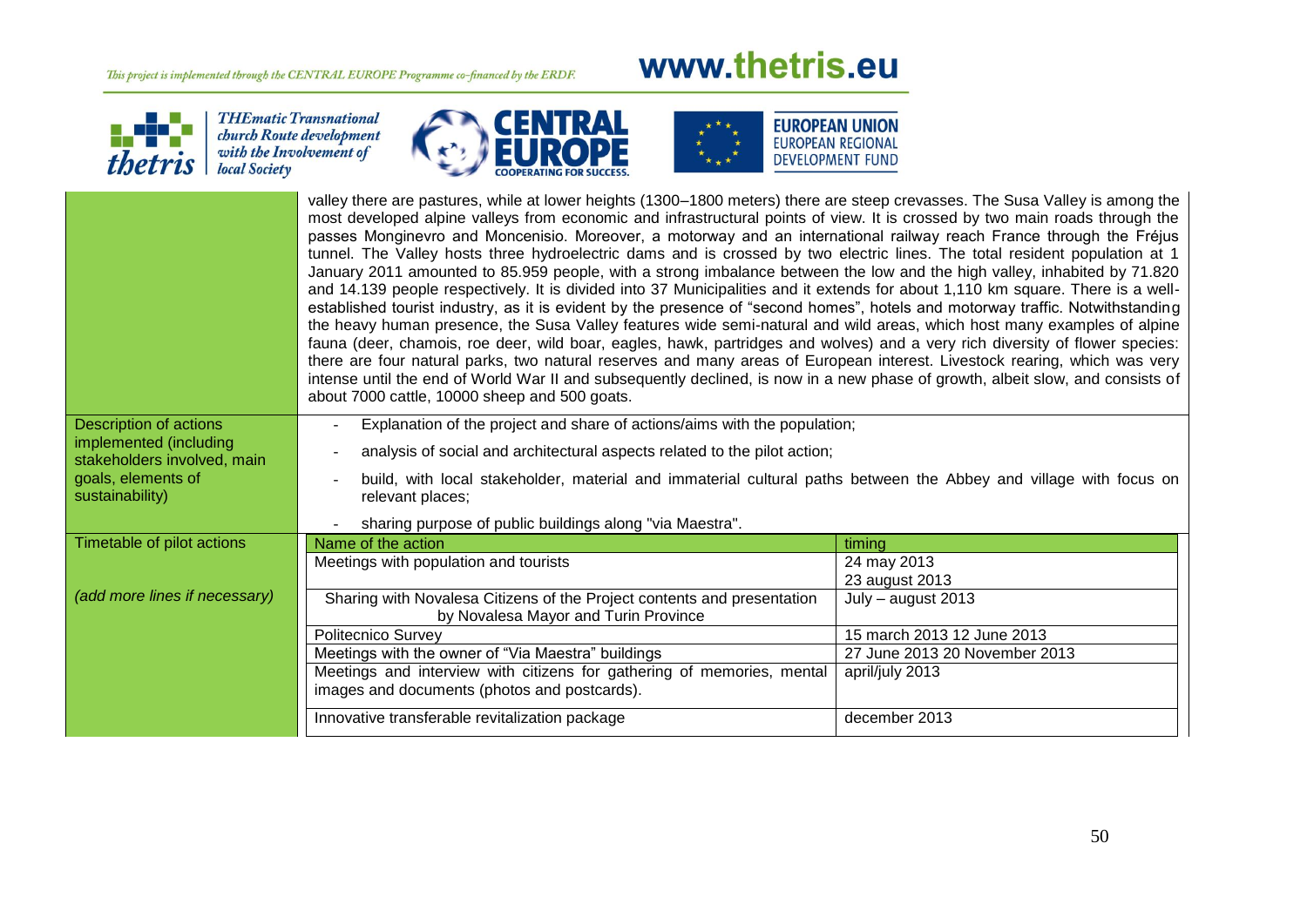| | |
|---|---|
| | valley there are pastures, while at lower heights (1300–1800 meters) there are steep crevasses. The Susa Valley is among the most developed alpine valleys from economic and infrastructural points of view. It is crossed by two main roads through the passes Monginevro and Moncenisio. Moreover, a motorway and an international railway reach France through the Fréjus tunnel. The Valley hosts three hydroelectric dams and is crossed by two electric lines. The total resident population at 1 January 2011 amounted to 85.959 people, with a strong imbalance between the low and the high valley, inhabited by 71.820 and 14.139 people respectively. It is divided into 37 Municipalities and it extends for about 1,110 km square. There is a well-established tourist industry, as it is evident by the presence of "second homes", hotels and motorway traffic. Notwithstanding the heavy human presence, the Susa Valley features wide semi-natural and wild areas, which host many examples of alpine fauna (deer, chamois, roe deer, wild boar, eagles, hawk, partridges and wolves) and a very rich diversity of flower species: there are four natural parks, two natural reserves and many areas of European interest. Livestock rearing, which was very intense until the end of World War II and subsequently declined, is now in a new phase of growth, albeit slow, and consists of about 7000 cattle, 10000 sheep and 500 goats. |
| Description of actions implemented (including stakeholders involved, main goals, elements of sustainability) | - Explanation of the project and share of actions/aims with the population;<br>- analysis of social and architectural aspects related to the pilot action;<br>- build, with local stakeholder, material and immaterial cultural paths between the Abbey and village with focus on relevant places;<br>- sharing purpose of public buildings along "via Maestra". |

| Timetable of pilot actions<br><br>*(add more lines if necessary)* | Name of the action | timing |
|---|---|---|
| | Meetings with population and tourists | 24 may 2013<br>23 august 2013 |
| | Sharing with Novalesa Citizens of the Project contents and presentation by Novalesa Mayor and Turin Province | July – august 2013 |
| | Politecnico Survey | 15 march 2013 12 June 2013 |
| | Meetings with the owner of "Via Maestra" buildings | 27 June 2013 20 November 2013 |
| | Meetings and interview with citizens for gathering of memories, mental images and documents (photos and postcards). | april/july 2013 |
| | Innovative transferable revitalization package | december 2013 |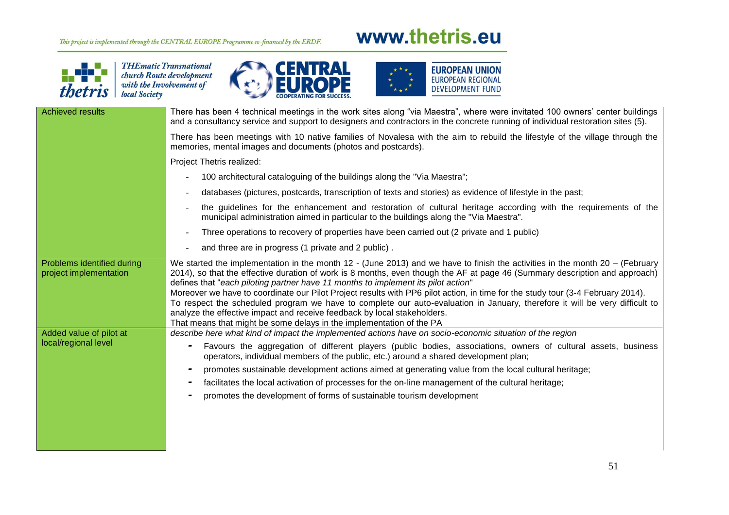| | |
|---|---|
| Achieved results | There has been 4 technical meetings in the work sites along "via Maestra", where were invitated 100 owners' center buildings and a consultancy service and support to designers and contractors in the concrete running of individual restoration sites (5).<br><br>There has been meetings with 10 native families of Novalesa with the aim to rebuild the lifestyle of the village through the memories, mental images and documents (photos and postcards).<br><br>Project Thetris realized:<br><br>- 100 architectural cataloguing of the buildings along the "Via Maestra";<br>- databases (pictures, postcards, transcription of texts and stories) as evidence of lifestyle in the past;<br>- the guidelines for the enhancement and restoration of cultural heritage according with the requirements of the municipal administration aimed in particular to the buildings along the "Via Maestra".<br>- Three operations to recovery of properties have been carried out (2 private and 1 public)<br>- and three are in progress (1 private and 2 public) . |
| Problems identified during project implementation | We started the implementation in the month 12 - (June 2013) and we have to finish the activities in the month 20 – (February 2014), so that the effective duration of work is 8 months, even though the AF at page 46 (Summary description and approach) defines that "*each piloting partner have 11 months to implement its pilot action*"<br>Moreover we have to coordinate our Pilot Project results with PP6 pilot action, in time for the study tour (3-4 February 2014).<br>To respect the scheduled program we have to complete our auto-evaluation in January, therefore it will be very difficult to analyze the effective impact and receive feedback by local stakeholders.<br>That means that might be some delays in the implementation of the PA |
| Added value of pilot at local/regional level | *describe here what kind of impact the implemented actions have on socio-economic situation of the region*<br><br>- Favours the aggregation of different players (public bodies, associations, owners of cultural assets, business operators, individual members of the public, etc.) around a shared development plan;<br>- promotes sustainable development actions aimed at generating value from the local cultural heritage;<br>- facilitates the local activation of processes for the on-line management of the cultural heritage;<br>- promotes the development of forms of sustainable tourism development |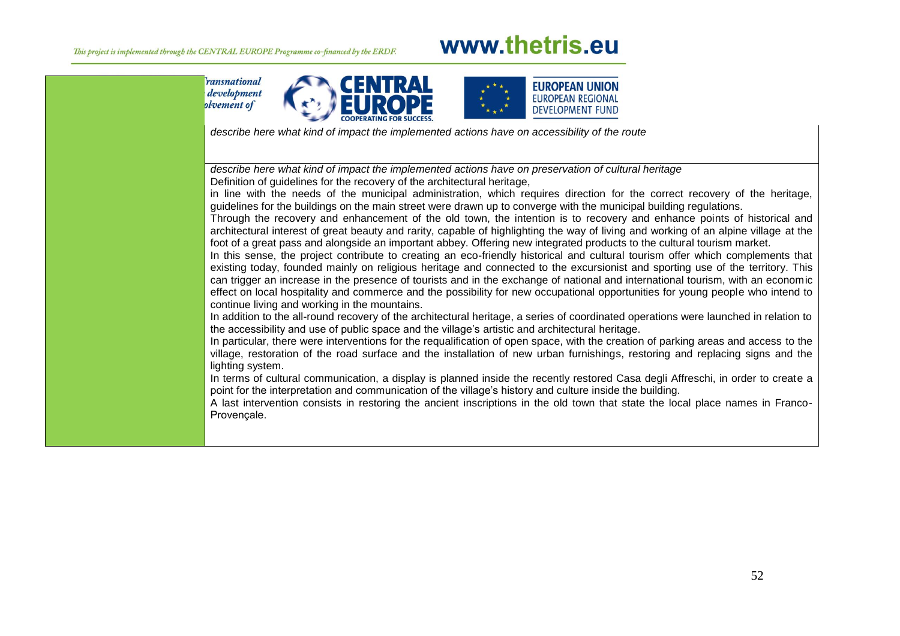| | |
|---|---|
| *Transnational development involvement of* | *describe here what kind of impact the implemented actions have on accessibility of the route* |
| | *describe here what kind of impact the implemented actions have on preservation of cultural heritage*<br>Definition of guidelines for the recovery of the architectural heritage,<br>in line with the needs of the municipal administration, which requires direction for the correct recovery of the heritage, guidelines for the buildings on the main street were drawn up to converge with the municipal building regulations.<br>Through the recovery and enhancement of the old town, the intention is to recovery and enhance points of historical and architectural interest of great beauty and rarity, capable of highlighting the way of living and working of an alpine village at the foot of a great pass and alongside an important abbey. Offering new integrated products to the cultural tourism market.<br>In this sense, the project contribute to creating an eco-friendly historical and cultural tourism offer which complements that existing today, founded mainly on religious heritage and connected to the excursionist and sporting use of the territory. This can trigger an increase in the presence of tourists and in the exchange of national and international tourism, with an economic effect on local hospitality and commerce and the possibility for new occupational opportunities for young people who intend to continue living and working in the mountains.<br>In addition to the all-round recovery of the architectural heritage, a series of coordinated operations were launched in relation to the accessibility and use of public space and the village's artistic and architectural heritage.<br>In particular, there were interventions for the requalification of open space, with the creation of parking areas and access to the village, restoration of the road surface and the installation of new urban furnishings, restoring and replacing signs and the lighting system.<br>In terms of cultural communication, a display is planned inside the recently restored Casa degli Affreschi, in order to create a point for the interpretation and communication of the village's history and culture inside the building.<br>A last intervention consists in restoring the ancient inscriptions in the old town that state the local place names in Franco-Provençale. |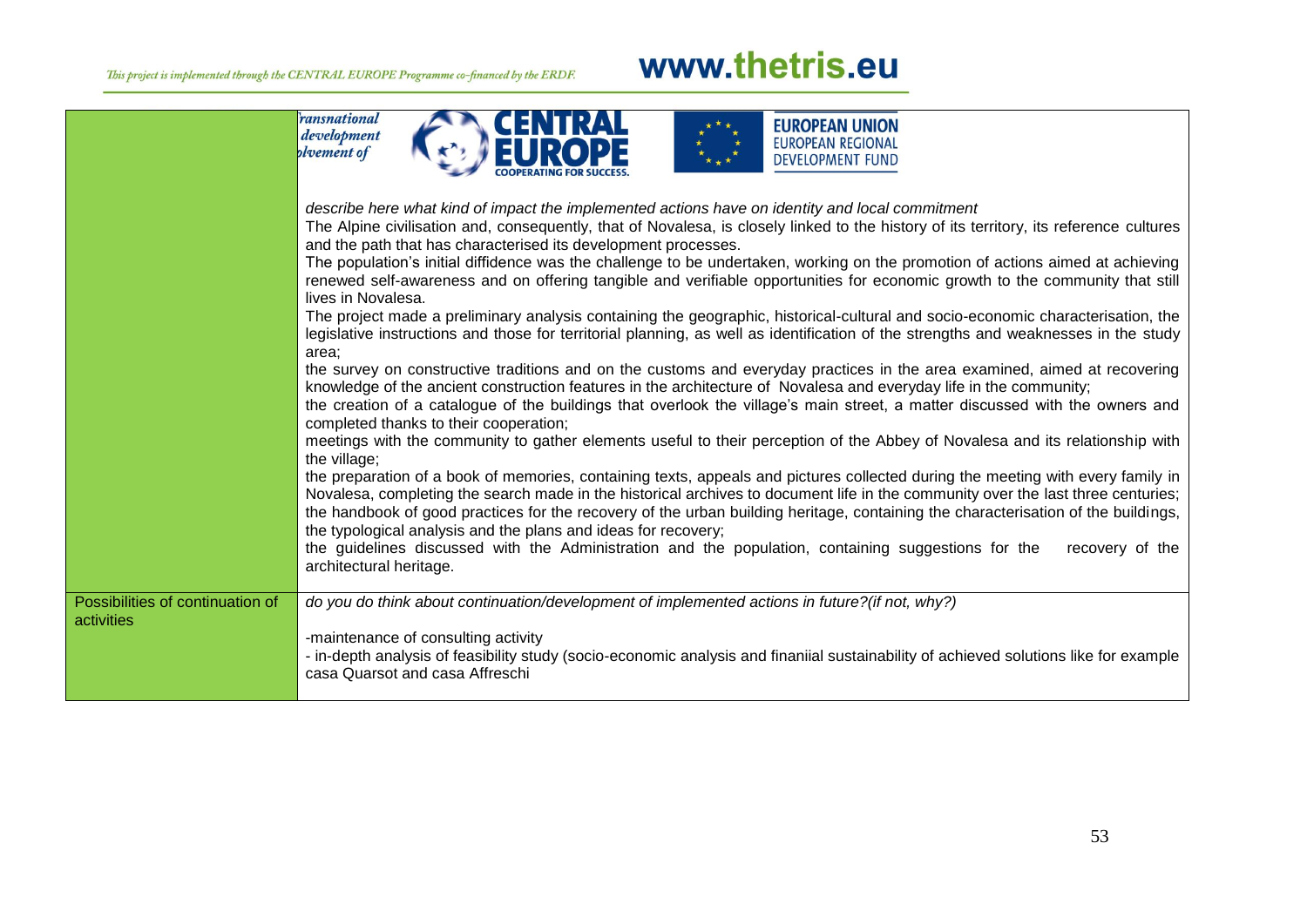| | |
|---|---|
| | *describe here what kind of impact the implemented actions have on identity and local commitment*<br>The Alpine civilisation and, consequently, that of Novalesa, is closely linked to the history of its territory, its reference cultures and the path that has characterised its development processes.<br>The population's initial diffidence was the challenge to be undertaken, working on the promotion of actions aimed at achieving renewed self-awareness and on offering tangible and verifiable opportunities for economic growth to the community that still lives in Novalesa.<br>The project made a preliminary analysis containing the geographic, historical-cultural and socio-economic characterisation, the legislative instructions and those for territorial planning, as well as identification of the strengths and weaknesses in the study area;<br>the survey on constructive traditions and on the customs and everyday practices in the area examined, aimed at recovering knowledge of the ancient construction features in the architecture of Novalesa and everyday life in the community;<br>the creation of a catalogue of the buildings that overlook the village's main street, a matter discussed with the owners and completed thanks to their cooperation;<br>meetings with the community to gather elements useful to their perception of the Abbey of Novalesa and its relationship with the village;<br>the preparation of a book of memories, containing texts, appeals and pictures collected during the meeting with every family in Novalesa, completing the search made in the historical archives to document life in the community over the last three centuries;<br>the handbook of good practices for the recovery of the urban building heritage, containing the characterisation of the buildings, the typological analysis and the plans and ideas for recovery;<br>the guidelines discussed with the Administration and the population, containing suggestions for the recovery of the architectural heritage. |
| Possibilities of continuation of activities | *do you do think about continuation/development of implemented actions in future?(if not, why?)*<br><br>-maintenance of consulting activity<br>- in-depth analysis of feasibility study (socio-economic analysis and finaniial sustainability of achieved solutions like for example casa Quarsot and casa Affreschi |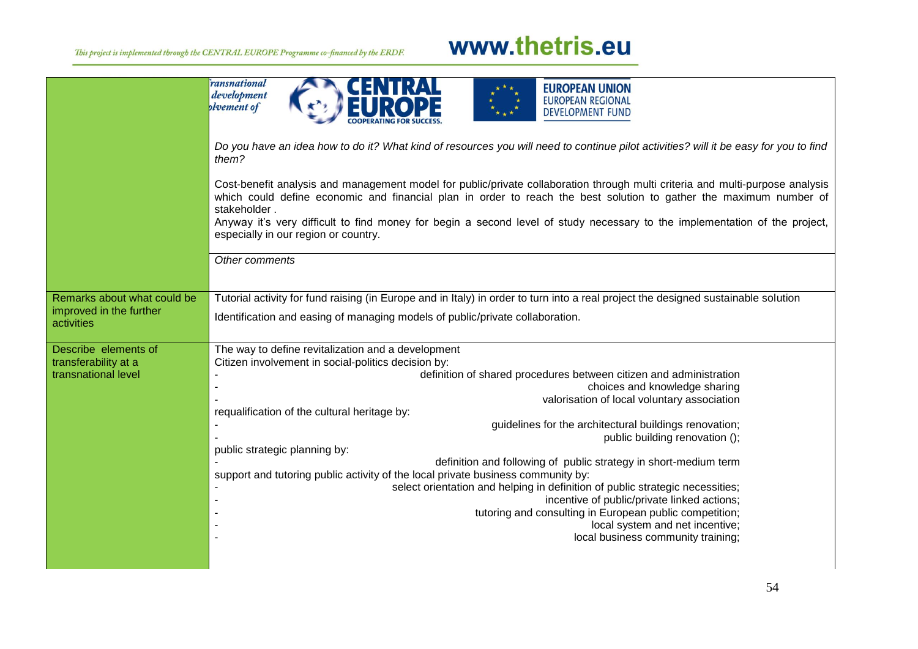| | |
|---|---|
| | *ransnational development olvement of* CENTRAL EUROPE COOPERATING FOR SUCCESS. EUROPEAN UNION EUROPEAN REGIONAL DEVELOPMENT FUND<br><br>*Do you have an idea how to do it? What kind of resources you will need to continue pilot activities? will it be easy for you to find them?*<br><br>Cost-benefit analysis and management model for public/private collaboration through multi criteria and multi-purpose analysis which could define economic and financial plan in order to reach the best solution to gather the maximum number of stakeholder .<br>Anyway it's very difficult to find money for begin a second level of study necessary to the implementation of the project, especially in our region or country. |
| | *Other comments* |
| Remarks about what could be improved in the further activities | Tutorial activity for fund raising (in Europe and in Italy) in order to turn into a real project the designed sustainable solution<br>Identification and easing of managing models of public/private collaboration. |
| Describe elements of transferability at a transnational level | The way to define revitalization and a development<br>Citizen involvement in social-politics decision by:<br>- definition of shared procedures between citizen and administration<br>- choices and knowledge sharing<br>- valorisation of local voluntary association<br>requalification of the cultural heritage by:<br>- guidelines for the architectural buildings renovation;<br>- public building renovation ();<br>public strategic planning by:<br>- definition and following of public strategy in short-medium term<br>support and tutoring public activity of the local private business community by:<br>- select orientation and helping in definition of public strategic necessities;<br>- incentive of public/private linked actions;<br>- tutoring and consulting in European public competition;<br>- local system and net incentive;<br>- local business community training; |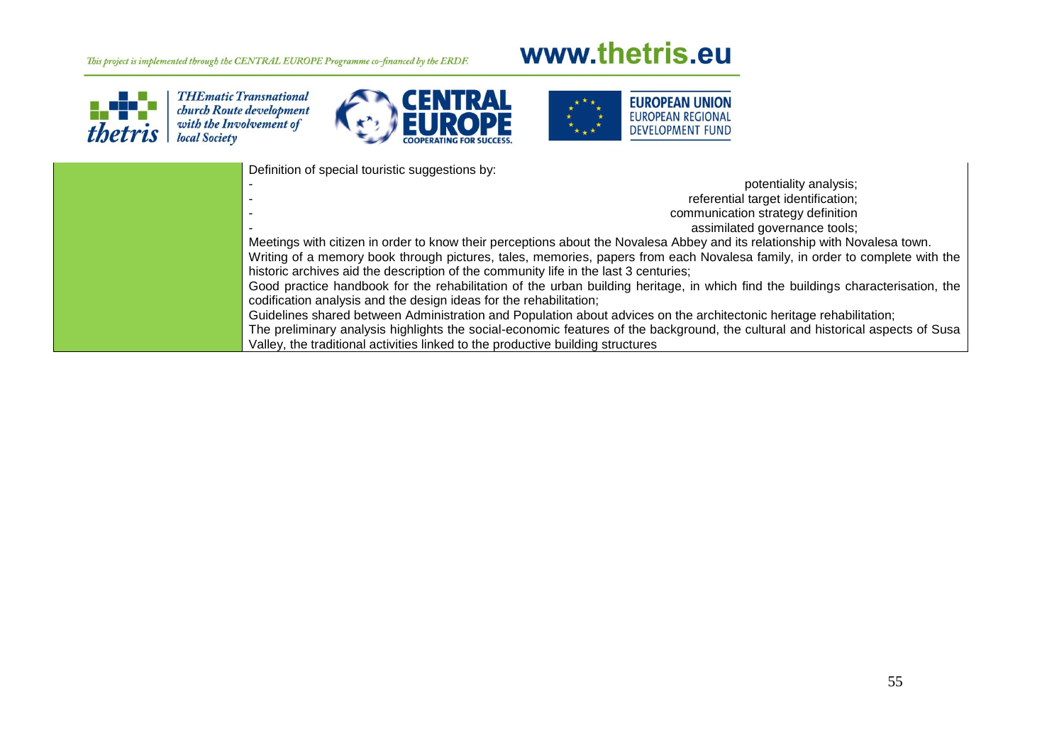| | |
|---|---|
| | Definition of special touristic suggestions by:<br>- potentiality analysis;<br>- referential target identification;<br>- communication strategy definition<br>- assimilated governance tools;<br>Meetings with citizen in order to know their perceptions about the Novalesa Abbey and its relationship with Novalesa town.<br>Writing of a memory book through pictures, tales, memories, papers from each Novalesa family, in order to complete with the historic archives aid the description of the community life in the last 3 centuries;<br>Good practice handbook for the rehabilitation of the urban building heritage, in which find the buildings characterisation, the codification analysis and the design ideas for the rehabilitation;<br>Guidelines shared between Administration and Population about advices on the architectonic heritage rehabilitation;<br>The preliminary analysis highlights the social-economic features of the background, the cultural and historical aspects of Susa Valley, the traditional activities linked to the productive building structures |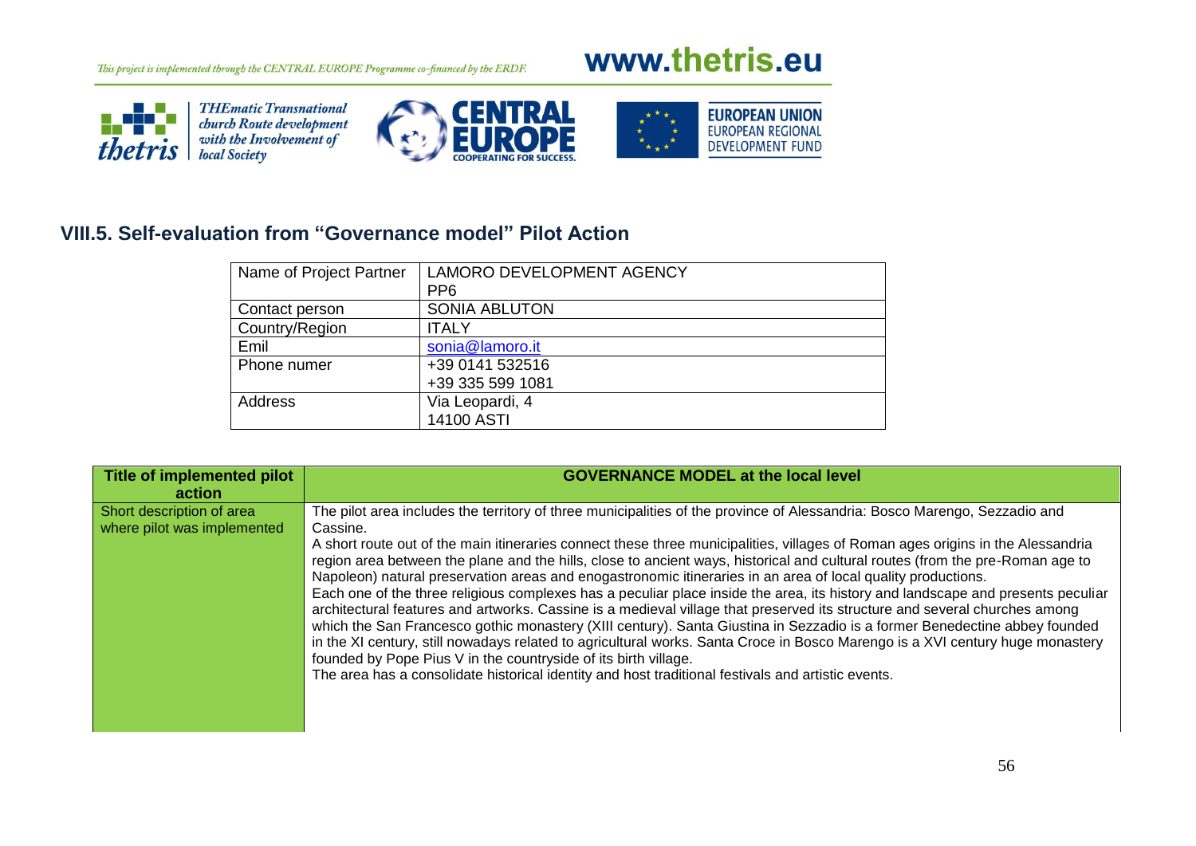## VIII.5. Self-evaluation from "Governance model" Pilot Action

| | |
|---|---|
| Name of Project Partner | LAMORO DEVELOPMENT AGENCY<br>PP6 |
| Contact person | SONIA ABLUTON |
| Country/Region | ITALY |
| Emil | sonia@lamoro.it |
| Phone numer | +39 0141 532516<br>+39 335 599 1081 |
| Address | Via Leopardi, 4<br>14100 ASTI |

| Title of implemented pilot action | GOVERNANCE MODEL at the local level |
|---|---|
| Short description of area where pilot was implemented | The pilot area includes the territory of three municipalities of the province of Alessandria: Bosco Marengo, Sezzadio and Cassine.<br>A short route out of the main itineraries connect these three municipalities, villages of Roman ages origins in the Alessandria region area between the plane and the hills, close to ancient ways, historical and cultural routes (from the pre-Roman age to Napoleon) natural preservation areas and enogastronomic itineraries in an area of local quality productions.<br>Each one of the three religious complexes has a peculiar place inside the area, its history and landscape and presents peculiar architectural features and artworks. Cassine is a medieval village that preserved its structure and several churches among which the San Francesco gothic monastery (XIII century). Santa Giustina in Sezzadio is a former Benedectine abbey founded in the XI century, still nowadays related to agricultural works. Santa Croce in Bosco Marengo is a XVI century huge monastery founded by Pope Pius V in the countryside of its birth village.<br>The area has a consolidate historical identity and host traditional festivals and artistic events. |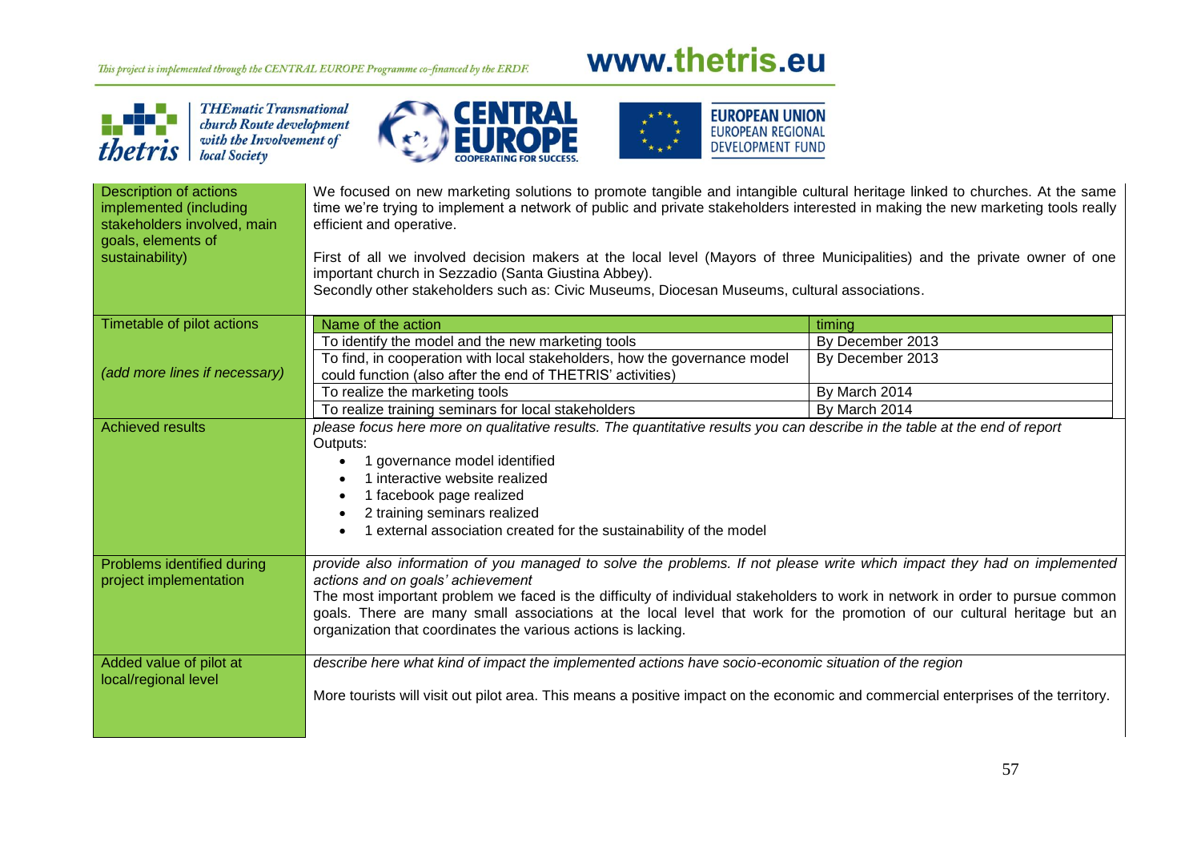| Description of actions implemented (including stakeholders involved, main goals, elements of sustainability) | We focused on new marketing solutions to promote tangible and intangible cultural heritage linked to churches. At the same time we're trying to implement a network of public and private stakeholders interested in making the new marketing tools really efficient and operative.<br><br>First of all we involved decision makers at the local level (Mayors of three Municipalities) and the private owner of one important church in Sezzadio (Santa Giustina Abbey).<br>Secondly other stakeholders such as: Civic Museums, Diocesan Museums, cultural associations. |
|---|---|

| Timetable of pilot actions<br><br>*(add more lines if necessary)* | Name of the action | timing |
|---|---|---|
| | To identify the model and the new marketing tools | By December 2013 |
| | To find, in cooperation with local stakeholders, how the governance model could function (also after the end of THETRIS' activities) | By December 2013 |
| | To realize the marketing tools | By March 2014 |
| | To realize training seminars for local stakeholders | By March 2014 |

| Achieved results | *please focus here more on qualitative results. The quantitative results you can describe in the table at the end of report*<br>Outputs:<br>• 1 governance model identified<br>• 1 interactive website realized<br>• 1 facebook page realized<br>• 2 training seminars realized<br>• 1 external association created for the sustainability of the model |
|---|---|
| Problems identified during project implementation | *provide also information of you managed to solve the problems. If not please write which impact they had on implemented actions and on goals' achievement*<br>The most important problem we faced is the difficulty of individual stakeholders to work in network in order to pursue common goals. There are many small associations at the local level that work for the promotion of our cultural heritage but an organization that coordinates the various actions is lacking. |
| Added value of pilot at local/regional level | *describe here what kind of impact the implemented actions have socio-economic situation of the region*<br><br>More tourists will visit out pilot area. This means a positive impact on the economic and commercial enterprises of the territory. |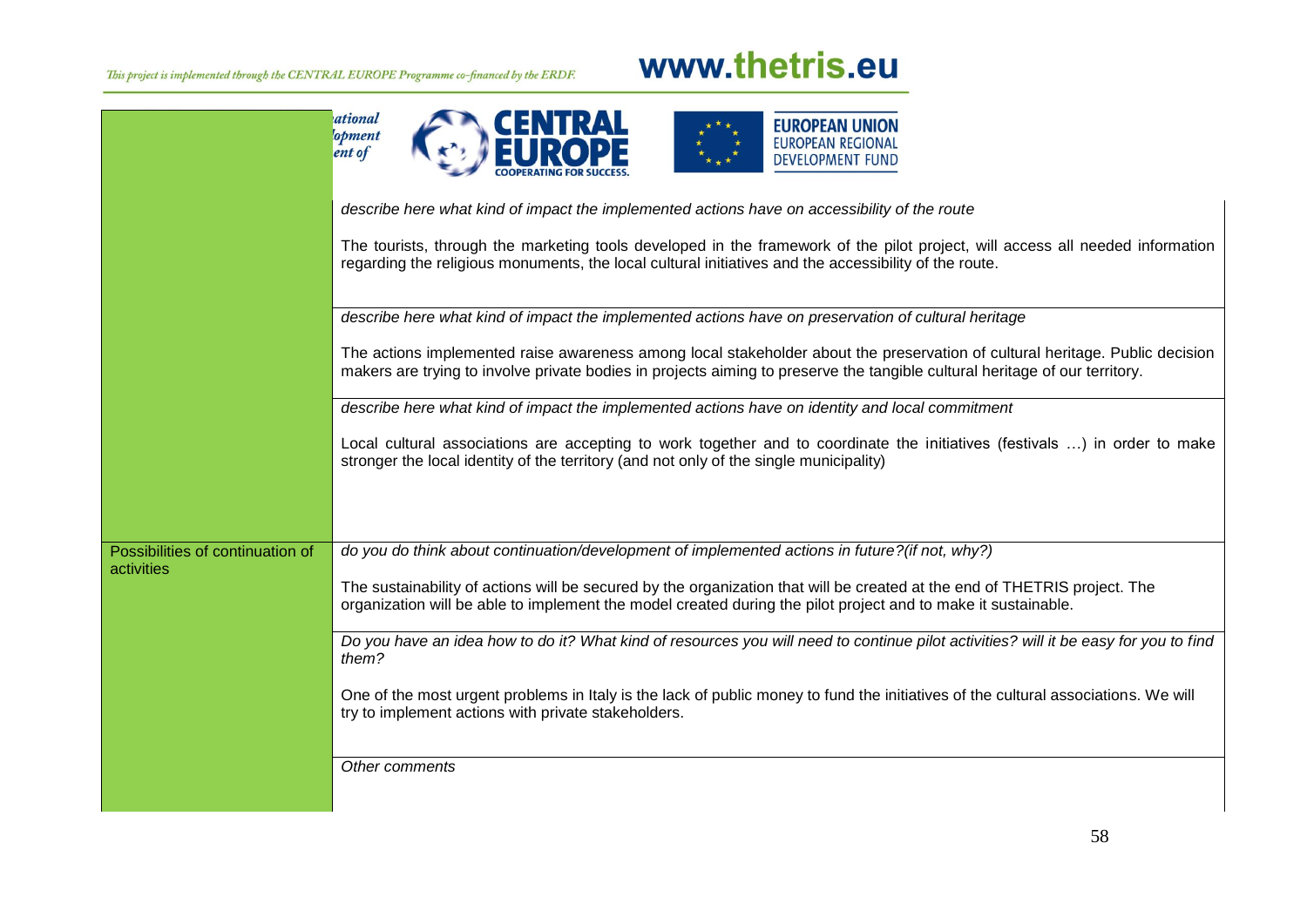| | |
|---|---|
| | *describe here what kind of impact the implemented actions have on accessibility of the route*<br><br>The tourists, through the marketing tools developed in the framework of the pilot project, will access all needed information regarding the religious monuments, the local cultural initiatives and the accessibility of the route. |
| | *describe here what kind of impact the implemented actions have on preservation of cultural heritage*<br><br>The actions implemented raise awareness among local stakeholder about the preservation of cultural heritage. Public decision makers are trying to involve private bodies in projects aiming to preserve the tangible cultural heritage of our territory. |
| | *describe here what kind of impact the implemented actions have on identity and local commitment*<br><br>Local cultural associations are accepting to work together and to coordinate the initiatives (festivals …) in order to make stronger the local identity of the territory (and not only of the single municipality) |
| Possibilities of continuation of activities | *do you do think about continuation/development of implemented actions in future?(if not, why?)*<br><br>The sustainability of actions will be secured by the organization that will be created at the end of THETRIS project. The organization will be able to implement the model created during the pilot project and to make it sustainable. |
| | *Do you have an idea how to do it? What kind of resources you will need to continue pilot activities? will it be easy for you to find them?*<br><br>One of the most urgent problems in Italy is the lack of public money to fund the initiatives of the cultural associations. We will try to implement actions with private stakeholders. |
| | *Other comments* |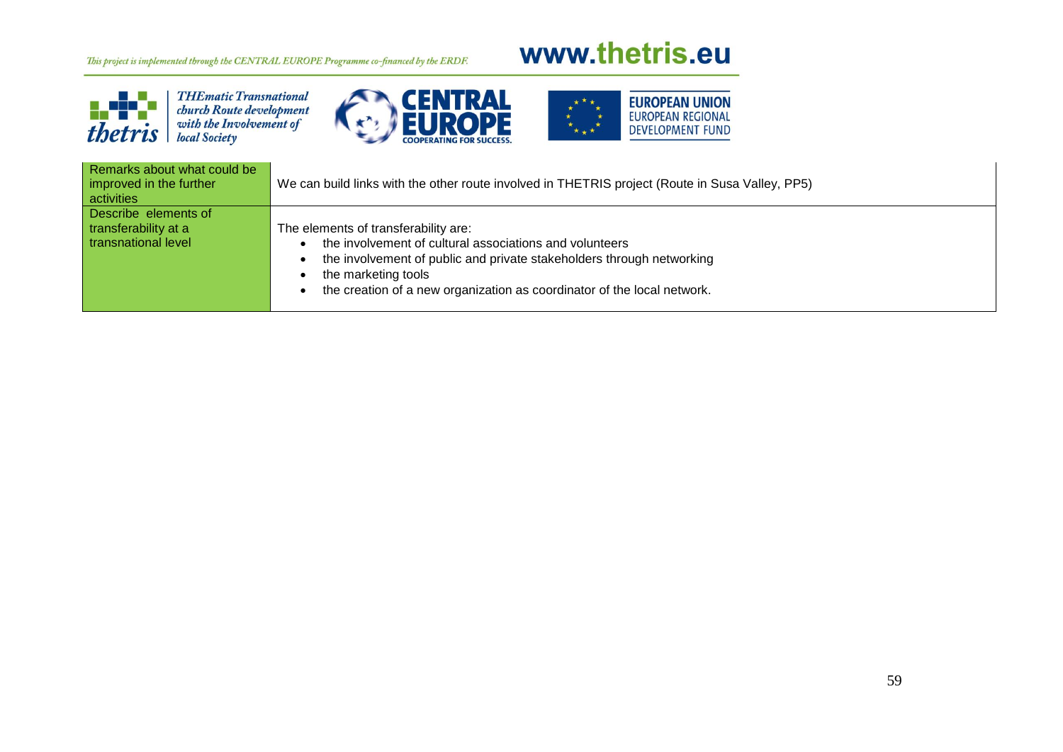| | |
|---|---|
| Remarks about what could be improved in the further activities | We can build links with the other route involved in THETRIS project (Route in Susa Valley, PP5) |
| Describe elements of transferability at a transnational level | The elements of transferability are:<br>• the involvement of cultural associations and volunteers<br>• the involvement of public and private stakeholders through networking<br>• the marketing tools<br>• the creation of a new organization as coordinator of the local network. |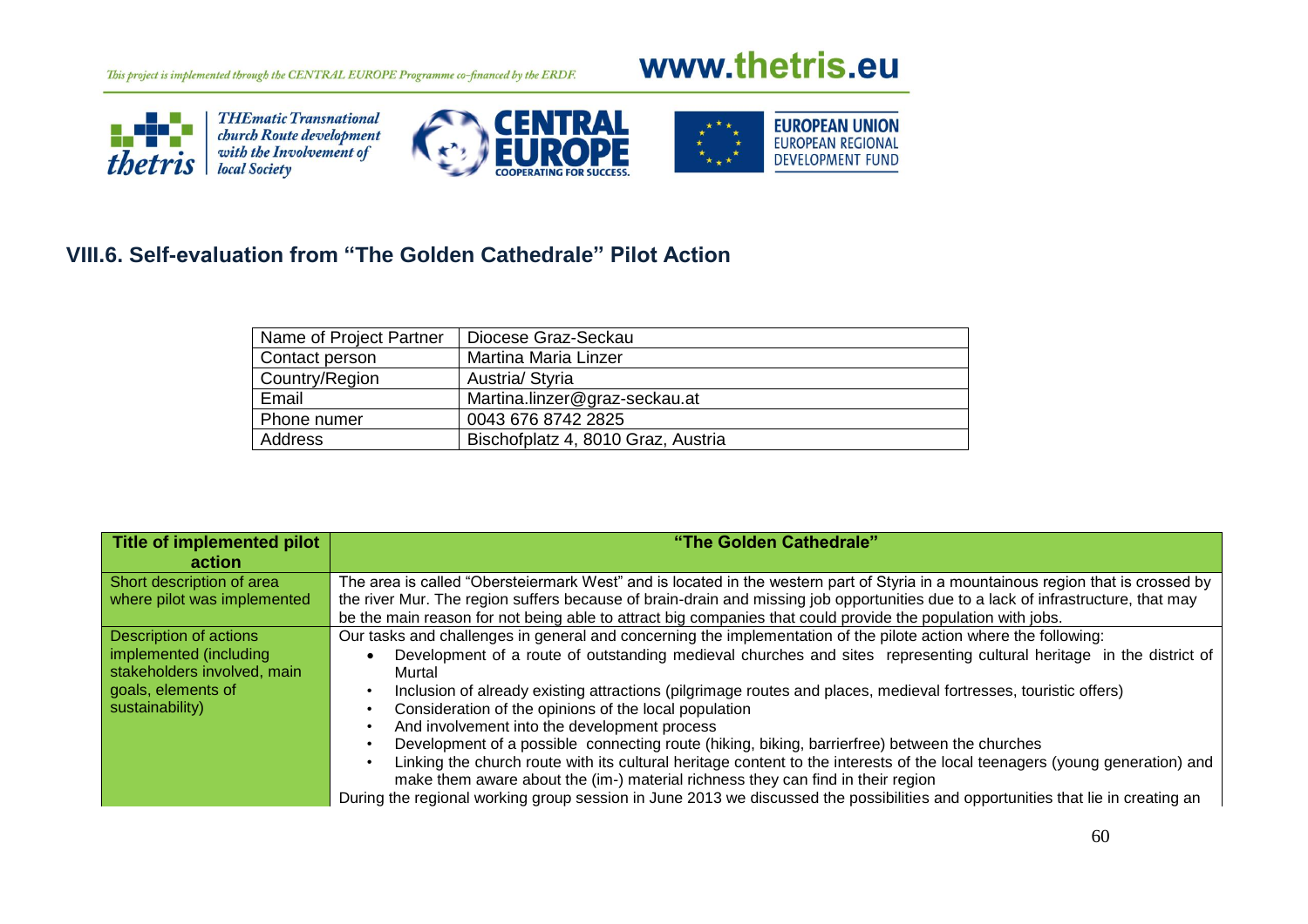## VIII.6. Self-evaluation from "The Golden Cathedrale" Pilot Action

| | |
|---|---|
| Name of Project Partner | Diocese Graz-Seckau |
| Contact person | Martina Maria Linzer |
| Country/Region | Austria/ Styria |
| Email | Martina.linzer@graz-seckau.at |
| Phone numer | 0043 676 8742 2825 |
| Address | Bischofplatz 4, 8010 Graz, Austria |

| Title of implemented pilot action | "The Golden Cathedrale" |
|---|---|
| Short description of area where pilot was implemented | The area is called "Obersteiermark West" and is located in the western part of Styria in a mountainous region that is crossed by the river Mur. The region suffers because of brain-drain and missing job opportunities due to a lack of infrastructure, that may be the main reason for not being able to attract big companies that could provide the population with jobs. |
| Description of actions implemented (including stakeholders involved, main goals, elements of sustainability) | Our tasks and challenges in general and concerning the implementation of the pilote action where the following:<br>• Development of a route of outstanding medieval churches and sites representing cultural heritage in the district of Murtal<br>• Inclusion of already existing attractions (pilgrimage routes and places, medieval fortresses, touristic offers)<br>• Consideration of the opinions of the local population<br>• And involvement into the development process<br>• Development of a possible connecting route (hiking, biking, barrierfree) between the churches<br>• Linking the church route with its cultural heritage content to the interests of the local teenagers (young generation) and make them aware about the (im-) material richness they can find in their region<br>During the regional working group session in June 2013 we discussed the possibilities and opportunities that lie in creating an |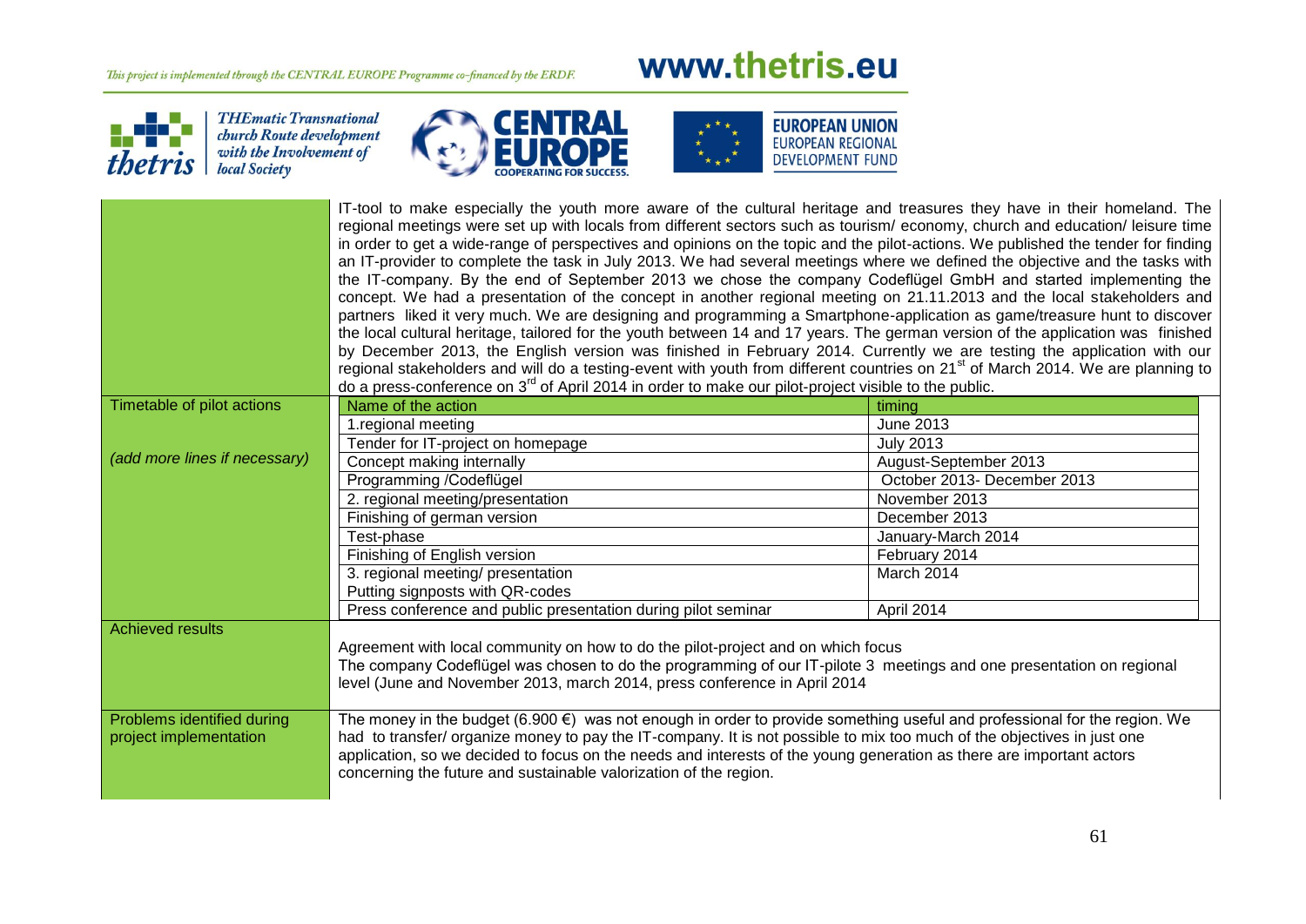| | |
|---|---|
| | IT-tool to make especially the youth more aware of the cultural heritage and treasures they have in their homeland. The regional meetings were set up with locals from different sectors such as tourism/ economy, church and education/ leisure time in order to get a wide-range of perspectives and opinions on the topic and the pilot-actions. We published the tender for finding an IT-provider to complete the task in July 2013. We had several meetings where we defined the objective and the tasks with the IT-company. By the end of September 2013 we chose the company Codeflügel GmbH and started implementing the concept. We had a presentation of the concept in another regional meeting on 21.11.2013 and the local stakeholders and partners liked it very much. We are designing and programming a Smartphone-application as game/treasure hunt to discover the local cultural heritage, tailored for the youth between 14 and 17 years. The german version of the application was finished by December 2013, the English version was finished in February 2014. Currently we are testing the application with our regional stakeholders and will do a testing-event with youth from different countries on 21st of March 2014. We are planning to do a press-conference on 3rd of April 2014 in order to make our pilot-project visible to the public. |

| Timetable of pilot actions *(add more lines if necessary)* | Name of the action | timing |
|---|---|---|
| | 1.regional meeting | June 2013 |
| | Tender for IT-project on homepage | July 2013 |
| | Concept making internally | August-September 2013 |
| | Programming /Codeflügel | October 2013- December 2013 |
| | 2. regional meeting/presentation | November 2013 |
| | Finishing of german version | December 2013 |
| | Test-phase | January-March 2014 |
| | Finishing of English version | February 2014 |
| | 3. regional meeting/ presentation<br>Putting signposts with QR-codes | March 2014 |
| | Press conference and public presentation during pilot seminar | April 2014 |

| | |
|---|---|
| Achieved results | Agreement with local community on how to do the pilot-project and on which focus<br>The company Codeflügel was chosen to do the programming of our IT-pilote 3 meetings and one presentation on regional level (June and November 2013, march 2014, press conference in April 2014 |
| Problems identified during project implementation | The money in the budget (6.900 €) was not enough in order to provide something useful and professional for the region. We had to transfer/ organize money to pay the IT-company. It is not possible to mix too much of the objectives in just one application, so we decided to focus on the needs and interests of the young generation as there are important actors concerning the future and sustainable valorization of the region. |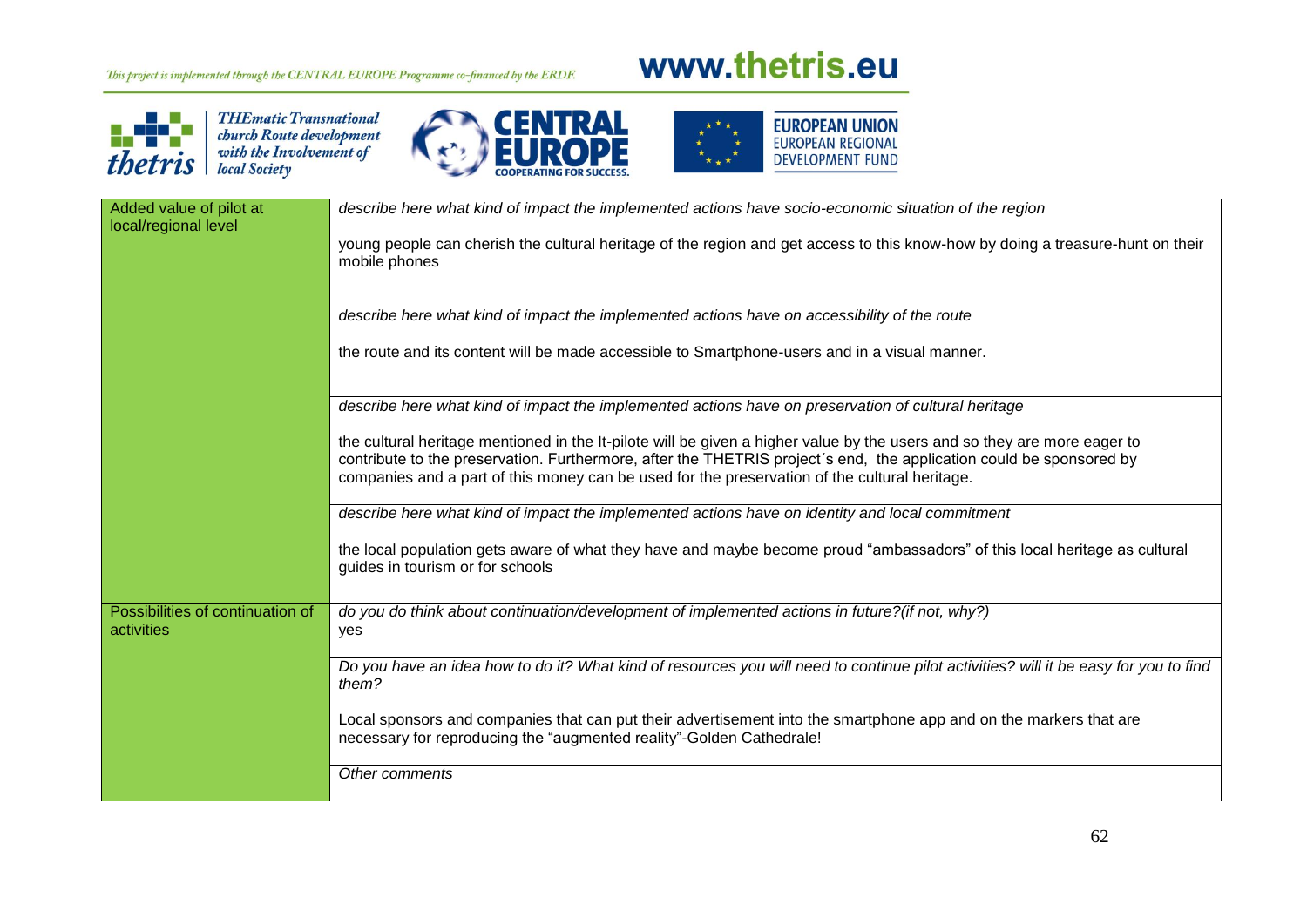| | |
|---|---|
| Added value of pilot at local/regional level | *describe here what kind of impact the implemented actions have socio-economic situation of the region*<br><br>young people can cherish the cultural heritage of the region and get access to this know-how by doing a treasure-hunt on their mobile phones |
| | *describe here what kind of impact the implemented actions have on accessibility of the route*<br><br>the route and its content will be made accessible to Smartphone-users and in a visual manner. |
| | *describe here what kind of impact the implemented actions have on preservation of cultural heritage*<br><br>the cultural heritage mentioned in the It-pilote will be given a higher value by the users and so they are more eager to contribute to the preservation. Furthermore, after the THETRIS project´s end, the application could be sponsored by companies and a part of this money can be used for the preservation of the cultural heritage. |
| | *describe here what kind of impact the implemented actions have on identity and local commitment*<br><br>the local population gets aware of what they have and maybe become proud "ambassadors" of this local heritage as cultural guides in tourism or for schools |
| Possibilities of continuation of activities | *do you do think about continuation/development of implemented actions in future?(if not, why?)*<br>yes |
| | *Do you have an idea how to do it? What kind of resources you will need to continue pilot activities? will it be easy for you to find them?*<br><br>Local sponsors and companies that can put their advertisement into the smartphone app and on the markers that are necessary for reproducing the "augmented reality"-Golden Cathedrale! |
| | *Other comments* |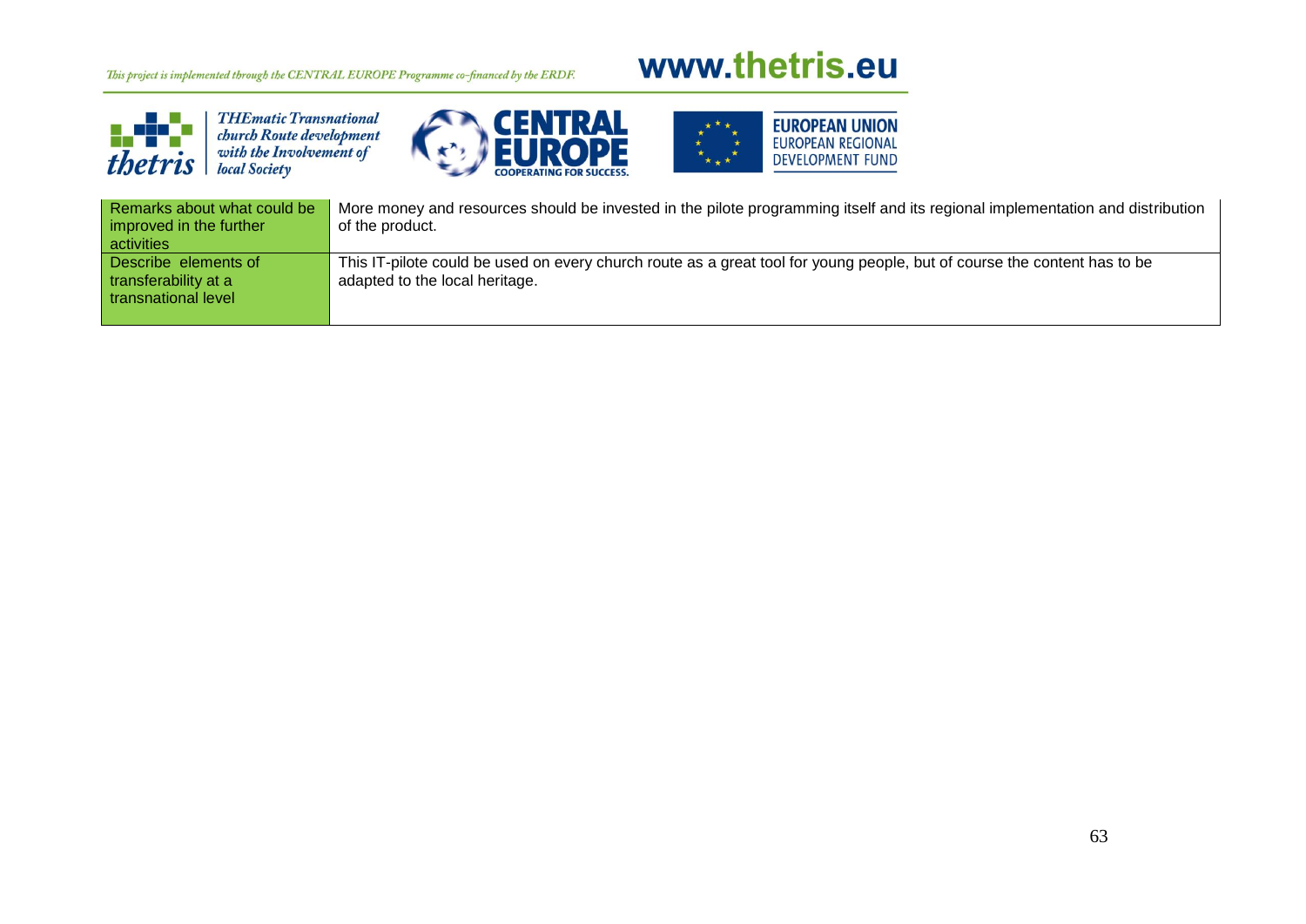| | |
|---|---|
| Remarks about what could be improved in the further activities | More money and resources should be invested in the pilote programming itself and its regional implementation and distribution of the product. |
| Describe elements of transferability at a transnational level | This IT-pilote could be used on every church route as a great tool for young people, but of course the content has to be adapted to the local heritage. |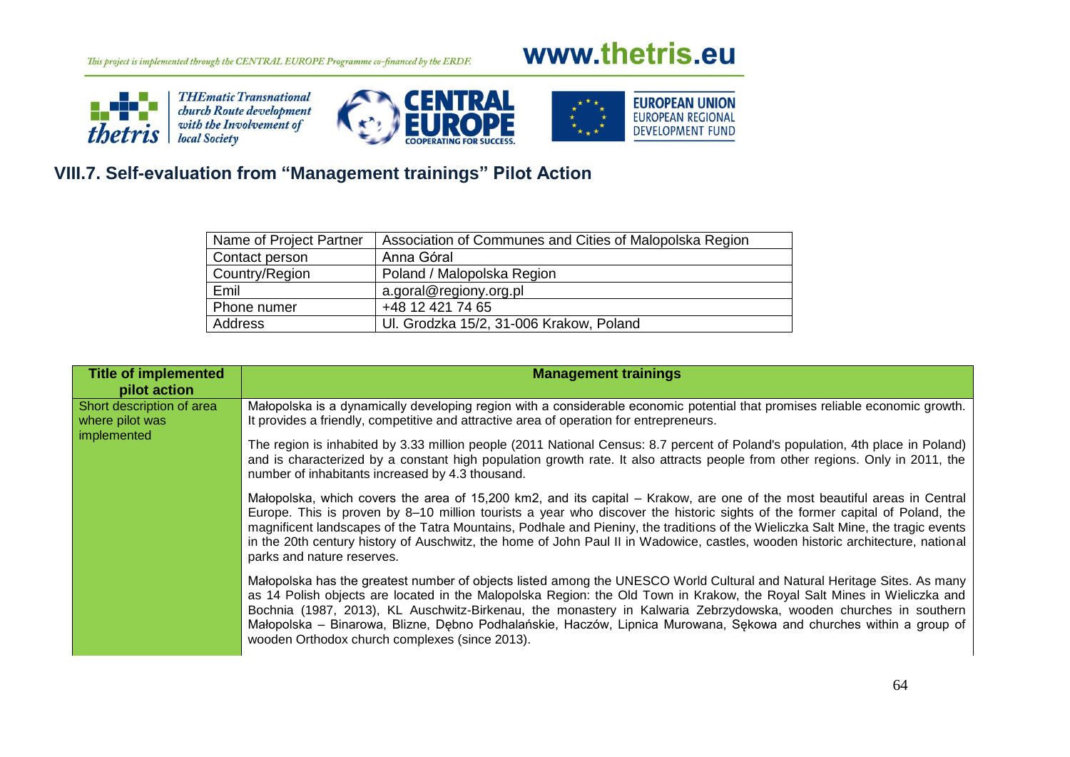## VIII.7. Self-evaluation from "Management trainings" Pilot Action

| | |
|---|---|
| Name of Project Partner | Association of Communes and Cities of Malopolska Region |
| Contact person | Anna Góral |
| Country/Region | Poland / Malopolska Region |
| Emil | a.goral@regiony.org.pl |
| Phone numer | +48 12 421 74 65 |
| Address | Ul. Grodzka 15/2, 31-006 Krakow, Poland |

| Title of implemented pilot action | Management trainings |
|---|---|
| Short description of area where pilot was implemented | Małopolska is a dynamically developing region with a considerable economic potential that promises reliable economic growth. It provides a friendly, competitive and attractive area of operation for entrepreneurs.<br><br>The region is inhabited by 3.33 million people (2011 National Census: 8.7 percent of Poland's population, 4th place in Poland) and is characterized by a constant high population growth rate. It also attracts people from other regions. Only in 2011, the number of inhabitants increased by 4.3 thousand.<br><br>Małopolska, which covers the area of 15,200 km2, and its capital – Krakow, are one of the most beautiful areas in Central Europe. This is proven by 8–10 million tourists a year who discover the historic sights of the former capital of Poland, the magnificent landscapes of the Tatra Mountains, Podhale and Pieniny, the traditions of the Wieliczka Salt Mine, the tragic events in the 20th century history of Auschwitz, the home of John Paul II in Wadowice, castles, wooden historic architecture, national parks and nature reserves.<br><br>Małopolska has the greatest number of objects listed among the UNESCO World Cultural and Natural Heritage Sites. As many as 14 Polish objects are located in the Malopolska Region: the Old Town in Krakow, the Royal Salt Mines in Wieliczka and Bochnia (1987, 2013), KL Auschwitz-Birkenau, the monastery in Kalwaria Zebrzydowska, wooden churches in southern Małopolska – Binarowa, Blizne, Dębno Podhalańskie, Haczów, Lipnica Murowana, Sękowa and churches within a group of wooden Orthodox church complexes (since 2013). |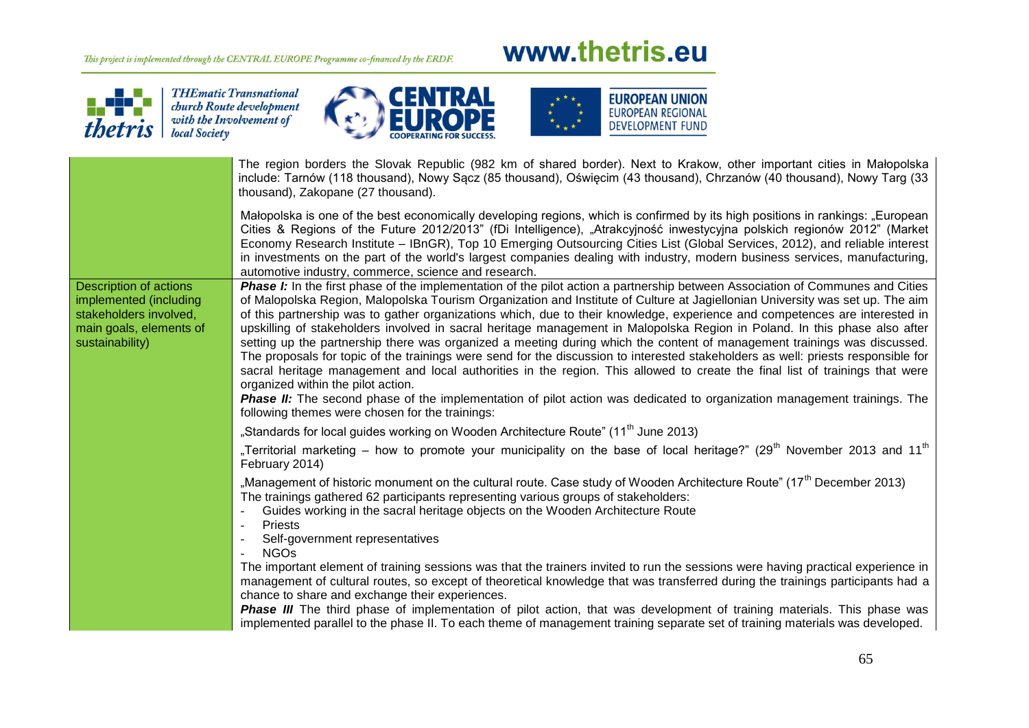| | |
|---|---|
| | The region borders the Slovak Republic (982 km of shared border). Next to Krakow, other important cities in Małopolska include: Tarnów (118 thousand), Nowy Sącz (85 thousand), Oświęcim (43 thousand), Chrzanów (40 thousand), Nowy Targ (33 thousand), Zakopane (27 thousand).<br><br>Małopolska is one of the best economically developing regions, which is confirmed by its high positions in rankings: „European Cities & Regions of the Future 2012/2013" (fDi Intelligence), „Atrakcyjność inwestycyjna polskich regionów 2012" (Market Economy Research Institute – IBnGR), Top 10 Emerging Outsourcing Cities List (Global Services, 2012), and reliable interest in investments on the part of the world's largest companies dealing with industry, modern business services, manufacturing, automotive industry, commerce, science and research. |
| Description of actions implemented (including stakeholders involved, main goals, elements of sustainability) | ***Phase I:*** In the first phase of the implementation of the pilot action a partnership between Association of Communes and Cities of Malopolska Region, Malopolska Tourism Organization and Institute of Culture at Jagiellonian University was set up. The aim of this partnership was to gather organizations which, due to their knowledge, experience and competences are interested in upskilling of stakeholders involved in sacral heritage management in Malopolska Region in Poland. In this phase also after setting up the partnership there was organized a meeting during which the content of management trainings was discussed. The proposals for topic of the trainings were send for the discussion to interested stakeholders as well: priests responsible for sacral heritage management and local authorities in the region. This allowed to create the final list of trainings that were organized within the pilot action.<br>***Phase II:*** The second phase of the implementation of pilot action was dedicated to organization management trainings. The following themes were chosen for the trainings:<br><br>„Standards for local guides working on Wooden Architecture Route" (11th June 2013)<br><br>„Territorial marketing – how to promote your municipality on the base of local heritage?" (29th November 2013 and 11th February 2014)<br><br>„Management of historic monument on the cultural route. Case study of Wooden Architecture Route" (17th December 2013)<br>The trainings gathered 62 participants representing various groups of stakeholders:<br>- Guides working in the sacral heritage objects on the Wooden Architecture Route<br>- Priests<br>- Self-government representatives<br>- NGOs<br>The important element of training sessions was that the trainers invited to run the sessions were having practical experience in management of cultural routes, so except of theoretical knowledge that was transferred during the trainings participants had a chance to share and exchange their experiences.<br>***Phase III*** The third phase of implementation of pilot action, that was development of training materials. This phase was implemented parallel to the phase II. To each theme of management training separate set of training materials was developed. |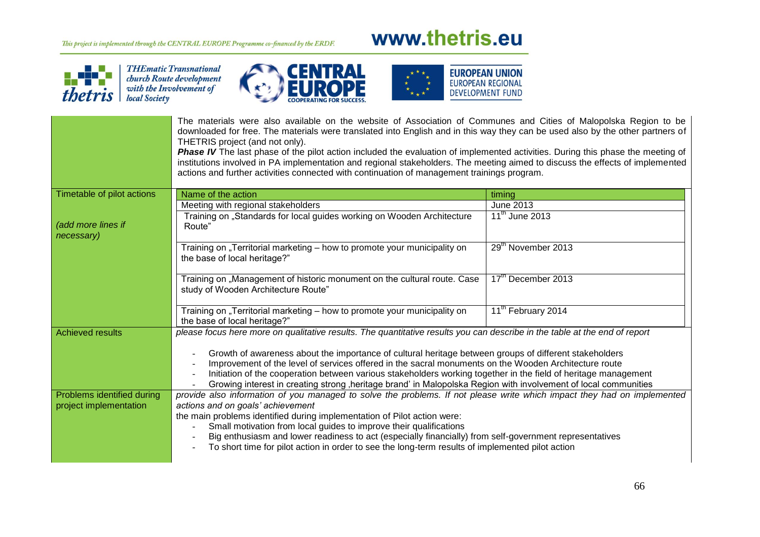| | |
|---|---|
| | The materials were also available on the website of Association of Communes and Cities of Malopolska Region to be downloaded for free. The materials were translated into English and in this way they can be used also by the other partners of THETRIS project (and not only).<br>***Phase IV*** The last phase of the pilot action included the evaluation of implemented activities. During this phase the meeting of institutions involved in PA implementation and regional stakeholders. The meeting aimed to discuss the effects of implemented actions and further activities connected with continuation of management trainings program. |

| Timetable of pilot actions<br><br>*(add more lines if necessary)* | Name of the action | timing |
|---|---|---|
| | Meeting with regional stakeholders | June 2013 |
| | Training on „Standards for local guides working on Wooden Architecture Route" | 11th June 2013 |
| | Training on „Territorial marketing – how to promote your municipality on the base of local heritage?" | 29th November 2013 |
| | Training on „Management of historic monument on the cultural route. Case study of Wooden Architecture Route" | 17th December 2013 |
| | Training on „Territorial marketing – how to promote your municipality on the base of local heritage?" | 11th February 2014 |

| | |
|---|---|
| Achieved results | *please focus here more on qualitative results. The quantitative results you can describe in the table at the end of report*<br><br>- Growth of awareness about the importance of cultural heritage between groups of different stakeholders<br>- Improvement of the level of services offered in the sacral monuments on the Wooden Architecture route<br>- Initiation of the cooperation between various stakeholders working together in the field of heritage management<br>- Growing interest in creating strong ‚heritage brand' in Malopolska Region with involvement of local communities |
| Problems identified during project implementation | *provide also information of you managed to solve the problems. If not please write which impact they had on implemented actions and on goals' achievement*<br>the main problems identified during implementation of Pilot action were:<br>- Small motivation from local guides to improve their qualifications<br>- Big enthusiasm and lower readiness to act (especially financially) from self-government representatives<br>- To short time for pilot action in order to see the long-term results of implemented pilot action |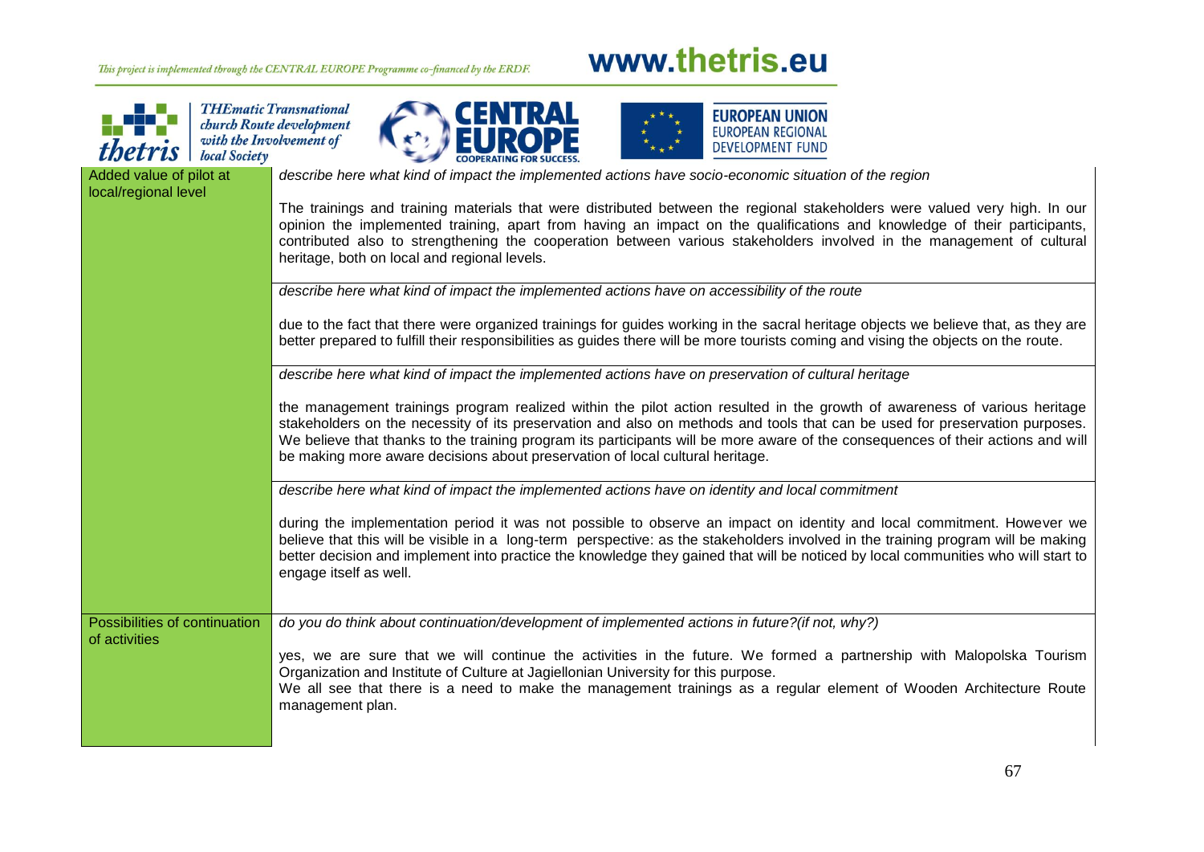| | |
|---|---|
| Added value of pilot at local/regional level | *describe here what kind of impact the implemented actions have socio-economic situation of the region*<br><br>The trainings and training materials that were distributed between the regional stakeholders were valued very high. In our opinion the implemented training, apart from having an impact on the qualifications and knowledge of their participants, contributed also to strengthening the cooperation between various stakeholders involved in the management of cultural heritage, both on local and regional levels. |
| | *describe here what kind of impact the implemented actions have on accessibility of the route*<br><br>due to the fact that there were organized trainings for guides working in the sacral heritage objects we believe that, as they are better prepared to fulfill their responsibilities as guides there will be more tourists coming and vising the objects on the route. |
| | *describe here what kind of impact the implemented actions have on preservation of cultural heritage*<br><br>the management trainings program realized within the pilot action resulted in the growth of awareness of various heritage stakeholders on the necessity of its preservation and also on methods and tools that can be used for preservation purposes. We believe that thanks to the training program its participants will be more aware of the consequences of their actions and will be making more aware decisions about preservation of local cultural heritage. |
| | *describe here what kind of impact the implemented actions have on identity and local commitment*<br><br>during the implementation period it was not possible to observe an impact on identity and local commitment. However we believe that this will be visible in a long-term perspective: as the stakeholders involved in the training program will be making better decision and implement into practice the knowledge they gained that will be noticed by local communities who will start to engage itself as well. |
| Possibilities of continuation of activities | *do you do think about continuation/development of implemented actions in future?(if not, why?)*<br><br>yes, we are sure that we will continue the activities in the future. We formed a partnership with Malopolska Tourism Organization and Institute of Culture at Jagiellonian University for this purpose.<br>We all see that there is a need to make the management trainings as a regular element of Wooden Architecture Route management plan. |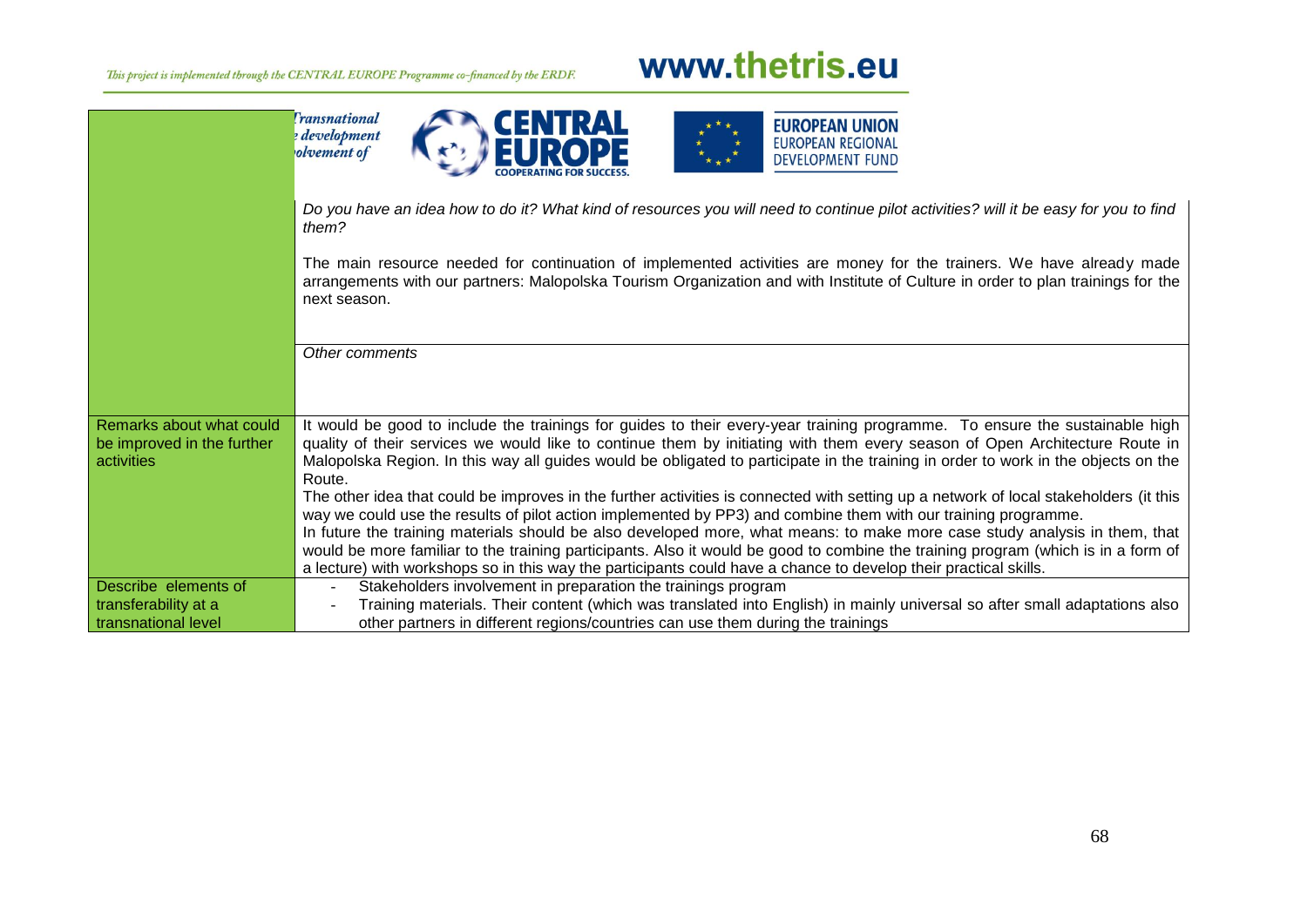| | |
|---|---|
| | *Transnational ... development ... involvement of* |
| | *Do you have an idea how to do it? What kind of resources you will need to continue pilot activities? will it be easy for you to find them?*<br><br>The main resource needed for continuation of implemented activities are money for the trainers. We have already made arrangements with our partners: Malopolska Tourism Organization and with Institute of Culture in order to plan trainings for the next season. |
| | *Other comments* |
| Remarks about what could be improved in the further activities | It would be good to include the trainings for guides to their every-year training programme. To ensure the sustainable high quality of their services we would like to continue them by initiating with them every season of Open Architecture Route in Malopolska Region. In this way all guides would be obligated to participate in the training in order to work in the objects on the Route.<br>The other idea that could be improves in the further activities is connected with setting up a network of local stakeholders (it this way we could use the results of pilot action implemented by PP3) and combine them with our training programme.<br>In future the training materials should be also developed more, what means: to make more case study analysis in them, that would be more familiar to the training participants. Also it would be good to combine the training program (which is in a form of a lecture) with workshops so in this way the participants could have a chance to develop their practical skills. |
| Describe elements of transferability at a transnational level | - Stakeholders involvement in preparation the trainings program<br>- Training materials. Their content (which was translated into English) in mainly universal so after small adaptations also other partners in different regions/countries can use them during the trainings |